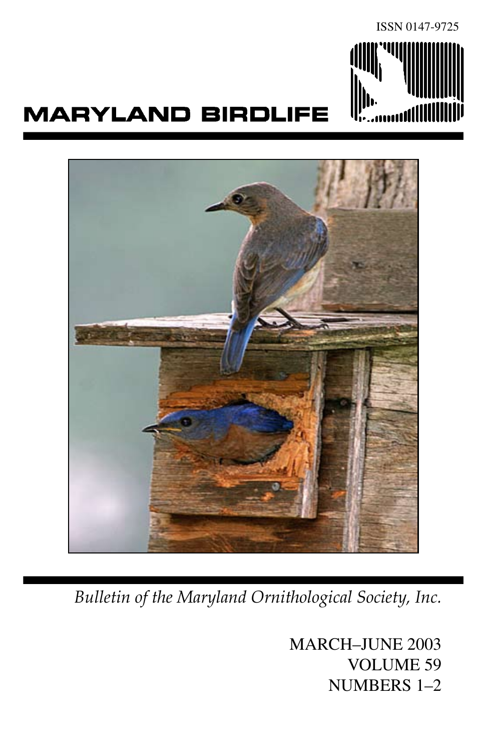ISSN 0147-9725

# MARYLAND BIRDLIFE

*Bulletin of the Maryland Ornithological Society, Inc.*

MARCH–JUNE 2003
VOLUME 59
NUMBERS 1–2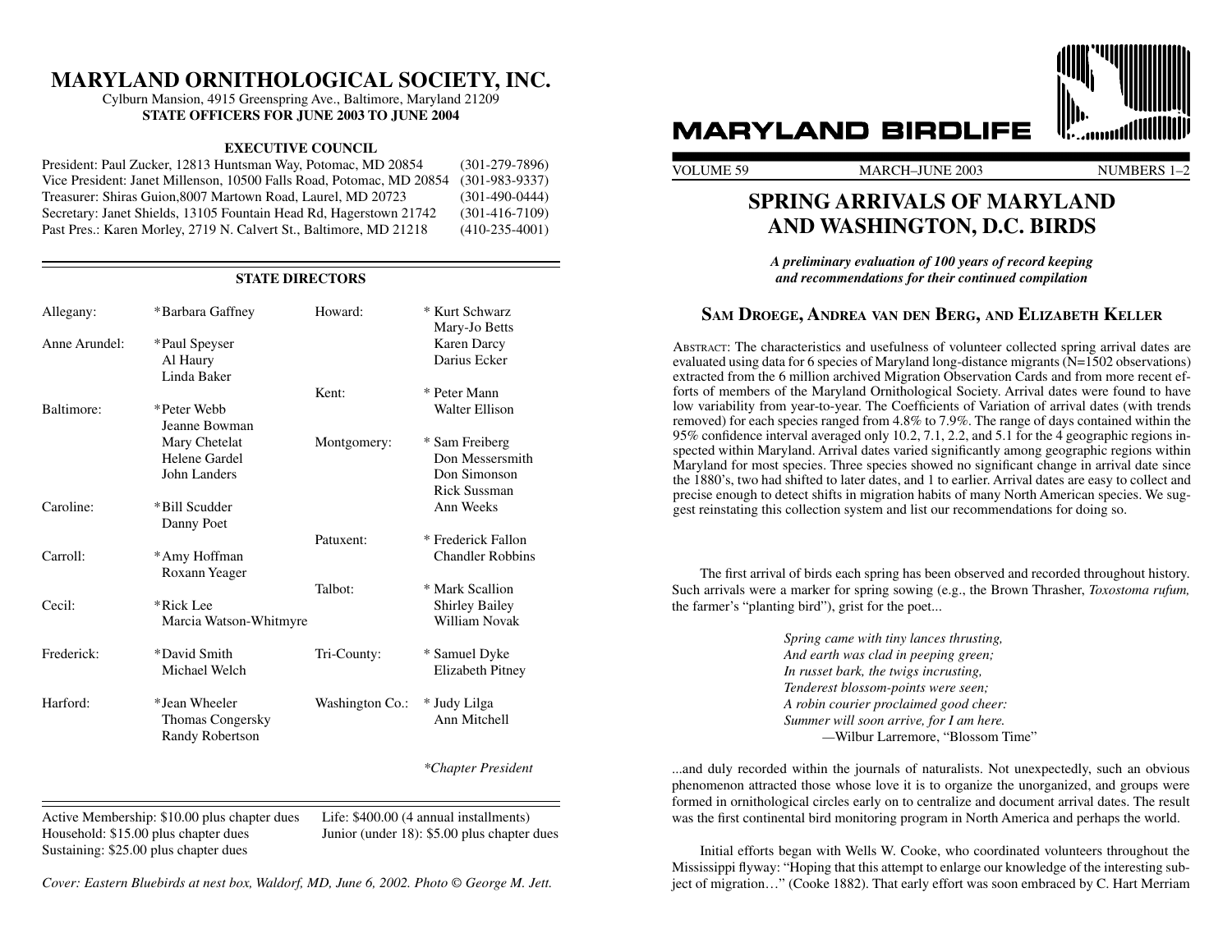# MARYLAND ORNITHOLOGICAL SOCIETY, INC.

Cylburn Mansion, 4915 Greenspring Ave., Baltimore, Maryland 21209

**STATE OFFICERS FOR JUNE 2003 TO JUNE 2004**

**EXECUTIVE COUNCIL**

| | |
|---|---|
| President: Paul Zucker, 12813 Huntsman Way, Potomac, MD 20854 | (301-279-7896) |
| Vice President: Janet Millenson, 10500 Falls Road, Potomac, MD 20854 | (301-983-9337) |
| Treasurer: Shiras Guion,8007 Martown Road, Laurel, MD 20723 | (301-490-0444) |
| Secretary: Janet Shields, 13105 Fountain Head Rd, Hagerstown 21742 | (301-416-7109) |
| Past Pres.: Karen Morley, 2719 N. Calvert St., Baltimore, MD 21218 | (410-235-4001) |

**STATE DIRECTORS**

| | | | |
|---|---|---|---|
| Allegany: | *Barbara Gaffney | Howard: | * Kurt Schwarz<br>Mary-Jo Betts<br>Karen Darcy<br>Darius Ecker |
| Anne Arundel: | *Paul Speyser<br>Al Haury<br>Linda Baker | Kent: | * Peter Mann<br>Walter Ellison |
| Baltimore: | *Peter Webb<br>Jeanne Bowman<br>Mary Chetelat<br>Helene Gardel<br>John Landers | Montgomery: | * Sam Freiberg<br>Don Messersmith<br>Don Simonson<br>Rick Sussman<br>Ann Weeks |
| Caroline: | *Bill Scudder<br>Danny Poet | Patuxent: | * Frederick Fallon<br>Chandler Robbins |
| Carroll: | *Amy Hoffman<br>Roxann Yeager | Talbot: | * Mark Scallion<br>Shirley Bailey<br>William Novak |
| Cecil: | *Rick Lee<br>Marcia Watson-Whitmyre | | |
| Frederick: | *David Smith<br>Michael Welch | Tri-County: | * Samuel Dyke<br>Elizabeth Pitney |
| Harford: | *Jean Wheeler<br>Thomas Congersky<br>Randy Robertson | Washington Co.: | * Judy Lilga<br>Ann Mitchell |

*\*Chapter President*

Active Membership: $10.00 plus chapter dues
Household: $15.00 plus chapter dues
Sustaining: $25.00 plus chapter dues
Life: $400.00 (4 annual installments)
Junior (under 18): $5.00 plus chapter dues

*Cover: Eastern Bluebirds at nest box, Waldorf, MD, June 6, 2002. Photo © George M. Jett.*

# MARYLAND BIRDLIFE

VOLUME 59 — MARCH–JUNE 2003 — NUMBERS 1–2

## SPRING ARRIVALS OF MARYLAND AND WASHINGTON, D.C. BIRDS

***A preliminary evaluation of 100 years of record keeping and recommendations for their continued compilation***

**SAM DROEGE, ANDREA VAN DEN BERG, AND ELIZABETH KELLER**

ABSTRACT: The characteristics and usefulness of volunteer collected spring arrival dates are evaluated using data for 6 species of Maryland long-distance migrants (N=1502 observations) extracted from the 6 million archived Migration Observation Cards and from more recent efforts of members of the Maryland Ornithological Society. Arrival dates were found to have low variability from year-to-year. The Coefficients of Variation of arrival dates (with trends removed) for each species ranged from 4.8% to 7.9%. The range of days contained within the 95% confidence interval averaged only 10.2, 7.1, 2.2, and 5.1 for the 4 geographic regions inspected within Maryland. Arrival dates varied significantly among geographic regions within Maryland for most species. Three species showed no significant change in arrival date since the 1880's, two had shifted to later dates, and 1 to earlier. Arrival dates are easy to collect and precise enough to detect shifts in migration habits of many North American species. We suggest reinstating this collection system and list our recommendations for doing so.

The first arrival of birds each spring has been observed and recorded throughout history. Such arrivals were a marker for spring sowing (e.g., the Brown Thrasher, *Toxostoma rufum,* the farmer's "planting bird"), grist for the poet...

> *Spring came with tiny lances thrusting,*
> *And earth was clad in peeping green;*
> *In russet bark, the twigs incrusting,*
> *Tenderest blossom-points were seen;*
> *A robin courier proclaimed good cheer:*
> *Summer will soon arrive, for I am here.*
> —Wilbur Larremore, "Blossom Time"

...and duly recorded within the journals of naturalists. Not unexpectedly, such an obvious phenomenon attracted those whose love it is to organize the unorganized, and groups were formed in ornithological circles early on to centralize and document arrival dates. The result was the first continental bird monitoring program in North America and perhaps the world.

Initial efforts began with Wells W. Cooke, who coordinated volunteers throughout the Mississippi flyway: "Hoping that this attempt to enlarge our knowledge of the interesting subject of migration…" (Cooke 1882). That early effort was soon embraced by C. Hart Merriam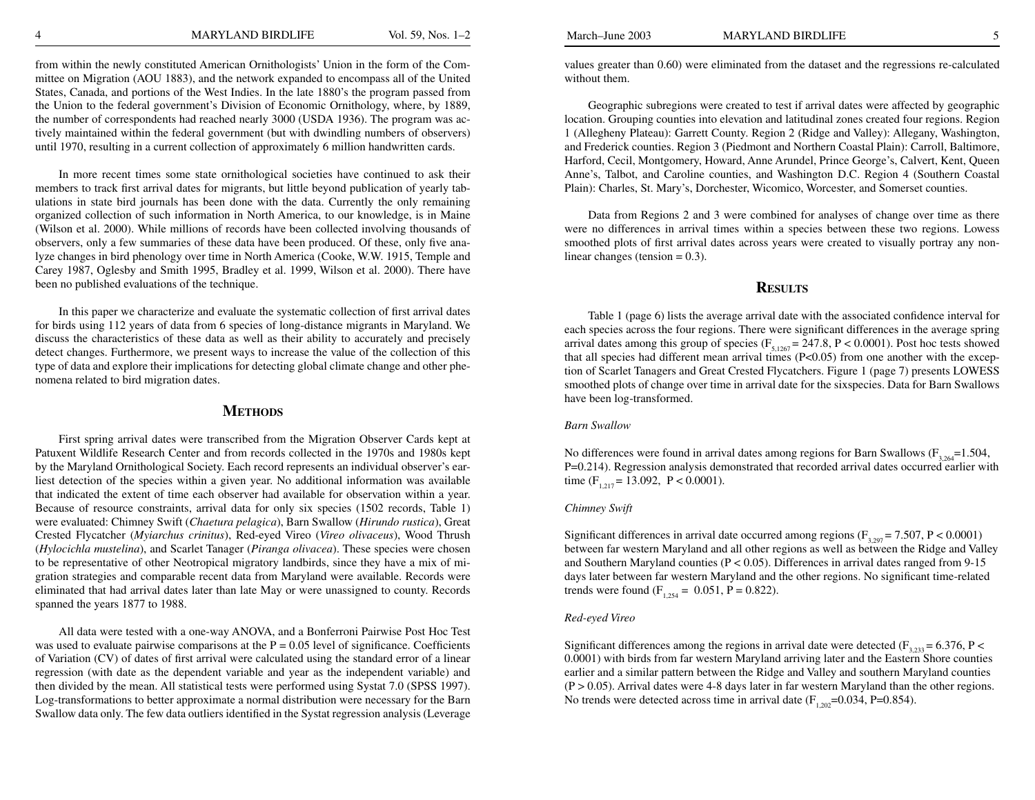from within the newly constituted American Ornithologists' Union in the form of the Committee on Migration (AOU 1883), and the network expanded to encompass all of the United States, Canada, and portions of the West Indies. In the late 1880's the program passed from the Union to the federal government's Division of Economic Ornithology, where, by 1889, the number of correspondents had reached nearly 3000 (USDA 1936). The program was actively maintained within the federal government (but with dwindling numbers of observers) until 1970, resulting in a current collection of approximately 6 million handwritten cards.

In more recent times some state ornithological societies have continued to ask their members to track first arrival dates for migrants, but little beyond publication of yearly tabulations in state bird journals has been done with the data. Currently the only remaining organized collection of such information in North America, to our knowledge, is in Maine (Wilson et al. 2000). While millions of records have been collected involving thousands of observers, only a few summaries of these data have been produced. Of these, only five analyze changes in bird phenology over time in North America (Cooke, W.W. 1915, Temple and Carey 1987, Oglesby and Smith 1995, Bradley et al. 1999, Wilson et al. 2000). There have been no published evaluations of the technique.

In this paper we characterize and evaluate the systematic collection of first arrival dates for birds using 112 years of data from 6 species of long-distance migrants in Maryland. We discuss the characteristics of these data as well as their ability to accurately and precisely detect changes. Furthermore, we present ways to increase the value of the collection of this type of data and explore their implications for detecting global climate change and other phenomena related to bird migration dates.

## Methods

First spring arrival dates were transcribed from the Migration Observer Cards kept at Patuxent Wildlife Research Center and from records collected in the 1970s and 1980s kept by the Maryland Ornithological Society. Each record represents an individual observer's earliest detection of the species within a given year. No additional information was available that indicated the extent of time each observer had available for observation within a year. Because of resource constraints, arrival data for only six species (1502 records, Table 1) were evaluated: Chimney Swift (*Chaetura pelagica*), Barn Swallow (*Hirundo rustica*), Great Crested Flycatcher (*Myiarchus crinitus*), Red-eyed Vireo (*Vireo olivaceus*), Wood Thrush (*Hylocichla mustelina*), and Scarlet Tanager (*Piranga olivacea*). These species were chosen to be representative of other Neotropical migratory landbirds, since they have a mix of migration strategies and comparable recent data from Maryland were available. Records were eliminated that had arrival dates later than late May or were unassigned to county. Records spanned the years 1877 to 1988.

All data were tested with a one-way ANOVA, and a Bonferroni Pairwise Post Hoc Test was used to evaluate pairwise comparisons at the $P = 0.05$ level of significance. Coefficients of Variation (CV) of dates of first arrival were calculated using the standard error of a linear regression (with date as the dependent variable and year as the independent variable) and then divided by the mean. All statistical tests were performed using Systat 7.0 (SPSS 1997). Log-transformations to better approximate a normal distribution were necessary for the Barn Swallow data only. The few data outliers identified in the Systat regression analysis (Leverage values greater than 0.60) were eliminated from the dataset and the regressions re-calculated without them.

Geographic subregions were created to test if arrival dates were affected by geographic location. Grouping counties into elevation and latitudinal zones created four regions. Region 1 (Allegheny Plateau): Garrett County. Region 2 (Ridge and Valley): Allegany, Washington, and Frederick counties. Region 3 (Piedmont and Northern Coastal Plain): Carroll, Baltimore, Harford, Cecil, Montgomery, Howard, Anne Arundel, Prince George's, Calvert, Kent, Queen Anne's, Talbot, and Caroline counties, and Washington D.C. Region 4 (Southern Coastal Plain): Charles, St. Mary's, Dorchester, Wicomico, Worcester, and Somerset counties.

Data from Regions 2 and 3 were combined for analyses of change over time as there were no differences in arrival times within a species between these two regions. Lowess smoothed plots of first arrival dates across years were created to visually portray any non-linear changes (tension = 0.3).

## Results

Table 1 (page 6) lists the average arrival date with the associated confidence interval for each species across the four regions. There were significant differences in the average spring arrival dates among this group of species ($F_{5,1267} = 247.8$, $P < 0.0001$). Post hoc tests showed that all species had different mean arrival times ($P<0.05$) from one another with the exception of Scarlet Tanagers and Great Crested Flycatchers. Figure 1 (page 7) presents LOWESS smoothed plots of change over time in arrival date for the sixspecies. Data for Barn Swallows have been log-transformed.

### *Barn Swallow*

No differences were found in arrival dates among regions for Barn Swallows ($F_{3,264}=1.504$, $P=0.214$). Regression analysis demonstrated that recorded arrival dates occurred earlier with time ($F_{1,217} = 13.092$, $P < 0.0001$).

### *Chimney Swift*

Significant differences in arrival date occurred among regions ($F_{3,297} = 7.507$, $P < 0.0001$) between far western Maryland and all other regions as well as between the Ridge and Valley and Southern Maryland counties ($P < 0.05$). Differences in arrival dates ranged from 9-15 days later between far western Maryland and the other regions. No significant time-related trends were found ($F_{1,254} = 0.051$, $P = 0.822$).

### *Red-eyed Vireo*

Significant differences among the regions in arrival date were detected ($F_{3,233} = 6.376$, $P < 0.0001$) with birds from far western Maryland arriving later and the Eastern Shore counties earlier and a similar pattern between the Ridge and Valley and southern Maryland counties ($P > 0.05$). Arrival dates were 4-8 days later in far western Maryland than the other regions. No trends were detected across time in arrival date ($F_{1,202}=0.034$, $P=0.854$).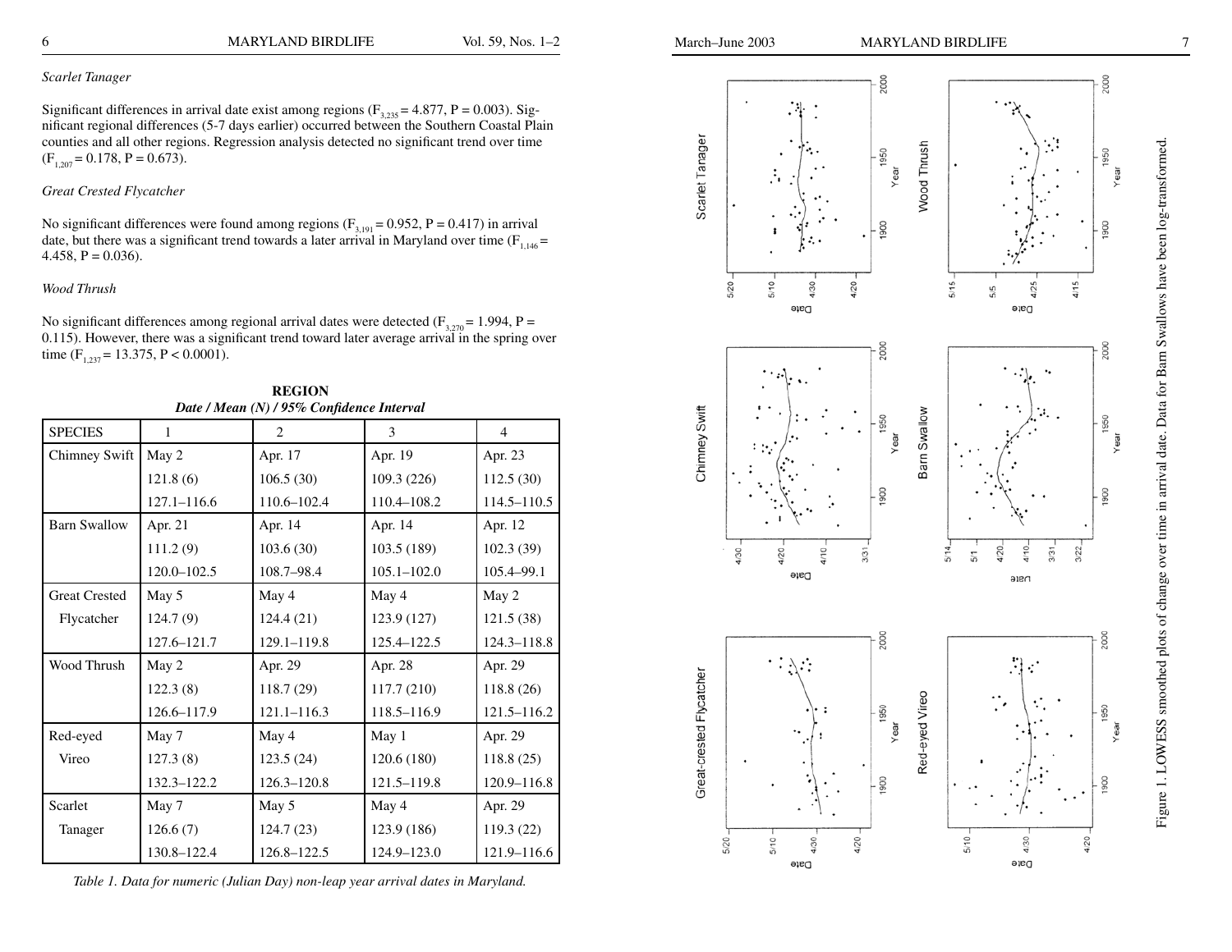*Scarlet Tanager*

Significant differences in arrival date exist among regions ($F_{3,235} = 4.877$, $P = 0.003$). Significant regional differences (5-7 days earlier) occurred between the Southern Coastal Plain counties and all other regions. Regression analysis detected no significant trend over time ($F_{1,207} = 0.178$, $P = 0.673$).

*Great Crested Flycatcher*

No significant differences were found among regions ($F_{3,191} = 0.952$, $P = 0.417$) in arrival date, but there was a significant trend towards a later arrival in Maryland over time ($F_{1,146} = 4.458$, $P = 0.036$).

*Wood Thrush*

No significant differences among regional arrival dates were detected ($F_{3,270} = 1.994$, $P = 0.115$). However, there was a significant trend toward later average arrival in the spring over time ($F_{1,237} = 13.375$, $P < 0.0001$).

**REGION**
***Date / Mean (N) / 95% Confidence Interval***

| SPECIES | 1 | 2 | 3 | 4 |
|---|---|---|---|---|
| Chimney Swift | May 2 | Apr. 17 | Apr. 19 | Apr. 23 |
| | 121.8 (6) | 106.5 (30) | 109.3 (226) | 112.5 (30) |
| | 127.1–116.6 | 110.6–102.4 | 110.4–108.2 | 114.5–110.5 |
| Barn Swallow | Apr. 21 | Apr. 14 | Apr. 14 | Apr. 12 |
| | 111.2 (9) | 103.6 (30) | 103.5 (189) | 102.3 (39) |
| | 120.0–102.5 | 108.7–98.4 | 105.1–102.0 | 105.4–99.1 |
| Great Crested Flycatcher | May 5 | May 4 | May 4 | May 2 |
| | 124.7 (9) | 124.4 (21) | 123.9 (127) | 121.5 (38) |
| | 127.6–121.7 | 129.1–119.8 | 125.4–122.5 | 124.3–118.8 |
| Wood Thrush | May 2 | Apr. 29 | Apr. 28 | Apr. 29 |
| | 122.3 (8) | 118.7 (29) | 117.7 (210) | 118.8 (26) |
| | 126.6–117.9 | 121.1–116.3 | 118.5–116.9 | 121.5–116.2 |
| Red-eyed Vireo | May 7 | May 4 | May 1 | Apr. 29 |
| | 127.3 (8) | 123.5 (24) | 120.6 (180) | 118.8 (25) |
| | 132.3–122.2 | 126.3–120.8 | 121.5–119.8 | 120.9–116.8 |
| Scarlet Tanager | May 7 | May 5 | May 4 | Apr. 29 |
| | 126.6 (7) | 124.7 (23) | 123.9 (186) | 119.3 (22) |
| | 130.8–122.4 | 126.8–122.5 | 124.9–123.0 | 121.9–116.6 |

*Table 1. Data for numeric (Julian Day) non-leap year arrival dates in Maryland.*

Figure 1. LOWESS smoothed plots of change over time in arrival date. Data for Barn Swallows have been log-transformed.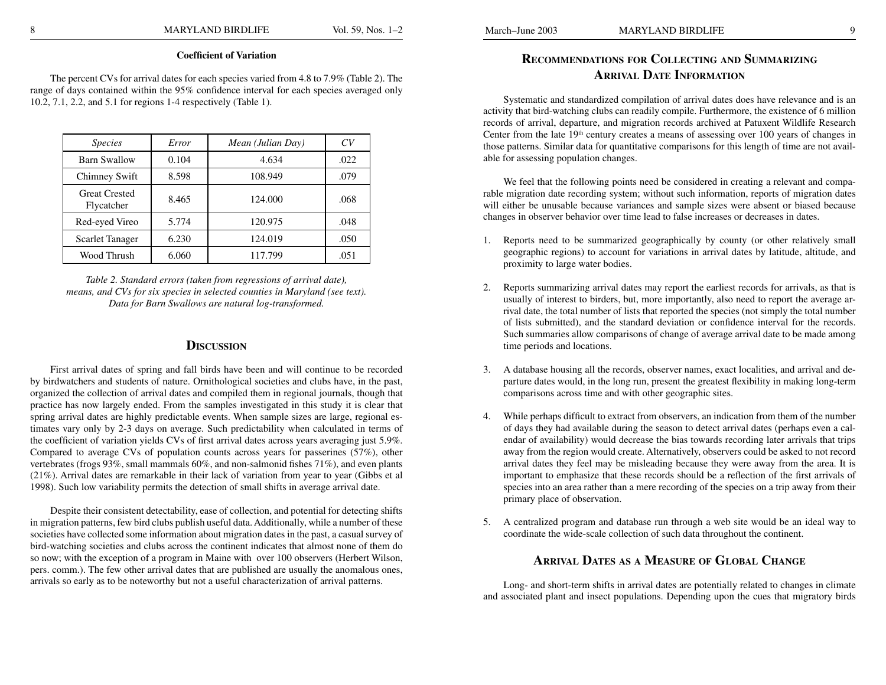### Coefficient of Variation

The percent CVs for arrival dates for each species varied from 4.8 to 7.9% (Table 2). The range of days contained within the 95% confidence interval for each species averaged only 10.2, 7.1, 2.2, and 5.1 for regions 1-4 respectively (Table 1).

| *Species* | *Error* | *Mean (Julian Day)* | *CV* |
|---|---|---|---|
| Barn Swallow | 0.104 | 4.634 | .022 |
| Chimney Swift | 8.598 | 108.949 | .079 |
| Great Crested Flycatcher | 8.465 | 124.000 | .068 |
| Red-eyed Vireo | 5.774 | 120.975 | .048 |
| Scarlet Tanager | 6.230 | 124.019 | .050 |
| Wood Thrush | 6.060 | 117.799 | .051 |

*Table 2. Standard errors (taken from regressions of arrival date), means, and CVs for six species in selected counties in Maryland (see text). Data for Barn Swallows are natural log-transformed.*

## Discussion

First arrival dates of spring and fall birds have been and will continue to be recorded by birdwatchers and students of nature. Ornithological societies and clubs have, in the past, organized the collection of arrival dates and compiled them in regional journals, though that practice has now largely ended. From the samples investigated in this study it is clear that spring arrival dates are highly predictable events. When sample sizes are large, regional estimates vary only by 2-3 days on average. Such predictability when calculated in terms of the coefficient of variation yields CVs of first arrival dates across years averaging just 5.9%. Compared to average CVs of population counts across years for passerines (57%), other vertebrates (frogs 93%, small mammals 60%, and non-salmonid fishes 71%), and even plants (21%). Arrival dates are remarkable in their lack of variation from year to year (Gibbs et al 1998). Such low variability permits the detection of small shifts in average arrival date.

Despite their consistent detectability, ease of collection, and potential for detecting shifts in migration patterns, few bird clubs publish useful data. Additionally, while a number of these societies have collected some information about migration dates in the past, a casual survey of bird-watching societies and clubs across the continent indicates that almost none of them do so now; with the exception of a program in Maine with over 100 observers (Herbert Wilson, pers. comm.). The few other arrival dates that are published are usually the anomalous ones, arrivals so early as to be noteworthy but not a useful characterization of arrival patterns.

## Recommendations for Collecting and Summarizing Arrival Date Information

Systematic and standardized compilation of arrival dates does have relevance and is an activity that bird-watching clubs can readily compile. Furthermore, the existence of 6 million records of arrival, departure, and migration records archived at Patuxent Wildlife Research Center from the late 19th century creates a means of assessing over 100 years of changes in those patterns. Similar data for quantitative comparisons for this length of time are not available for assessing population changes.

We feel that the following points need be considered in creating a relevant and comparable migration date recording system; without such information, reports of migration dates will either be unusable because variances and sample sizes were absent or biased because changes in observer behavior over time lead to false increases or decreases in dates.

1. Reports need to be summarized geographically by county (or other relatively small geographic regions) to account for variations in arrival dates by latitude, altitude, and proximity to large water bodies.

2. Reports summarizing arrival dates may report the earliest records for arrivals, as that is usually of interest to birders, but, more importantly, also need to report the average arrival date, the total number of lists that reported the species (not simply the total number of lists submitted), and the standard deviation or confidence interval for the records. Such summaries allow comparisons of change of average arrival date to be made among time periods and locations.

3. A database housing all the records, observer names, exact localities, and arrival and departure dates would, in the long run, present the greatest flexibility in making long-term comparisons across time and with other geographic sites.

4. While perhaps difficult to extract from observers, an indication from them of the number of days they had available during the season to detect arrival dates (perhaps even a calendar of availability) would decrease the bias towards recording later arrivals that trips away from the region would create. Alternatively, observers could be asked to not record arrival dates they feel may be misleading because they were away from the area. It is important to emphasize that these records should be a reflection of the first arrivals of species into an area rather than a mere recording of the species on a trip away from their primary place of observation.

5. A centralized program and database run through a web site would be an ideal way to coordinate the wide-scale collection of such data throughout the continent.

## Arrival Dates as a Measure of Global Change

Long- and short-term shifts in arrival dates are potentially related to changes in climate and associated plant and insect populations. Depending upon the cues that migratory birds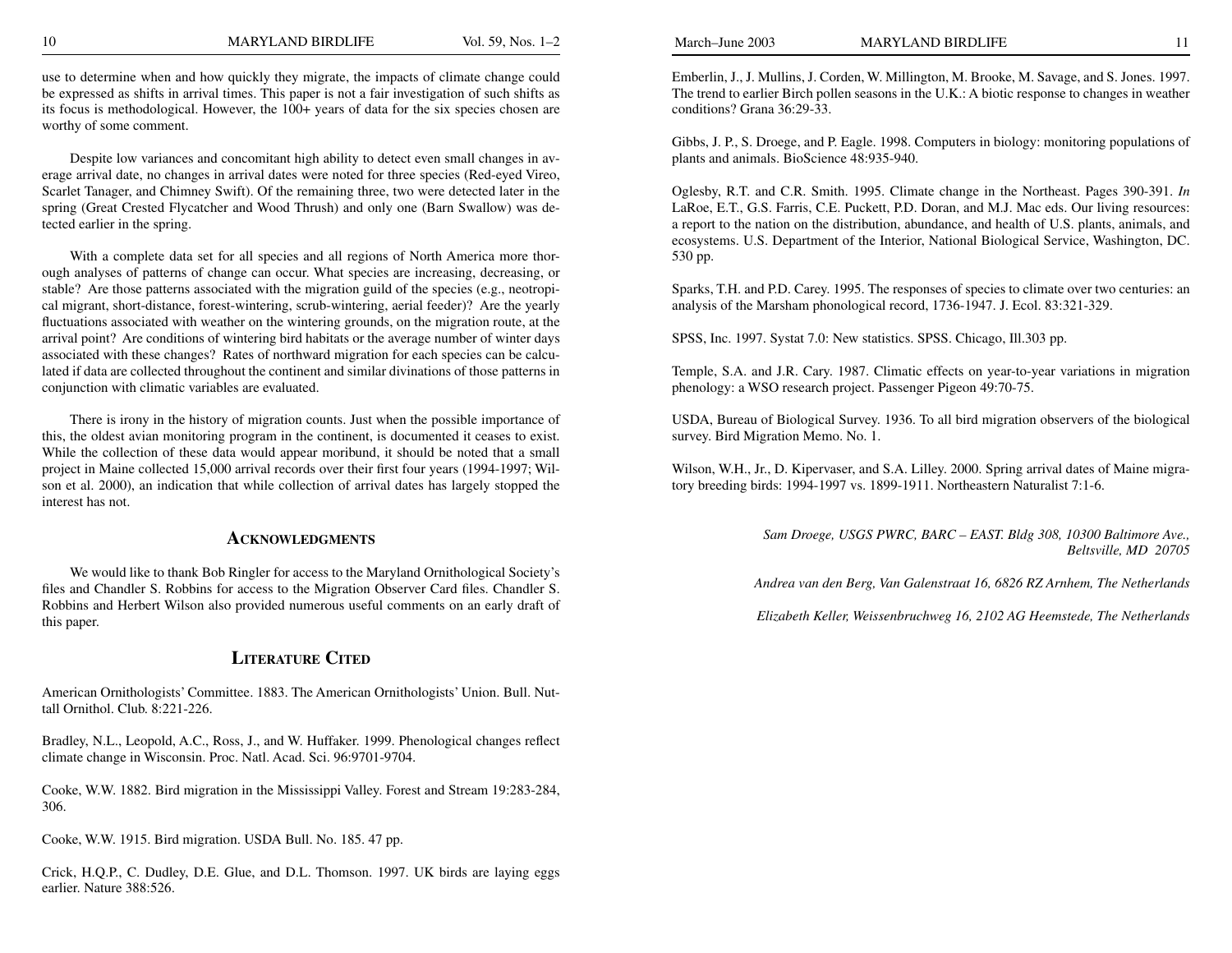use to determine when and how quickly they migrate, the impacts of climate change could be expressed as shifts in arrival times. This paper is not a fair investigation of such shifts as its focus is methodological. However, the 100+ years of data for the six species chosen are worthy of some comment.

Despite low variances and concomitant high ability to detect even small changes in average arrival date, no changes in arrival dates were noted for three species (Red-eyed Vireo, Scarlet Tanager, and Chimney Swift). Of the remaining three, two were detected later in the spring (Great Crested Flycatcher and Wood Thrush) and only one (Barn Swallow) was detected earlier in the spring.

With a complete data set for all species and all regions of North America more thorough analyses of patterns of change can occur. What species are increasing, decreasing, or stable? Are those patterns associated with the migration guild of the species (e.g., neotropical migrant, short-distance, forest-wintering, scrub-wintering, aerial feeder)? Are the yearly fluctuations associated with weather on the wintering grounds, on the migration route, at the arrival point? Are conditions of wintering bird habitats or the average number of winter days associated with these changes? Rates of northward migration for each species can be calculated if data are collected throughout the continent and similar divinations of those patterns in conjunction with climatic variables are evaluated.

There is irony in the history of migration counts. Just when the possible importance of this, the oldest avian monitoring program in the continent, is documented it ceases to exist. While the collection of these data would appear moribund, it should be noted that a small project in Maine collected 15,000 arrival records over their first four years (1994-1997; Wilson et al. 2000), an indication that while collection of arrival dates has largely stopped the interest has not.

## Acknowledgments

We would like to thank Bob Ringler for access to the Maryland Ornithological Society's files and Chandler S. Robbins for access to the Migration Observer Card files. Chandler S. Robbins and Herbert Wilson also provided numerous useful comments on an early draft of this paper.

## Literature Cited

American Ornithologists' Committee. 1883. The American Ornithologists' Union. Bull. Nuttall Ornithol. Club. 8:221-226.

Bradley, N.L., Leopold, A.C., Ross, J., and W. Huffaker. 1999. Phenological changes reflect climate change in Wisconsin. Proc. Natl. Acad. Sci. 96:9701-9704.

Cooke, W.W. 1882. Bird migration in the Mississippi Valley. Forest and Stream 19:283-284, 306.

Cooke, W.W. 1915. Bird migration. USDA Bull. No. 185. 47 pp.

Crick, H.Q.P., C. Dudley, D.E. Glue, and D.L. Thomson. 1997. UK birds are laying eggs earlier. Nature 388:526.

Emberlin, J., J. Mullins, J. Corden, W. Millington, M. Brooke, M. Savage, and S. Jones. 1997. The trend to earlier Birch pollen seasons in the U.K.: A biotic response to changes in weather conditions? Grana 36:29-33.

Gibbs, J. P., S. Droege, and P. Eagle. 1998. Computers in biology: monitoring populations of plants and animals. BioScience 48:935-940.

Oglesby, R.T. and C.R. Smith. 1995. Climate change in the Northeast. Pages 390-391. *In* LaRoe, E.T., G.S. Farris, C.E. Puckett, P.D. Doran, and M.J. Mac eds. Our living resources: a report to the nation on the distribution, abundance, and health of U.S. plants, animals, and ecosystems. U.S. Department of the Interior, National Biological Service, Washington, DC. 530 pp.

Sparks, T.H. and P.D. Carey. 1995. The responses of species to climate over two centuries: an analysis of the Marsham phonological record, 1736-1947. J. Ecol. 83:321-329.

SPSS, Inc. 1997. Systat 7.0: New statistics. SPSS. Chicago, Ill.303 pp.

Temple, S.A. and J.R. Cary. 1987. Climatic effects on year-to-year variations in migration phenology: a WSO research project. Passenger Pigeon 49:70-75.

USDA, Bureau of Biological Survey. 1936. To all bird migration observers of the biological survey. Bird Migration Memo. No. 1.

Wilson, W.H., Jr., D. Kipervaser, and S.A. Lilley. 2000. Spring arrival dates of Maine migratory breeding birds: 1994-1997 vs. 1899-1911. Northeastern Naturalist 7:1-6.

*Sam Droege, USGS PWRC, BARC – EAST. Bldg 308, 10300 Baltimore Ave., Beltsville, MD 20705*

*Andrea van den Berg, Van Galenstraat 16, 6826 RZ Arnhem, The Netherlands*

*Elizabeth Keller, Weissenbruchweg 16, 2102 AG Heemstede, The Netherlands*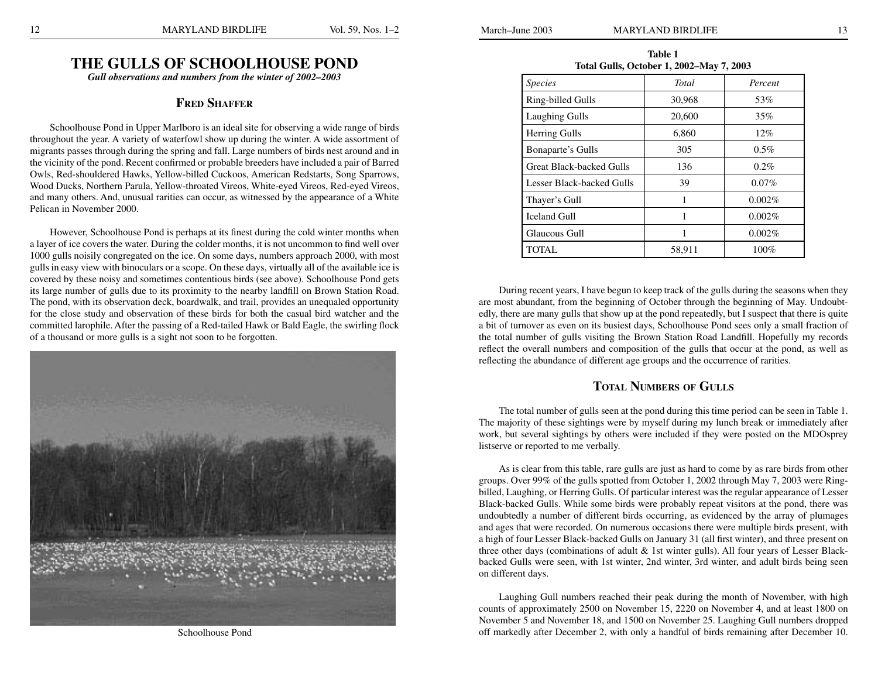# THE GULLS OF SCHOOLHOUSE POND

***Gull observations and numbers from the winter of 2002–2003***

## Fred Shaffer

Schoolhouse Pond in Upper Marlboro is an ideal site for observing a wide range of birds throughout the year. A variety of waterfowl show up during the winter. A wide assortment of migrants passes through during the spring and fall. Large numbers of birds nest around and in the vicinity of the pond. Recent confirmed or probable breeders have included a pair of Barred Owls, Red-shouldered Hawks, Yellow-billed Cuckoos, American Redstarts, Song Sparrows, Wood Ducks, Northern Parula, Yellow-throated Vireos, White-eyed Vireos, Red-eyed Vireos, and many others. And, unusual rarities can occur, as witnessed by the appearance of a White Pelican in November 2000.

However, Schoolhouse Pond is perhaps at its finest during the cold winter months when a layer of ice covers the water. During the colder months, it is not uncommon to find well over 1000 gulls noisily congregated on the ice. On some days, numbers approach 2000, with most gulls in easy view with binoculars or a scope. On these days, virtually all of the available ice is covered by these noisy and sometimes contentious birds (see above). Schoolhouse Pond gets its large number of gulls due to its proximity to the nearby landfill on Brown Station Road. The pond, with its observation deck, boardwalk, and trail, provides an unequaled opportunity for the close study and observation of these birds for both the casual bird watcher and the committed larophile. After the passing of a Red-tailed Hawk or Bald Eagle, the swirling flock of a thousand or more gulls is a sight not soon to be forgotten.

Schoolhouse Pond

**Table 1**
**Total Gulls, October 1, 2002–May 7, 2003**

| *Species* | *Total* | *Percent* |
|---|---|---|
| Ring-billed Gulls | 30,968 | 53% |
| Laughing Gulls | 20,600 | 35% |
| Herring Gulls | 6,860 | 12% |
| Bonaparte's Gulls | 305 | 0.5% |
| Great Black-backed Gulls | 136 | 0.2% |
| Lesser Black-backed Gulls | 39 | 0.07% |
| Thayer's Gull | 1 | 0.002% |
| Iceland Gull | 1 | 0.002% |
| Glaucous Gull | 1 | 0.002% |
| TOTAL | 58,911 | 100% |

During recent years, I have begun to keep track of the gulls during the seasons when they are most abundant, from the beginning of October through the beginning of May. Undoubtedly, there are many gulls that show up at the pond repeatedly, but I suspect that there is quite a bit of turnover as even on its busiest days, Schoolhouse Pond sees only a small fraction of the total number of gulls visiting the Brown Station Road Landfill. Hopefully my records reflect the overall numbers and composition of the gulls that occur at the pond, as well as reflecting the abundance of different age groups and the occurrence of rarities.

## Total Numbers of Gulls

The total number of gulls seen at the pond during this time period can be seen in Table 1. The majority of these sightings were by myself during my lunch break or immediately after work, but several sightings by others were included if they were posted on the MDOsprey listserve or reported to me verbally.

As is clear from this table, rare gulls are just as hard to come by as rare birds from other groups. Over 99% of the gulls spotted from October 1, 2002 through May 7, 2003 were Ring-billed, Laughing, or Herring Gulls. Of particular interest was the regular appearance of Lesser Black-backed Gulls. While some birds were probably repeat visitors at the pond, there was undoubtedly a number of different birds occurring, as evidenced by the array of plumages and ages that were recorded. On numerous occasions there were multiple birds present, with a high of four Lesser Black-backed Gulls on January 31 (all first winter), and three present on three other days (combinations of adult & 1st winter gulls). All four years of Lesser Black-backed Gulls were seen, with 1st winter, 2nd winter, 3rd winter, and adult birds being seen on different days.

Laughing Gull numbers reached their peak during the month of November, with high counts of approximately 2500 on November 15, 2220 on November 4, and at least 1800 on November 5 and November 18, and 1500 on November 25. Laughing Gull numbers dropped off markedly after December 2, with only a handful of birds remaining after December 10.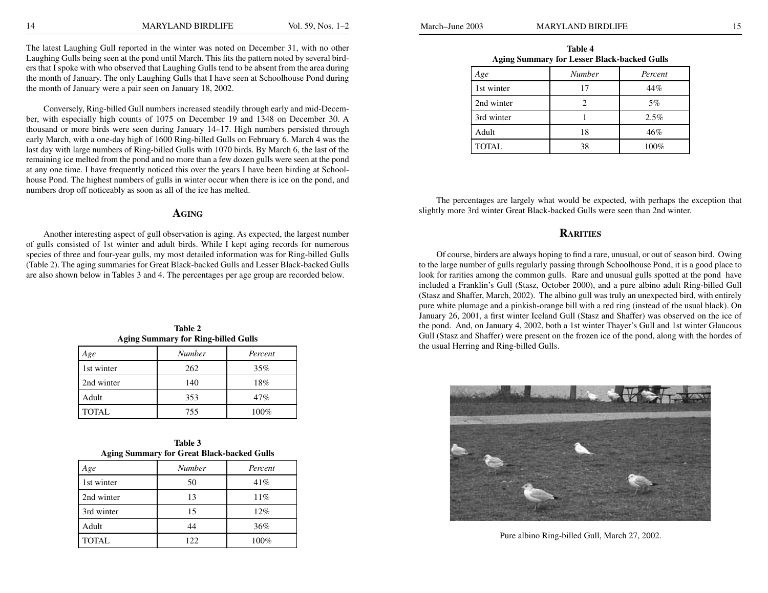The latest Laughing Gull reported in the winter was noted on December 31, with no other Laughing Gulls being seen at the pond until March. This fits the pattern noted by several birders that I spoke with who observed that Laughing Gulls tend to be absent from the area during the month of January. The only Laughing Gulls that I have seen at Schoolhouse Pond during the month of January were a pair seen on January 18, 2002.

Conversely, Ring-billed Gull numbers increased steadily through early and mid-December, with especially high counts of 1075 on December 19 and 1348 on December 30. A thousand or more birds were seen during January 14–17. High numbers persisted through early March, with a one-day high of 1600 Ring-billed Gulls on February 6. March 4 was the last day with large numbers of Ring-billed Gulls with 1070 birds. By March 6, the last of the remaining ice melted from the pond and no more than a few dozen gulls were seen at the pond at any one time. I have frequently noticed this over the years I have been birding at Schoolhouse Pond. The highest numbers of gulls in winter occur when there is ice on the pond, and numbers drop off noticeably as soon as all of the ice has melted.

## Aging

Another interesting aspect of gull observation is aging. As expected, the largest number of gulls consisted of 1st winter and adult birds. While I kept aging records for numerous species of three and four-year gulls, my most detailed information was for Ring-billed Gulls (Table 2). The aging summaries for Great Black-backed Gulls and Lesser Black-backed Gulls are also shown below in Tables 3 and 4. The percentages per age group are recorded below.

**Table 2**
**Aging Summary for Ring-billed Gulls**

| *Age* | *Number* | *Percent* |
|---|---|---|
| 1st winter | 262 | 35% |
| 2nd winter | 140 | 18% |
| Adult | 353 | 47% |
| TOTAL | 755 | 100% |

**Table 3**
**Aging Summary for Great Black-backed Gulls**

| *Age* | *Number* | *Percent* |
|---|---|---|
| 1st winter | 50 | 41% |
| 2nd winter | 13 | 11% |
| 3rd winter | 15 | 12% |
| Adult | 44 | 36% |
| TOTAL | 122 | 100% |

**Table 4**
**Aging Summary for Lesser Black-backed Gulls**

| *Age* | *Number* | *Percent* |
|---|---|---|
| 1st winter | 17 | 44% |
| 2nd winter | 2 | 5% |
| 3rd winter | 1 | 2.5% |
| Adult | 18 | 46% |
| TOTAL | 38 | 100% |

The percentages are largely what would be expected, with perhaps the exception that slightly more 3rd winter Great Black-backed Gulls were seen than 2nd winter.

## Rarities

Of course, birders are always hoping to find a rare, unusual, or out of season bird. Owing to the large number of gulls regularly passing through Schoolhouse Pond, it is a good place to look for rarities among the common gulls. Rare and unusual gulls spotted at the pond have included a Franklin's Gull (Stasz, October 2000), and a pure albino adult Ring-billed Gull (Stasz and Shaffer, March, 2002). The albino gull was truly an unexpected bird, with entirely pure white plumage and a pinkish-orange bill with a red ring (instead of the usual black). On January 26, 2001, a first winter Iceland Gull (Stasz and Shaffer) was observed on the ice of the pond. And, on January 4, 2002, both a 1st winter Thayer's Gull and 1st winter Glaucous Gull (Stasz and Shaffer) were present on the frozen ice of the pond, along with the hordes of the usual Herring and Ring-billed Gulls.

Pure albino Ring-billed Gull, March 27, 2002.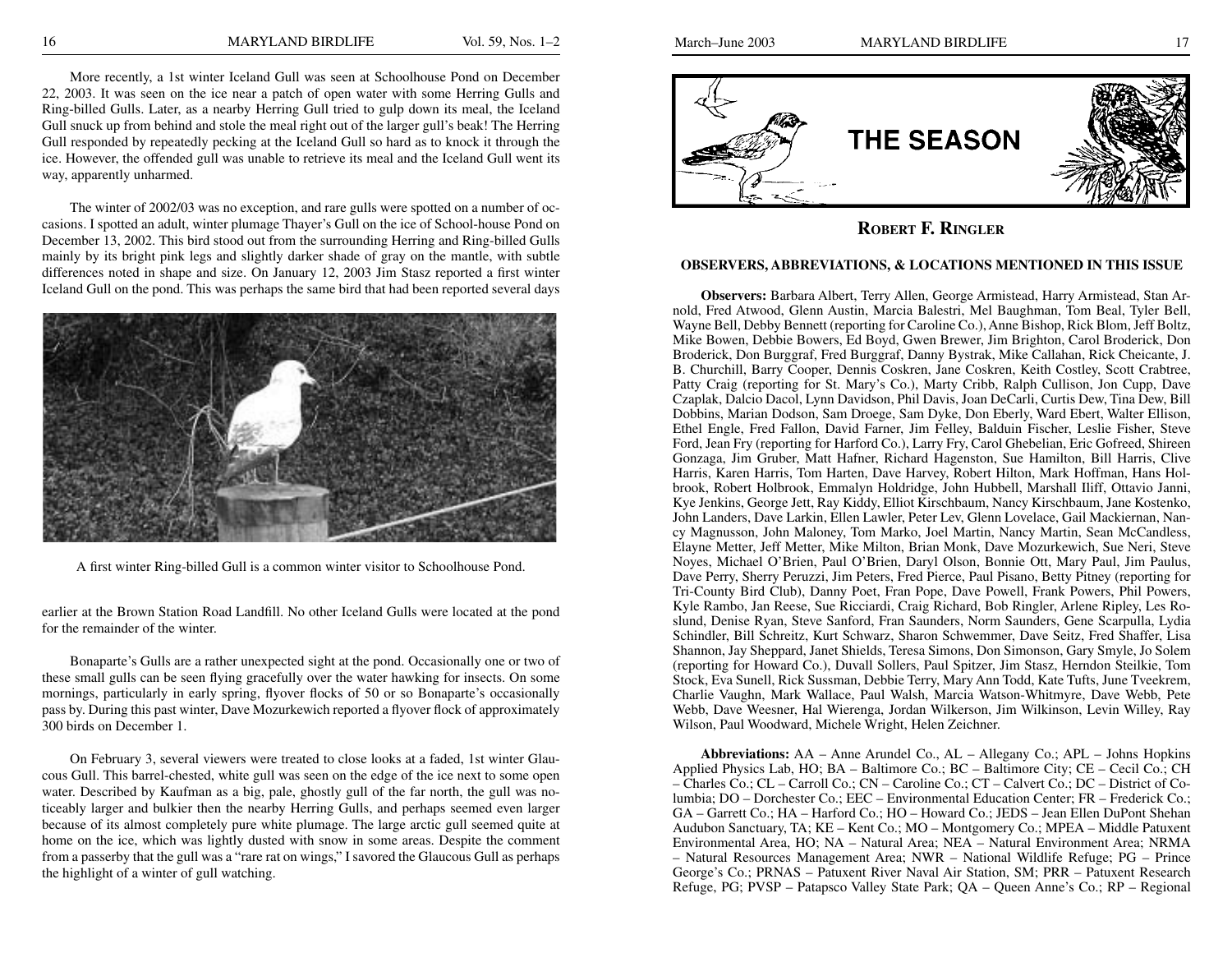More recently, a 1st winter Iceland Gull was seen at Schoolhouse Pond on December 22, 2003. It was seen on the ice near a patch of open water with some Herring Gulls and Ring-billed Gulls. Later, as a nearby Herring Gull tried to gulp down its meal, the Iceland Gull snuck up from behind and stole the meal right out of the larger gull's beak! The Herring Gull responded by repeatedly pecking at the Iceland Gull so hard as to knock it through the ice. However, the offended gull was unable to retrieve its meal and the Iceland Gull went its way, apparently unharmed.

The winter of 2002/03 was no exception, and rare gulls were spotted on a number of occasions. I spotted an adult, winter plumage Thayer's Gull on the ice of School-house Pond on December 13, 2002. This bird stood out from the surrounding Herring and Ring-billed Gulls mainly by its bright pink legs and slightly darker shade of gray on the mantle, with subtle differences noted in shape and size. On January 12, 2003 Jim Stasz reported a first winter Iceland Gull on the pond. This was perhaps the same bird that had been reported several days earlier at the Brown Station Road Landfill. No other Iceland Gulls were located at the pond for the remainder of the winter.

A first winter Ring-billed Gull is a common winter visitor to Schoolhouse Pond.

Bonaparte's Gulls are a rather unexpected sight at the pond. Occasionally one or two of these small gulls can be seen flying gracefully over the water hawking for insects. On some mornings, particularly in early spring, flyover flocks of 50 or so Bonaparte's occasionally pass by. During this past winter, Dave Mozurkewich reported a flyover flock of approximately 300 birds on December 1.

On February 3, several viewers were treated to close looks at a faded, 1st winter Glaucous Gull. This barrel-chested, white gull was seen on the edge of the ice next to some open water. Described by Kaufman as a big, pale, ghostly gull of the far north, the gull was noticeably larger and bulkier then the nearby Herring Gulls, and perhaps seemed even larger because of its almost completely pure white plumage. The large arctic gull seemed quite at home on the ice, which was lightly dusted with snow in some areas. Despite the comment from a passerby that the gull was a "rare rat on wings," I savored the Glaucous Gull as perhaps the highlight of a winter of gull watching.

# THE SEASON

## Robert F. Ringler

### OBSERVERS, ABBREVIATIONS, & LOCATIONS MENTIONED IN THIS ISSUE

**Observers:** Barbara Albert, Terry Allen, George Armistead, Harry Armistead, Stan Arnold, Fred Atwood, Glenn Austin, Marcia Balestri, Mel Baughman, Tom Beal, Tyler Bell, Wayne Bell, Debby Bennett (reporting for Caroline Co.), Anne Bishop, Rick Blom, Jeff Boltz, Mike Bowen, Debbie Bowers, Ed Boyd, Gwen Brewer, Jim Brighton, Carol Broderick, Don Broderick, Don Burggraf, Fred Burggraf, Danny Bystrak, Mike Callahan, Rick Cheicante, J. B. Churchill, Barry Cooper, Dennis Coskren, Jane Coskren, Keith Costley, Scott Crabtree, Patty Craig (reporting for St. Mary's Co.), Marty Cribb, Ralph Cullison, Jon Cupp, Dave Czaplak, Dalcio Dacol, Lynn Davidson, Phil Davis, Joan DeCarli, Curtis Dew, Tina Dew, Bill Dobbins, Marian Dodson, Sam Droege, Sam Dyke, Don Eberly, Ward Ebert, Walter Ellison, Ethel Engle, Fred Fallon, David Farner, Jim Felley, Balduin Fischer, Leslie Fisher, Steve Ford, Jean Fry (reporting for Harford Co.), Larry Fry, Carol Ghebelian, Eric Gofreed, Shireen Gonzaga, Jim Gruber, Matt Hafner, Richard Hagenston, Sue Hamilton, Bill Harris, Clive Harris, Karen Harris, Tom Harten, Dave Harvey, Robert Hilton, Mark Hoffman, Hans Holbrook, Robert Holbrook, Emmalyn Holdridge, John Hubbell, Marshall Iliff, Ottavio Janni, Kye Jenkins, George Jett, Ray Kiddy, Elliot Kirschbaum, Nancy Kirschbaum, Jane Kostenko, John Landers, Dave Larkin, Ellen Lawler, Peter Lev, Glenn Lovelace, Gail Mackiernan, Nancy Magnusson, John Maloney, Tom Marko, Joel Martin, Nancy Martin, Sean McCandless, Elayne Metter, Jeff Metter, Mike Milton, Brian Monk, Dave Mozurkewich, Sue Neri, Steve Noyes, Michael O'Brien, Paul O'Brien, Daryl Olson, Bonnie Ott, Mary Paul, Jim Paulus, Dave Perry, Sherry Peruzzi, Jim Peters, Fred Pierce, Paul Pisano, Betty Pitney (reporting for Tri-County Bird Club), Danny Poet, Fran Pope, Dave Powell, Frank Powers, Phil Powers, Kyle Rambo, Jan Reese, Sue Ricciardi, Craig Richard, Bob Ringler, Arlene Ripley, Les Roslund, Denise Ryan, Steve Sanford, Fran Saunders, Norm Saunders, Gene Scarpulla, Lydia Schindler, Bill Schreitz, Kurt Schwarz, Sharon Schwemmer, Dave Seitz, Fred Shaffer, Lisa Shannon, Jay Sheppard, Janet Shields, Teresa Simons, Don Simonson, Gary Smyle, Jo Solem (reporting for Howard Co.), Duvall Sollers, Paul Spitzer, Jim Stasz, Herndon Steilkie, Tom Stock, Eva Sunell, Rick Sussman, Debbie Terry, Mary Ann Todd, Kate Tufts, June Tveekrem, Charlie Vaughn, Mark Wallace, Paul Walsh, Marcia Watson-Whitmyre, Dave Webb, Pete Webb, Dave Weesner, Hal Wierenga, Jordan Wilkerson, Jim Wilkinson, Levin Willey, Ray Wilson, Paul Woodward, Michele Wright, Helen Zeichner.

**Abbreviations:** AA – Anne Arundel Co., AL – Allegany Co.; APL – Johns Hopkins Applied Physics Lab, HO; BA – Baltimore Co.; BC – Baltimore City; CE – Cecil Co.; CH – Charles Co.; CL – Carroll Co.; CN – Caroline Co.; CT – Calvert Co.; DC – District of Columbia; DO – Dorchester Co.; EEC – Environmental Education Center; FR – Frederick Co.; GA – Garrett Co.; HA – Harford Co.; HO – Howard Co.; JEDS – Jean Ellen DuPont Shehan Audubon Sanctuary, TA; KE – Kent Co.; MO – Montgomery Co.; MPEA – Middle Patuxent Environmental Area, HO; NA – Natural Area; NEA – Natural Environment Area; NRMA – Natural Resources Management Area; NWR – National Wildlife Refuge; PG – Prince George's Co.; PRNAS – Patuxent River Naval Air Station, SM; PRR – Patuxent Research Refuge, PG; PVSP – Patapsco Valley State Park; QA – Queen Anne's Co.; RP – Regional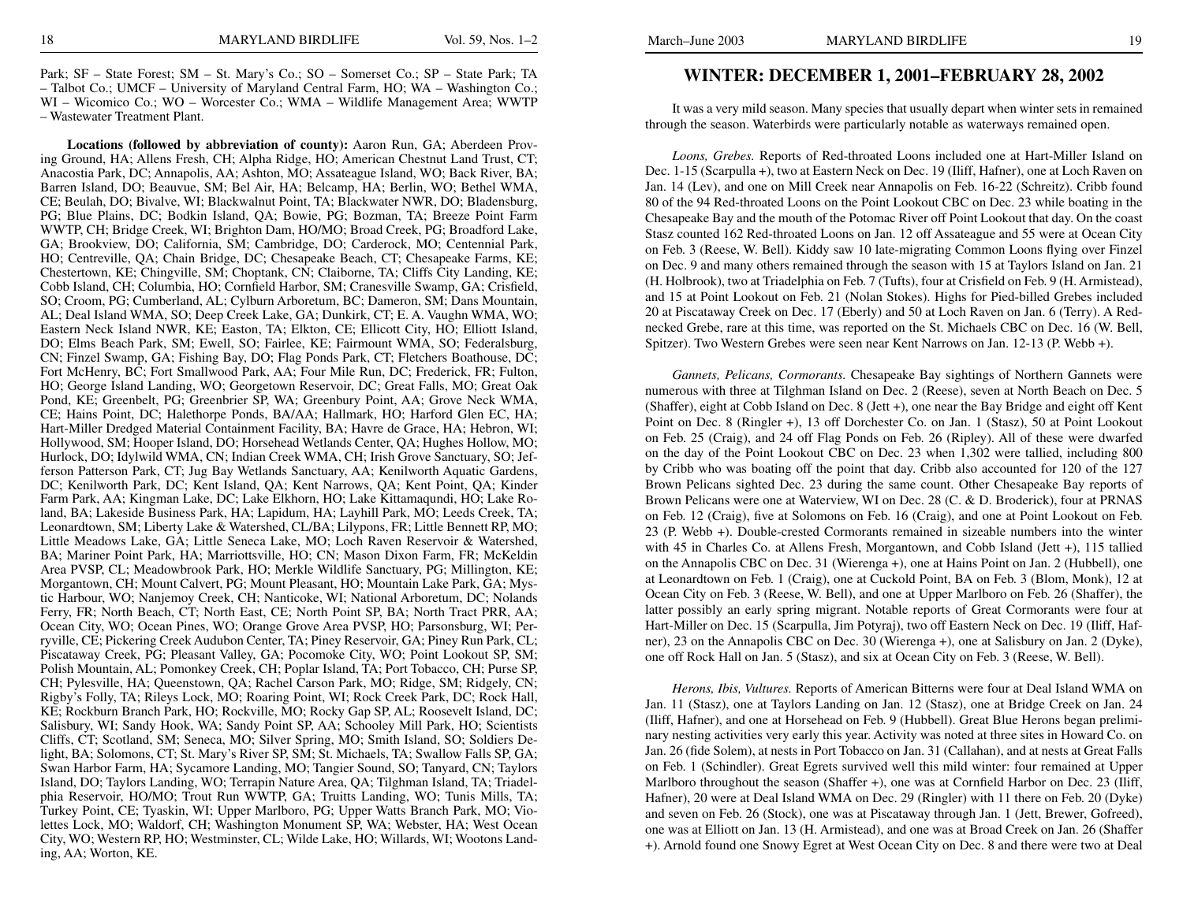Park; SF – State Forest; SM – St. Mary's Co.; SO – Somerset Co.; SP – State Park; TA – Talbot Co.; UMCF – University of Maryland Central Farm, HO; WA – Washington Co.; WI – Wicomico Co.; WO – Worcester Co.; WMA – Wildlife Management Area; WWTP – Wastewater Treatment Plant.

**Locations (followed by abbreviation of county):** Aaron Run, GA; Aberdeen Proving Ground, HA; Allens Fresh, CH; Alpha Ridge, HO; American Chestnut Land Trust, CT; Anacostia Park, DC; Annapolis, AA; Ashton, MO; Assateague Island, WO; Back River, BA; Barren Island, DO; Beauvue, SM; Bel Air, HA; Belcamp, HA; Berlin, WO; Bethel WMA, CE; Beulah, DO; Bivalve, WI; Blackwalnut Point, TA; Blackwater NWR, DO; Bladensburg, PG; Blue Plains, DC; Bodkin Island, QA; Bowie, PG; Bozman, TA; Breeze Point Farm WWTP, CH; Bridge Creek, WI; Brighton Dam, HO/MO; Broad Creek, PG; Broadford Lake, GA; Brookview, DO; California, SM; Cambridge, DO; Carderock, MO; Centennial Park, HO; Centreville, QA; Chain Bridge, DC; Chesapeake Beach, CT; Chesapeake Farms, KE; Chestertown, KE; Chingville, SM; Choptank, CN; Claiborne, TA; Cliffs City Landing, KE; Cobb Island, CH; Columbia, HO; Cornfield Harbor, SM; Cranesville Swamp, GA; Crisfield, SO; Croom, PG; Cumberland, AL; Cylburn Arboretum, BC; Dameron, SM; Dans Mountain, AL; Deal Island WMA, SO; Deep Creek Lake, GA; Dunkirk, CT; E. A. Vaughn WMA, WO; Eastern Neck Island NWR, KE; Easton, TA; Elkton, CE; Ellicott City, HO; Elliott Island, DO; Elms Beach Park, SM; Ewell, SO; Fairlee, KE; Fairmount WMA, SO; Federalsburg, CN; Finzel Swamp, GA; Fishing Bay, DO; Flag Ponds Park, CT; Fletchers Boathouse, DC; Fort McHenry, BC; Fort Smallwood Park, AA; Four Mile Run, DC; Frederick, FR; Fulton, HO; George Island Landing, WO; Georgetown Reservoir, DC; Great Falls, MO; Great Oak Pond, KE; Greenbelt, PG; Greenbrier SP, WA; Greenbury Point, AA; Grove Neck WMA, CE; Hains Point, DC; Halethorpe Ponds, BA/AA; Hallmark, HO; Harford Glen EC, HA; Hart-Miller Dredged Material Containment Facility, BA; Havre de Grace, HA; Hebron, WI; Hollywood, SM; Hooper Island, DO; Horsehead Wetlands Center, QA; Hughes Hollow, MO; Hurlock, DO; Idylwild WMA, CN; Indian Creek WMA, CH; Irish Grove Sanctuary, SO; Jefferson Patterson Park, CT; Jug Bay Wetlands Sanctuary, AA; Kenilworth Aquatic Gardens, DC; Kenilworth Park, DC; Kent Island, QA; Kent Narrows, QA; Kent Point, QA; Kinder Farm Park, AA; Kingman Lake, DC; Lake Elkhorn, HO; Lake Kittamaqundi, HO; Lake Roland, BA; Lakeside Business Park, HA; Lapidum, HA; Layhill Park, MO; Leeds Creek, TA; Leonardtown, SM; Liberty Lake & Watershed, CL/BA; Lilypons, FR; Little Bennett RP, MO; Little Meadows Lake, GA; Little Seneca Lake, MO; Loch Raven Reservoir & Watershed, BA; Mariner Point Park, HA; Marriottsville, HO; CN; Mason Dixon Farm, FR; McKeldin Area PVSP, CL; Meadowbrook Park, HO; Merkle Wildlife Sanctuary, PG; Millington, KE; Morgantown, CH; Mount Calvert, PG; Mount Pleasant, HO; Mountain Lake Park, GA; Mystic Harbour, WO; Nanjemoy Creek, CH; Nanticoke, WI; National Arboretum, DC; Nolands Ferry, FR; North Beach, CT; North East, CE; North Point SP, BA; North Tract PRR, AA; Ocean City, WO; Ocean Pines, WO; Orange Grove Area PVSP, HO; Parsonsburg, WI; Perryville, CE; Pickering Creek Audubon Center, TA; Piney Reservoir, GA; Piney Run Park, CL; Piscataway Creek, PG; Pleasant Valley, GA; Pocomoke City, WO; Point Lookout SP, SM; Polish Mountain, AL; Pomonkey Creek, CH; Poplar Island, TA; Port Tobacco, CH; Purse SP, CH; Pylesville, HA; Queenstown, QA; Rachel Carson Park, MO; Ridge, SM; Ridgely, CN; Rigby's Folly, TA; Rileys Lock, MO; Roaring Point, WI; Rock Creek Park, DC; Rock Hall, KE; Rockburn Branch Park, HO; Rockville, MO; Rocky Gap SP, AL; Roosevelt Island, DC; Salisbury, WI; Sandy Hook, WA; Sandy Point SP, AA; Schooley Mill Park, HO; Scientists Cliffs, CT; Scotland, SM; Seneca, MO; Silver Spring, MO; Smith Island, SO; Soldiers Delight, BA; Solomons, CT; St. Mary's River SP, SM; St. Michaels, TA; Swallow Falls SP, GA; Swan Harbor Farm, HA; Sycamore Landing, MO; Tangier Sound, SO; Tanyard, CN; Taylors Island, DO; Taylors Landing, WO; Terrapin Nature Area, QA; Tilghman Island, TA; Triadelphia Reservoir, HO/MO; Trout Run WWTP, GA; Truitts Landing, WO; Tunis Mills, TA; Turkey Point, CE; Tyaskin, WI; Upper Marlboro, PG; Upper Watts Branch Park, MO; Violettes Lock, MO; Waldorf, CH; Washington Monument SP, WA; Webster, HA; West Ocean City, WO; Western RP, HO; Westminster, CL; Wilde Lake, HO; Willards, WI; Wootons Landing, AA; Worton, KE.

## WINTER: DECEMBER 1, 2001–FEBRUARY 28, 2002

It was a very mild season. Many species that usually depart when winter sets in remained through the season. Waterbirds were particularly notable as waterways remained open.

*Loons, Grebes.* Reports of Red-throated Loons included one at Hart-Miller Island on Dec. 1-15 (Scarpulla +), two at Eastern Neck on Dec. 19 (Iliff, Hafner), one at Loch Raven on Jan. 14 (Lev), and one on Mill Creek near Annapolis on Feb. 16-22 (Schreitz). Cribb found 80 of the 94 Red-throated Loons on the Point Lookout CBC on Dec. 23 while boating in the Chesapeake Bay and the mouth of the Potomac River off Point Lookout that day. On the coast Stasz counted 162 Red-throated Loons on Jan. 12 off Assateague and 55 were at Ocean City on Feb. 3 (Reese, W. Bell). Kiddy saw 10 late-migrating Common Loons flying over Finzel on Dec. 9 and many others remained through the season with 15 at Taylors Island on Jan. 21 (H. Holbrook), two at Triadelphia on Feb. 7 (Tufts), four at Crisfield on Feb. 9 (H. Armistead), and 15 at Point Lookout on Feb. 21 (Nolan Stokes). Highs for Pied-billed Grebes included 20 at Piscataway Creek on Dec. 17 (Eberly) and 50 at Loch Raven on Jan. 6 (Terry). A Red-necked Grebe, rare at this time, was reported on the St. Michaels CBC on Dec. 16 (W. Bell, Spitzer). Two Western Grebes were seen near Kent Narrows on Jan. 12-13 (P. Webb +).

*Gannets, Pelicans, Cormorants.* Chesapeake Bay sightings of Northern Gannets were numerous with three at Tilghman Island on Dec. 2 (Reese), seven at North Beach on Dec. 5 (Shaffer), eight at Cobb Island on Dec. 8 (Jett +), one near the Bay Bridge and eight off Kent Point on Dec. 8 (Ringler +), 13 off Dorchester Co. on Jan. 1 (Stasz), 50 at Point Lookout on Feb. 25 (Craig), and 24 off Flag Ponds on Feb. 26 (Ripley). All of these were dwarfed on the day of the Point Lookout CBC on Dec. 23 when 1,302 were tallied, including 800 by Cribb who was boating off the point that day. Cribb also accounted for 120 of the 127 Brown Pelicans sighted Dec. 23 during the same count. Other Chesapeake Bay reports of Brown Pelicans were one at Waterview, WI on Dec. 28 (C. & D. Broderick), four at PRNAS on Feb. 12 (Craig), five at Solomons on Feb. 16 (Craig), and one at Point Lookout on Feb. 23 (P. Webb +). Double-crested Cormorants remained in sizeable numbers into the winter with 45 in Charles Co. at Allens Fresh, Morgantown, and Cobb Island (Jett +), 115 tallied on the Annapolis CBC on Dec. 31 (Wierenga +), one at Hains Point on Jan. 2 (Hubbell), one at Leonardtown on Feb. 1 (Craig), one at Cuckold Point, BA on Feb. 3 (Blom, Monk), 12 at Ocean City on Feb. 3 (Reese, W. Bell), and one at Upper Marlboro on Feb. 26 (Shaffer), the latter possibly an early spring migrant. Notable reports of Great Cormorants were four at Hart-Miller on Dec. 15 (Scarpulla, Jim Potyraj), two off Eastern Neck on Dec. 19 (Iliff, Hafner), 23 on the Annapolis CBC on Dec. 30 (Wierenga +), one at Salisbury on Jan. 2 (Dyke), one off Rock Hall on Jan. 5 (Stasz), and six at Ocean City on Feb. 3 (Reese, W. Bell).

*Herons, Ibis, Vultures.* Reports of American Bitterns were four at Deal Island WMA on Jan. 11 (Stasz), one at Taylors Landing on Jan. 12 (Stasz), one at Bridge Creek on Jan. 24 (Iliff, Hafner), and one at Horsehead on Feb. 9 (Hubbell). Great Blue Herons began preliminary nesting activities very early this year. Activity was noted at three sites in Howard Co. on Jan. 26 (fide Solem), at nests in Port Tobacco on Jan. 31 (Callahan), and at nests at Great Falls on Feb. 1 (Schindler). Great Egrets survived well this mild winter: four remained at Upper Marlboro throughout the season (Shaffer +), one was at Cornfield Harbor on Dec. 23 (Iliff, Hafner), 20 were at Deal Island WMA on Dec. 29 (Ringler) with 11 there on Feb. 20 (Dyke) and seven on Feb. 26 (Stock), one was at Piscataway through Jan. 1 (Jett, Brewer, Gofreed), one was at Elliott on Jan. 13 (H. Armistead), and one was at Broad Creek on Jan. 26 (Shaffer +). Arnold found one Snowy Egret at West Ocean City on Dec. 8 and there were two at Deal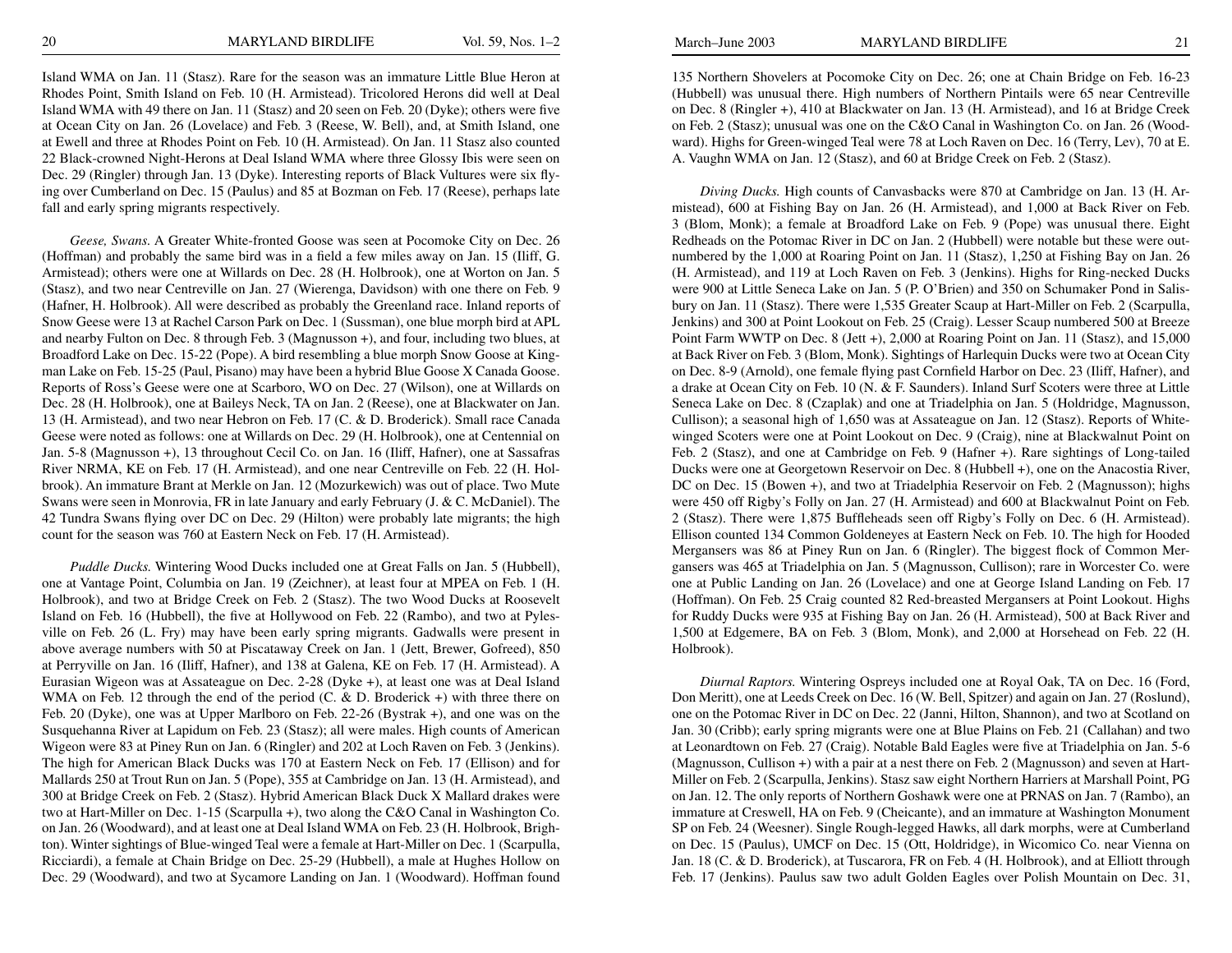Island WMA on Jan. 11 (Stasz). Rare for the season was an immature Little Blue Heron at Rhodes Point, Smith Island on Feb. 10 (H. Armistead). Tricolored Herons did well at Deal Island WMA with 49 there on Jan. 11 (Stasz) and 20 seen on Feb. 20 (Dyke); others were five at Ocean City on Jan. 26 (Lovelace) and Feb. 3 (Reese, W. Bell), and, at Smith Island, one at Ewell and three at Rhodes Point on Feb. 10 (H. Armistead). On Jan. 11 Stasz also counted 22 Black-crowned Night-Herons at Deal Island WMA where three Glossy Ibis were seen on Dec. 29 (Ringler) through Jan. 13 (Dyke). Interesting reports of Black Vultures were six flying over Cumberland on Dec. 15 (Paulus) and 85 at Bozman on Feb. 17 (Reese), perhaps late fall and early spring migrants respectively.

*Geese, Swans.* A Greater White-fronted Goose was seen at Pocomoke City on Dec. 26 (Hoffman) and probably the same bird was in a field a few miles away on Jan. 15 (Iliff, G. Armistead); others were one at Willards on Dec. 28 (H. Holbrook), one at Worton on Jan. 5 (Stasz), and two near Centreville on Jan. 27 (Wierenga, Davidson) with one there on Feb. 9 (Hafner, H. Holbrook). All were described as probably the Greenland race. Inland reports of Snow Geese were 13 at Rachel Carson Park on Dec. 1 (Sussman), one blue morph bird at APL and nearby Fulton on Dec. 8 through Feb. 3 (Magnusson +), and four, including two blues, at Broadford Lake on Dec. 15-22 (Pope). A bird resembling a blue morph Snow Goose at Kingman Lake on Feb. 15-25 (Paul, Pisano) may have been a hybrid Blue Goose X Canada Goose. Reports of Ross's Geese were one at Scarboro, WO on Dec. 27 (Wilson), one at Willards on Dec. 28 (H. Holbrook), one at Baileys Neck, TA on Jan. 2 (Reese), one at Blackwater on Jan. 13 (H. Armistead), and two near Hebron on Feb. 17 (C. & D. Broderick). Small race Canada Geese were noted as follows: one at Willards on Dec. 29 (H. Holbrook), one at Centennial on Jan. 5-8 (Magnusson +), 13 throughout Cecil Co. on Jan. 16 (Iliff, Hafner), one at Sassafras River NRMA, KE on Feb. 17 (H. Armistead), and one near Centreville on Feb. 22 (H. Holbrook). An immature Brant at Merkle on Jan. 12 (Mozurkewich) was out of place. Two Mute Swans were seen in Monrovia, FR in late January and early February (J. & C. McDaniel). The 42 Tundra Swans flying over DC on Dec. 29 (Hilton) were probably late migrants; the high count for the season was 760 at Eastern Neck on Feb. 17 (H. Armistead).

*Puddle Ducks.* Wintering Wood Ducks included one at Great Falls on Jan. 5 (Hubbell), one at Vantage Point, Columbia on Jan. 19 (Zeichner), at least four at MPEA on Feb. 1 (H. Holbrook), and two at Bridge Creek on Feb. 2 (Stasz). The two Wood Ducks at Roosevelt Island on Feb. 16 (Hubbell), the five at Hollywood on Feb. 22 (Rambo), and two at Pylesville on Feb. 26 (L. Fry) may have been early spring migrants. Gadwalls were present in above average numbers with 50 at Piscataway Creek on Jan. 1 (Jett, Brewer, Gofreed), 850 at Perryville on Jan. 16 (Iliff, Hafner), and 138 at Galena, KE on Feb. 17 (H. Armistead). A Eurasian Wigeon was at Assateague on Dec. 2-28 (Dyke +), at least one was at Deal Island WMA on Feb. 12 through the end of the period (C. & D. Broderick +) with three there on Feb. 20 (Dyke), one was at Upper Marlboro on Feb. 22-26 (Bystrak +), and one was on the Susquehanna River at Lapidum on Feb. 23 (Stasz); all were males. High counts of American Wigeon were 83 at Piney Run on Jan. 6 (Ringler) and 202 at Loch Raven on Feb. 3 (Jenkins). The high for American Black Ducks was 170 at Eastern Neck on Feb. 17 (Ellison) and for Mallards 250 at Trout Run on Jan. 5 (Pope), 355 at Cambridge on Jan. 13 (H. Armistead), and 300 at Bridge Creek on Feb. 2 (Stasz). Hybrid American Black Duck X Mallard drakes were two at Hart-Miller on Dec. 1-15 (Scarpulla +), two along the C&O Canal in Washington Co. on Jan. 26 (Woodward), and at least one at Deal Island WMA on Feb. 23 (H. Holbrook, Brighton). Winter sightings of Blue-winged Teal were a female at Hart-Miller on Dec. 1 (Scarpulla, Ricciardi), a female at Chain Bridge on Dec. 25-29 (Hubbell), a male at Hughes Hollow on Dec. 29 (Woodward), and two at Sycamore Landing on Jan. 1 (Woodward). Hoffman found 135 Northern Shovelers at Pocomoke City on Dec. 26; one at Chain Bridge on Feb. 16-23 (Hubbell) was unusual there. High numbers of Northern Pintails were 65 near Centreville on Dec. 8 (Ringler +), 410 at Blackwater on Jan. 13 (H. Armistead), and 16 at Bridge Creek on Feb. 2 (Stasz); unusual was one on the C&O Canal in Washington Co. on Jan. 26 (Woodward). Highs for Green-winged Teal were 78 at Loch Raven on Dec. 16 (Terry, Lev), 70 at E. A. Vaughn WMA on Jan. 12 (Stasz), and 60 at Bridge Creek on Feb. 2 (Stasz).

*Diving Ducks.* High counts of Canvasbacks were 870 at Cambridge on Jan. 13 (H. Armistead), 600 at Fishing Bay on Jan. 26 (H. Armistead), and 1,000 at Back River on Feb. 3 (Blom, Monk); a female at Broadford Lake on Feb. 9 (Pope) was unusual there. Eight Redheads on the Potomac River in DC on Jan. 2 (Hubbell) were notable but these were outnumbered by the 1,000 at Roaring Point on Jan. 11 (Stasz), 1,250 at Fishing Bay on Jan. 26 (H. Armistead), and 119 at Loch Raven on Feb. 3 (Jenkins). Highs for Ring-necked Ducks were 900 at Little Seneca Lake on Jan. 5 (P. O'Brien) and 350 on Schumaker Pond in Salisbury on Jan. 11 (Stasz). There were 1,535 Greater Scaup at Hart-Miller on Feb. 2 (Scarpulla, Jenkins) and 300 at Point Lookout on Feb. 25 (Craig). Lesser Scaup numbered 500 at Breeze Point Farm WWTP on Dec. 8 (Jett +), 2,000 at Roaring Point on Jan. 11 (Stasz), and 15,000 at Back River on Feb. 3 (Blom, Monk). Sightings of Harlequin Ducks were two at Ocean City on Dec. 8-9 (Arnold), one female flying past Cornfield Harbor on Dec. 23 (Iliff, Hafner), and a drake at Ocean City on Feb. 10 (N. & F. Saunders). Inland Surf Scoters were three at Little Seneca Lake on Dec. 8 (Czaplak) and one at Triadelphia on Jan. 5 (Holdridge, Magnusson, Cullison); a seasonal high of 1,650 was at Assateague on Jan. 12 (Stasz). Reports of White-winged Scoters were one at Point Lookout on Dec. 9 (Craig), nine at Blackwalnut Point on Feb. 2 (Stasz), and one at Cambridge on Feb. 9 (Hafner +). Rare sightings of Long-tailed Ducks were one at Georgetown Reservoir on Dec. 8 (Hubbell +), one on the Anacostia River, DC on Dec. 15 (Bowen +), and two at Triadelphia Reservoir on Feb. 2 (Magnusson); highs were 450 off Rigby's Folly on Jan. 27 (H. Armistead) and 600 at Blackwalnut Point on Feb. 2 (Stasz). There were 1,875 Buffleheads seen off Rigby's Folly on Dec. 6 (H. Armistead). Ellison counted 134 Common Goldeneyes at Eastern Neck on Feb. 10. The high for Hooded Mergansers was 86 at Piney Run on Jan. 6 (Ringler). The biggest flock of Common Mergansers was 465 at Triadelphia on Jan. 5 (Magnusson, Cullison); rare in Worcester Co. were one at Public Landing on Jan. 26 (Lovelace) and one at George Island Landing on Feb. 17 (Hoffman). On Feb. 25 Craig counted 82 Red-breasted Mergansers at Point Lookout. Highs for Ruddy Ducks were 935 at Fishing Bay on Jan. 26 (H. Armistead), 500 at Back River and 1,500 at Edgemere, BA on Feb. 3 (Blom, Monk), and 2,000 at Horsehead on Feb. 22 (H. Holbrook).

*Diurnal Raptors.* Wintering Ospreys included one at Royal Oak, TA on Dec. 16 (Ford, Don Meritt), one at Leeds Creek on Dec. 16 (W. Bell, Spitzer) and again on Jan. 27 (Roslund), one on the Potomac River in DC on Dec. 22 (Janni, Hilton, Shannon), and two at Scotland on Jan. 30 (Cribb); early spring migrants were one at Blue Plains on Feb. 21 (Callahan) and two at Leonardtown on Feb. 27 (Craig). Notable Bald Eagles were five at Triadelphia on Jan. 5-6 (Magnusson, Cullison +) with a pair at a nest there on Feb. 2 (Magnusson) and seven at Hart-Miller on Feb. 2 (Scarpulla, Jenkins). Stasz saw eight Northern Harriers at Marshall Point, PG on Jan. 12. The only reports of Northern Goshawk were one at PRNAS on Jan. 7 (Rambo), an immature at Creswell, HA on Feb. 9 (Cheicante), and an immature at Washington Monument SP on Feb. 24 (Weesner). Single Rough-legged Hawks, all dark morphs, were at Cumberland on Dec. 15 (Paulus), UMCF on Dec. 15 (Ott, Holdridge), in Wicomico Co. near Vienna on Jan. 18 (C. & D. Broderick), at Tuscarora, FR on Feb. 4 (H. Holbrook), and at Elliott through Feb. 17 (Jenkins). Paulus saw two adult Golden Eagles over Polish Mountain on Dec. 31,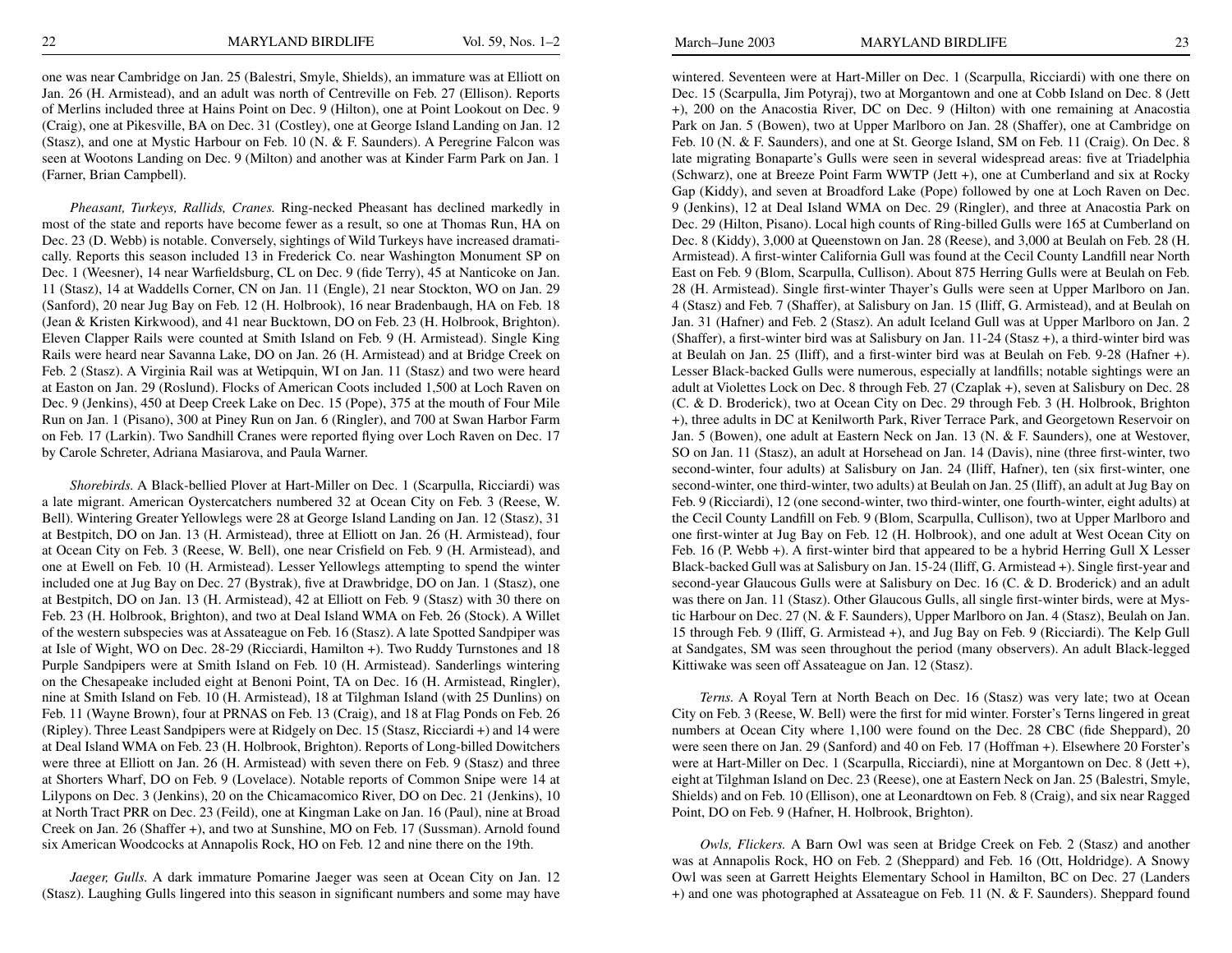one was near Cambridge on Jan. 25 (Balestri, Smyle, Shields), an immature was at Elliott on Jan. 26 (H. Armistead), and an adult was north of Centreville on Feb. 27 (Ellison). Reports of Merlins included three at Hains Point on Dec. 9 (Hilton), one at Point Lookout on Dec. 9 (Craig), one at Pikesville, BA on Dec. 31 (Costley), one at George Island Landing on Jan. 12 (Stasz), and one at Mystic Harbour on Feb. 10 (N. & F. Saunders). A Peregrine Falcon was seen at Wootons Landing on Dec. 9 (Milton) and another was at Kinder Farm Park on Jan. 1 (Farner, Brian Campbell).

*Pheasant, Turkeys, Rallids, Cranes.* Ring-necked Pheasant has declined markedly in most of the state and reports have become fewer as a result, so one at Thomas Run, HA on Dec. 23 (D. Webb) is notable. Conversely, sightings of Wild Turkeys have increased dramatically. Reports this season included 13 in Frederick Co. near Washington Monument SP on Dec. 1 (Weesner), 14 near Warfieldsburg, CL on Dec. 9 (fide Terry), 45 at Nanticoke on Jan. 11 (Stasz), 14 at Waddells Corner, CN on Jan. 11 (Engle), 21 near Stockton, WO on Jan. 29 (Sanford), 20 near Jug Bay on Feb. 12 (H. Holbrook), 16 near Bradenbaugh, HA on Feb. 18 (Jean & Kristen Kirkwood), and 41 near Bucktown, DO on Feb. 23 (H. Holbrook, Brighton). Eleven Clapper Rails were counted at Smith Island on Feb. 9 (H. Armistead). Single King Rails were heard near Savanna Lake, DO on Jan. 26 (H. Armistead) and at Bridge Creek on Feb. 2 (Stasz). A Virginia Rail was at Wetipquin, WI on Jan. 11 (Stasz) and two were heard at Easton on Jan. 29 (Roslund). Flocks of American Coots included 1,500 at Loch Raven on Dec. 9 (Jenkins), 450 at Deep Creek Lake on Dec. 15 (Pope), 375 at the mouth of Four Mile Run on Jan. 1 (Pisano), 300 at Piney Run on Jan. 6 (Ringler), and 700 at Swan Harbor Farm on Feb. 17 (Larkin). Two Sandhill Cranes were reported flying over Loch Raven on Dec. 17 by Carole Schreter, Adriana Masiarova, and Paula Warner.

*Shorebirds.* A Black-bellied Plover at Hart-Miller on Dec. 1 (Scarpulla, Ricciardi) was a late migrant. American Oystercatchers numbered 32 at Ocean City on Feb. 3 (Reese, W. Bell). Wintering Greater Yellowlegs were 28 at George Island Landing on Jan. 12 (Stasz), 31 at Bestpitch, DO on Jan. 13 (H. Armistead), three at Elliott on Jan. 26 (H. Armistead), four at Ocean City on Feb. 3 (Reese, W. Bell), one near Crisfield on Feb. 9 (H. Armistead), and one at Ewell on Feb. 10 (H. Armistead). Lesser Yellowlegs attempting to spend the winter included one at Jug Bay on Dec. 27 (Bystrak), five at Drawbridge, DO on Jan. 1 (Stasz), one at Bestpitch, DO on Jan. 13 (H. Armistead), 42 at Elliott on Feb. 9 (Stasz) with 30 there on Feb. 23 (H. Holbrook, Brighton), and two at Deal Island WMA on Feb. 26 (Stock). A Willet of the western subspecies was at Assateague on Feb. 16 (Stasz). A late Spotted Sandpiper was at Isle of Wight, WO on Dec. 28-29 (Ricciardi, Hamilton +). Two Ruddy Turnstones and 18 Purple Sandpipers were at Smith Island on Feb. 10 (H. Armistead). Sanderlings wintering on the Chesapeake included eight at Benoni Point, TA on Dec. 16 (H. Armistead, Ringler), nine at Smith Island on Feb. 10 (H. Armistead), 18 at Tilghman Island (with 25 Dunlins) on Feb. 11 (Wayne Brown), four at PRNAS on Feb. 13 (Craig), and 18 at Flag Ponds on Feb. 26 (Ripley). Three Least Sandpipers were at Ridgely on Dec. 15 (Stasz, Ricciardi +) and 14 were at Deal Island WMA on Feb. 23 (H. Holbrook, Brighton). Reports of Long-billed Dowitchers were three at Elliott on Jan. 26 (H. Armistead) with seven there on Feb. 9 (Stasz) and three at Shorters Wharf, DO on Feb. 9 (Lovelace). Notable reports of Common Snipe were 14 at Lilypons on Dec. 3 (Jenkins), 20 on the Chicamacomico River, DO on Dec. 21 (Jenkins), 10 at North Tract PRR on Dec. 23 (Feild), one at Kingman Lake on Jan. 16 (Paul), nine at Broad Creek on Jan. 26 (Shaffer +), and two at Sunshine, MO on Feb. 17 (Sussman). Arnold found six American Woodcocks at Annapolis Rock, HO on Feb. 12 and nine there on the 19th.

*Jaeger, Gulls.* A dark immature Pomarine Jaeger was seen at Ocean City on Jan. 12 (Stasz). Laughing Gulls lingered into this season in significant numbers and some may have wintered. Seventeen were at Hart-Miller on Dec. 1 (Scarpulla, Ricciardi) with one there on Dec. 15 (Scarpulla, Jim Potyraj), two at Morgantown and one at Cobb Island on Dec. 8 (Jett +), 200 on the Anacostia River, DC on Dec. 9 (Hilton) with one remaining at Anacostia Park on Jan. 5 (Bowen), two at Upper Marlboro on Jan. 28 (Shaffer), one at Cambridge on Feb. 10 (N. & F. Saunders), and one at St. George Island, SM on Feb. 11 (Craig). On Dec. 8 late migrating Bonaparte's Gulls were seen in several widespread areas: five at Triadelphia (Schwarz), one at Breeze Point Farm WWTP (Jett +), one at Cumberland and six at Rocky Gap (Kiddy), and seven at Broadford Lake (Pope) followed by one at Loch Raven on Dec. 9 (Jenkins), 12 at Deal Island WMA on Dec. 29 (Ringler), and three at Anacostia Park on Dec. 29 (Hilton, Pisano). Local high counts of Ring-billed Gulls were 165 at Cumberland on Dec. 8 (Kiddy), 3,000 at Queenstown on Jan. 28 (Reese), and 3,000 at Beulah on Feb. 28 (H. Armistead). A first-winter California Gull was found at the Cecil County Landfill near North East on Feb. 9 (Blom, Scarpulla, Cullison). About 875 Herring Gulls were at Beulah on Feb. 28 (H. Armistead). Single first-winter Thayer's Gulls were seen at Upper Marlboro on Jan. 4 (Stasz) and Feb. 7 (Shaffer), at Salisbury on Jan. 15 (Iliff, G. Armistead), and at Beulah on Jan. 31 (Hafner) and Feb. 2 (Stasz). An adult Iceland Gull was at Upper Marlboro on Jan. 2 (Shaffer), a first-winter bird was at Salisbury on Jan. 11-24 (Stasz +), a third-winter bird was at Beulah on Jan. 25 (Iliff), and a first-winter bird was at Beulah on Feb. 9-28 (Hafner +). Lesser Black-backed Gulls were numerous, especially at landfills; notable sightings were an adult at Violettes Lock on Dec. 8 through Feb. 27 (Czaplak +), seven at Salisbury on Dec. 28 (C. & D. Broderick), two at Ocean City on Dec. 29 through Feb. 3 (H. Holbrook, Brighton +), three adults in DC at Kenilworth Park, River Terrace Park, and Georgetown Reservoir on Jan. 5 (Bowen), one adult at Eastern Neck on Jan. 13 (N. & F. Saunders), one at Westover, SO on Jan. 11 (Stasz), an adult at Horsehead on Jan. 14 (Davis), nine (three first-winter, two second-winter, four adults) at Salisbury on Jan. 24 (Iliff, Hafner), ten (six first-winter, one second-winter, one third-winter, two adults) at Beulah on Jan. 25 (Iliff), an adult at Jug Bay on Feb. 9 (Ricciardi), 12 (one second-winter, two third-winter, one fourth-winter, eight adults) at the Cecil County Landfill on Feb. 9 (Blom, Scarpulla, Cullison), two at Upper Marlboro and one first-winter at Jug Bay on Feb. 12 (H. Holbrook), and one adult at West Ocean City on Feb. 16 (P. Webb +). A first-winter bird that appeared to be a hybrid Herring Gull X Lesser Black-backed Gull was at Salisbury on Jan. 15-24 (Iliff, G. Armistead +). Single first-year and second-year Glaucous Gulls were at Salisbury on Dec. 16 (C. & D. Broderick) and an adult was there on Jan. 11 (Stasz). Other Glaucous Gulls, all single first-winter birds, were at Mystic Harbour on Dec. 27 (N. & F. Saunders), Upper Marlboro on Jan. 4 (Stasz), Beulah on Jan. 15 through Feb. 9 (Iliff, G. Armistead +), and Jug Bay on Feb. 9 (Ricciardi). The Kelp Gull at Sandgates, SM was seen throughout the period (many observers). An adult Black-legged Kittiwake was seen off Assateague on Jan. 12 (Stasz).

*Terns.* A Royal Tern at North Beach on Dec. 16 (Stasz) was very late; two at Ocean City on Feb. 3 (Reese, W. Bell) were the first for mid winter. Forster's Terns lingered in great numbers at Ocean City where 1,100 were found on the Dec. 28 CBC (fide Sheppard), 20 were seen there on Jan. 29 (Sanford) and 40 on Feb. 17 (Hoffman +). Elsewhere 20 Forster's were at Hart-Miller on Dec. 1 (Scarpulla, Ricciardi), nine at Morgantown on Dec. 8 (Jett +), eight at Tilghman Island on Dec. 23 (Reese), one at Eastern Neck on Jan. 25 (Balestri, Smyle, Shields) and on Feb. 10 (Ellison), one at Leonardtown on Feb. 8 (Craig), and six near Ragged Point, DO on Feb. 9 (Hafner, H. Holbrook, Brighton).

*Owls, Flickers.* A Barn Owl was seen at Bridge Creek on Feb. 2 (Stasz) and another was at Annapolis Rock, HO on Feb. 2 (Sheppard) and Feb. 16 (Ott, Holdridge). A Snowy Owl was seen at Garrett Heights Elementary School in Hamilton, BC on Dec. 27 (Landers +) and one was photographed at Assateague on Feb. 11 (N. & F. Saunders). Sheppard found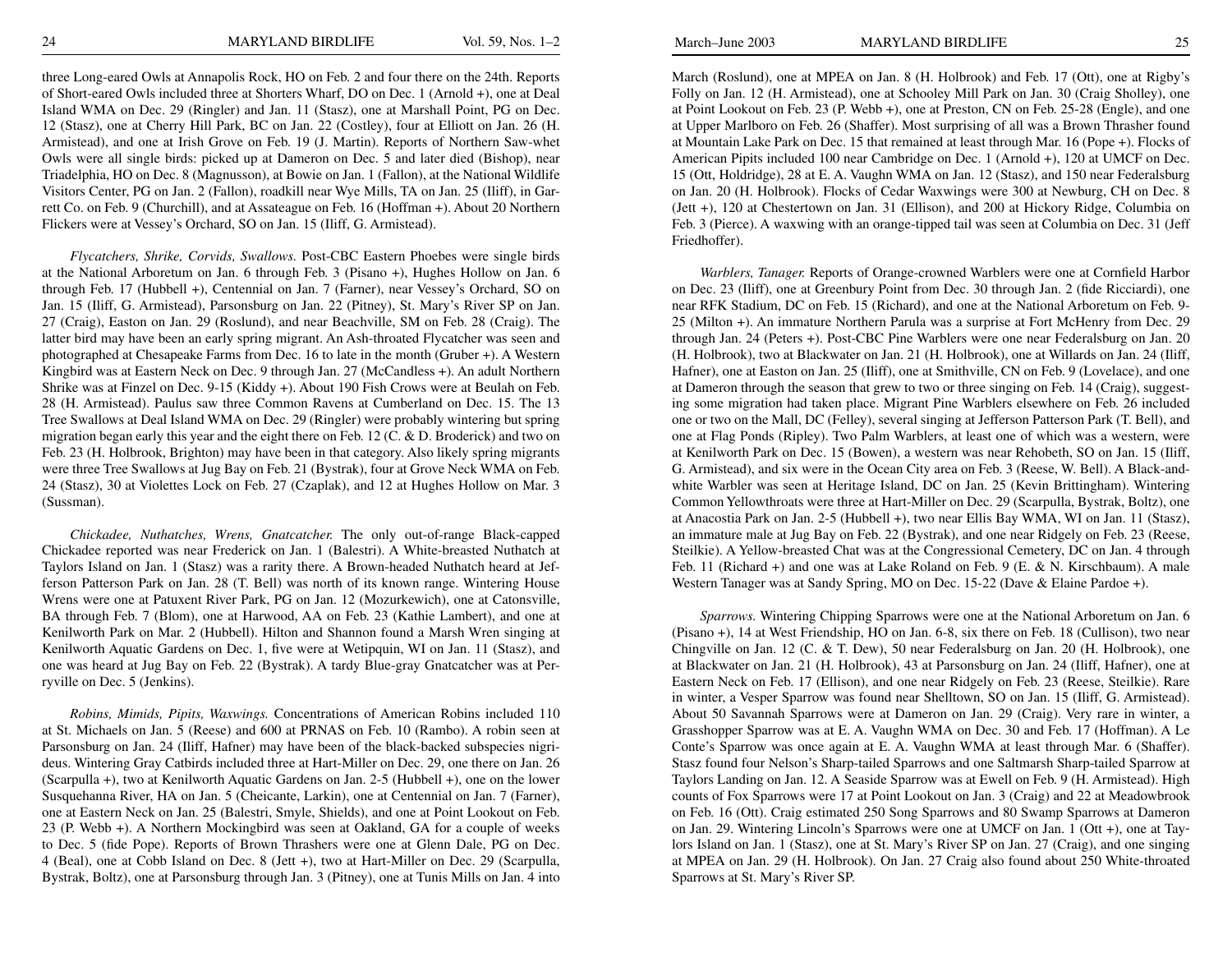three Long-eared Owls at Annapolis Rock, HO on Feb. 2 and four there on the 24th. Reports of Short-eared Owls included three at Shorters Wharf, DO on Dec. 1 (Arnold +), one at Deal Island WMA on Dec. 29 (Ringler) and Jan. 11 (Stasz), one at Marshall Point, PG on Dec. 12 (Stasz), one at Cherry Hill Park, BC on Jan. 22 (Costley), four at Elliott on Jan. 26 (H. Armistead), and one at Irish Grove on Feb. 19 (J. Martin). Reports of Northern Saw-whet Owls were all single birds: picked up at Dameron on Dec. 5 and later died (Bishop), near Triadelphia, HO on Dec. 8 (Magnusson), at Bowie on Jan. 1 (Fallon), at the National Wildlife Visitors Center, PG on Jan. 2 (Fallon), roadkill near Wye Mills, TA on Jan. 25 (Iliff), in Garrett Co. on Feb. 9 (Churchill), and at Assateague on Feb. 16 (Hoffman +). About 20 Northern Flickers were at Vessey's Orchard, SO on Jan. 15 (Iliff, G. Armistead).

*Flycatchers, Shrike, Corvids, Swallows.* Post-CBC Eastern Phoebes were single birds at the National Arboretum on Jan. 6 through Feb. 3 (Pisano +), Hughes Hollow on Jan. 6 through Feb. 17 (Hubbell +), Centennial on Jan. 7 (Farner), near Vessey's Orchard, SO on Jan. 15 (Iliff, G. Armistead), Parsonsburg on Jan. 22 (Pitney), St. Mary's River SP on Jan. 27 (Craig), Easton on Jan. 29 (Roslund), and near Beachville, SM on Feb. 28 (Craig). The latter bird may have been an early spring migrant. An Ash-throated Flycatcher was seen and photographed at Chesapeake Farms from Dec. 16 to late in the month (Gruber +). A Western Kingbird was at Eastern Neck on Dec. 9 through Jan. 27 (McCandless +). An adult Northern Shrike was at Finzel on Dec. 9-15 (Kiddy +). About 190 Fish Crows were at Beulah on Feb. 28 (H. Armistead). Paulus saw three Common Ravens at Cumberland on Dec. 15. The 13 Tree Swallows at Deal Island WMA on Dec. 29 (Ringler) were probably wintering but spring migration began early this year and the eight there on Feb. 12 (C. & D. Broderick) and two on Feb. 23 (H. Holbrook, Brighton) may have been in that category. Also likely spring migrants were three Tree Swallows at Jug Bay on Feb. 21 (Bystrak), four at Grove Neck WMA on Feb. 24 (Stasz), 30 at Violettes Lock on Feb. 27 (Czaplak), and 12 at Hughes Hollow on Mar. 3 (Sussman).

*Chickadee, Nuthatches, Wrens, Gnatcatcher.* The only out-of-range Black-capped Chickadee reported was near Frederick on Jan. 1 (Balestri). A White-breasted Nuthatch at Taylors Island on Jan. 1 (Stasz) was a rarity there. A Brown-headed Nuthatch heard at Jefferson Patterson Park on Jan. 28 (T. Bell) was north of its known range. Wintering House Wrens were one at Patuxent River Park, PG on Jan. 12 (Mozurkewich), one at Catonsville, BA through Feb. 7 (Blom), one at Harwood, AA on Feb. 23 (Kathie Lambert), and one at Kenilworth Park on Mar. 2 (Hubbell). Hilton and Shannon found a Marsh Wren singing at Kenilworth Aquatic Gardens on Dec. 1, five were at Wetipquin, WI on Jan. 11 (Stasz), and one was heard at Jug Bay on Feb. 22 (Bystrak). A tardy Blue-gray Gnatcatcher was at Perryville on Dec. 5 (Jenkins).

*Robins, Mimids, Pipits, Waxwings.* Concentrations of American Robins included 110 at St. Michaels on Jan. 5 (Reese) and 600 at PRNAS on Feb. 10 (Rambo). A robin seen at Parsonsburg on Jan. 24 (Iliff, Hafner) may have been of the black-backed subspecies nigrideus. Wintering Gray Catbirds included three at Hart-Miller on Dec. 29, one there on Jan. 26 (Scarpulla +), two at Kenilworth Aquatic Gardens on Jan. 2-5 (Hubbell +), one on the lower Susquehanna River, HA on Jan. 5 (Cheicante, Larkin), one at Centennial on Jan. 7 (Farner), one at Eastern Neck on Jan. 25 (Balestri, Smyle, Shields), and one at Point Lookout on Feb. 23 (P. Webb +). A Northern Mockingbird was seen at Oakland, GA for a couple of weeks to Dec. 5 (fide Pope). Reports of Brown Thrashers were one at Glenn Dale, PG on Dec. 4 (Beal), one at Cobb Island on Dec. 8 (Jett +), two at Hart-Miller on Dec. 29 (Scarpulla, Bystrak, Boltz), one at Parsonsburg through Jan. 3 (Pitney), one at Tunis Mills on Jan. 4 into March (Roslund), one at MPEA on Jan. 8 (H. Holbrook) and Feb. 17 (Ott), one at Rigby's Folly on Jan. 12 (H. Armistead), one at Schooley Mill Park on Jan. 30 (Craig Sholley), one at Point Lookout on Feb. 23 (P. Webb +), one at Preston, CN on Feb. 25-28 (Engle), and one at Upper Marlboro on Feb. 26 (Shaffer). Most surprising of all was a Brown Thrasher found at Mountain Lake Park on Dec. 15 that remained at least through Mar. 16 (Pope +). Flocks of American Pipits included 100 near Cambridge on Dec. 1 (Arnold +), 120 at UMCF on Dec. 15 (Ott, Holdridge), 28 at E. A. Vaughn WMA on Jan. 12 (Stasz), and 150 near Federalsburg on Jan. 20 (H. Holbrook). Flocks of Cedar Waxwings were 300 at Newburg, CH on Dec. 8 (Jett +), 120 at Chestertown on Jan. 31 (Ellison), and 200 at Hickory Ridge, Columbia on Feb. 3 (Pierce). A waxwing with an orange-tipped tail was seen at Columbia on Dec. 31 (Jeff Friedhoffer).

*Warblers, Tanager.* Reports of Orange-crowned Warblers were one at Cornfield Harbor on Dec. 23 (Iliff), one at Greenbury Point from Dec. 30 through Jan. 2 (fide Ricciardi), one near RFK Stadium, DC on Feb. 15 (Richard), and one at the National Arboretum on Feb. 9-25 (Milton +). An immature Northern Parula was a surprise at Fort McHenry from Dec. 29 through Jan. 24 (Peters +). Post-CBC Pine Warblers were one near Federalsburg on Jan. 20 (H. Holbrook), two at Blackwater on Jan. 21 (H. Holbrook), one at Willards on Jan. 24 (Iliff, Hafner), one at Easton on Jan. 25 (Iliff), one at Smithville, CN on Feb. 9 (Lovelace), and one at Dameron through the season that grew to two or three singing on Feb. 14 (Craig), suggesting some migration had taken place. Migrant Pine Warblers elsewhere on Feb. 26 included one or two on the Mall, DC (Felley), several singing at Jefferson Patterson Park (T. Bell), and one at Flag Ponds (Ripley). Two Palm Warblers, at least one of which was a western, were at Kenilworth Park on Dec. 15 (Bowen), a western was near Rehobeth, SO on Jan. 15 (Iliff, G. Armistead), and six were in the Ocean City area on Feb. 3 (Reese, W. Bell). A Black-and-white Warbler was seen at Heritage Island, DC on Jan. 25 (Kevin Brittingham). Wintering Common Yellowthroats were three at Hart-Miller on Dec. 29 (Scarpulla, Bystrak, Boltz), one at Anacostia Park on Jan. 2-5 (Hubbell +), two near Ellis Bay WMA, WI on Jan. 11 (Stasz), an immature male at Jug Bay on Feb. 22 (Bystrak), and one near Ridgely on Feb. 23 (Reese, Steilkie). A Yellow-breasted Chat was at the Congressional Cemetery, DC on Jan. 4 through Feb. 11 (Richard +) and one was at Lake Roland on Feb. 9 (E. & N. Kirschbaum). A male Western Tanager was at Sandy Spring, MO on Dec. 15-22 (Dave & Elaine Pardoe +).

*Sparrows.* Wintering Chipping Sparrows were one at the National Arboretum on Jan. 6 (Pisano +), 14 at West Friendship, HO on Jan. 6-8, six there on Feb. 18 (Cullison), two near Chingville on Jan. 12 (C. & T. Dew), 50 near Federalsburg on Jan. 20 (H. Holbrook), one at Blackwater on Jan. 21 (H. Holbrook), 43 at Parsonsburg on Jan. 24 (Iliff, Hafner), one at Eastern Neck on Feb. 17 (Ellison), and one near Ridgely on Feb. 23 (Reese, Steilkie). Rare in winter, a Vesper Sparrow was found near Shelltown, SO on Jan. 15 (Iliff, G. Armistead). About 50 Savannah Sparrows were at Dameron on Jan. 29 (Craig). Very rare in winter, a Grasshopper Sparrow was at E. A. Vaughn WMA on Dec. 30 and Feb. 17 (Hoffman). A Le Conte's Sparrow was once again at E. A. Vaughn WMA at least through Mar. 6 (Shaffer). Stasz found four Nelson's Sharp-tailed Sparrows and one Saltmarsh Sharp-tailed Sparrow at Taylors Landing on Jan. 12. A Seaside Sparrow was at Ewell on Feb. 9 (H. Armistead). High counts of Fox Sparrows were 17 at Point Lookout on Jan. 3 (Craig) and 22 at Meadowbrook on Feb. 16 (Ott). Craig estimated 250 Song Sparrows and 80 Swamp Sparrows at Dameron on Jan. 29. Wintering Lincoln's Sparrows were one at UMCF on Jan. 1 (Ott +), one at Taylors Island on Jan. 1 (Stasz), one at St. Mary's River SP on Jan. 27 (Craig), and one singing at MPEA on Jan. 29 (H. Holbrook). On Jan. 27 Craig also found about 250 White-throated Sparrows at St. Mary's River SP.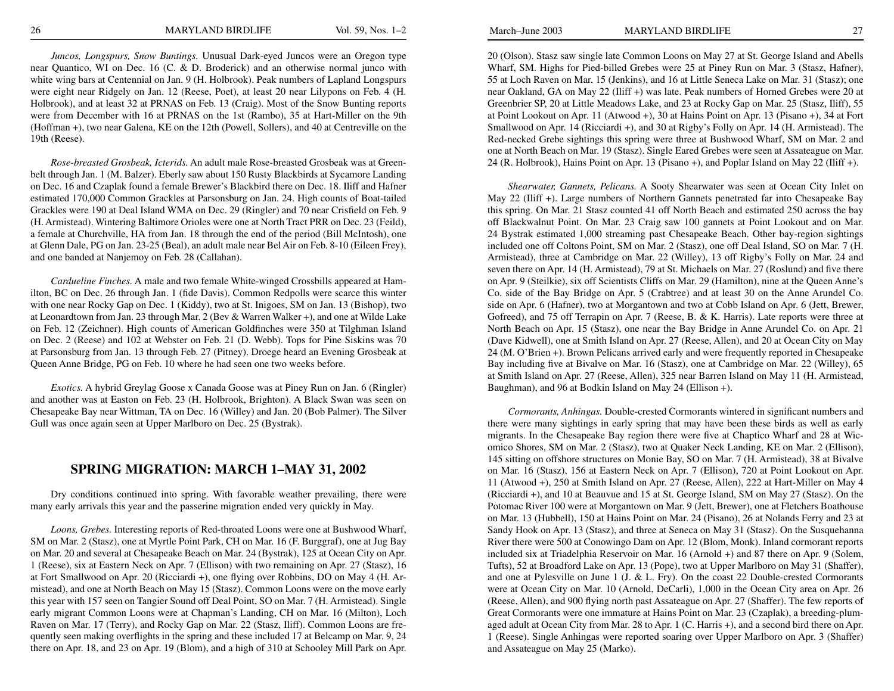*Juncos, Longspurs, Snow Buntings.* Unusual Dark-eyed Juncos were an Oregon type near Quantico, WI on Dec. 16 (C. & D. Broderick) and an otherwise normal junco with white wing bars at Centennial on Jan. 9 (H. Holbrook). Peak numbers of Lapland Longspurs were eight near Ridgely on Jan. 12 (Reese, Poet), at least 20 near Lilypons on Feb. 4 (H. Holbrook), and at least 32 at PRNAS on Feb. 13 (Craig). Most of the Snow Bunting reports were from December with 16 at PRNAS on the 1st (Rambo), 35 at Hart-Miller on the 9th (Hoffman +), two near Galena, KE on the 12th (Powell, Sollers), and 40 at Centreville on the 19th (Reese).

*Rose-breasted Grosbeak, Icterids.* An adult male Rose-breasted Grosbeak was at Greenbelt through Jan. 1 (M. Balzer). Eberly saw about 150 Rusty Blackbirds at Sycamore Landing on Dec. 16 and Czaplak found a female Brewer's Blackbird there on Dec. 18. Iliff and Hafner estimated 170,000 Common Grackles at Parsonsburg on Jan. 24. High counts of Boat-tailed Grackles were 190 at Deal Island WMA on Dec. 29 (Ringler) and 70 near Crisfield on Feb. 9 (H. Armistead). Wintering Baltimore Orioles were one at North Tract PRR on Dec. 23 (Feild), a female at Churchville, HA from Jan. 18 through the end of the period (Bill McIntosh), one at Glenn Dale, PG on Jan. 23-25 (Beal), an adult male near Bel Air on Feb. 8-10 (Eileen Frey), and one banded at Nanjemoy on Feb. 28 (Callahan).

*Cardueline Finches.* A male and two female White-winged Crossbills appeared at Hamilton, BC on Dec. 26 through Jan. 1 (fide Davis). Common Redpolls were scarce this winter with one near Rocky Gap on Dec. 1 (Kiddy), two at St. Inigoes, SM on Jan. 13 (Bishop), two at Leonardtown from Jan. 23 through Mar. 2 (Bev & Warren Walker +), and one at Wilde Lake on Feb. 12 (Zeichner). High counts of American Goldfinches were 350 at Tilghman Island on Dec. 2 (Reese) and 102 at Webster on Feb. 21 (D. Webb). Tops for Pine Siskins was 70 at Parsonsburg from Jan. 13 through Feb. 27 (Pitney). Droege heard an Evening Grosbeak at Queen Anne Bridge, PG on Feb. 10 where he had seen one two weeks before.

*Exotics.* A hybrid Greylag Goose x Canada Goose was at Piney Run on Jan. 6 (Ringler) and another was at Easton on Feb. 23 (H. Holbrook, Brighton). A Black Swan was seen on Chesapeake Bay near Wittman, TA on Dec. 16 (Willey) and Jan. 20 (Bob Palmer). The Silver Gull was once again seen at Upper Marlboro on Dec. 25 (Bystrak).

## SPRING MIGRATION: MARCH 1–MAY 31, 2002

Dry conditions continued into spring. With favorable weather prevailing, there were many early arrivals this year and the passerine migration ended very quickly in May.

*Loons, Grebes.* Interesting reports of Red-throated Loons were one at Bushwood Wharf, SM on Mar. 2 (Stasz), one at Myrtle Point Park, CH on Mar. 16 (F. Burggraf), one at Jug Bay on Mar. 20 and several at Chesapeake Beach on Mar. 24 (Bystrak), 125 at Ocean City on Apr. 1 (Reese), six at Eastern Neck on Apr. 7 (Ellison) with two remaining on Apr. 27 (Stasz), 16 at Fort Smallwood on Apr. 20 (Ricciardi +), one flying over Robbins, DO on May 4 (H. Armistead), and one at North Beach on May 15 (Stasz). Common Loons were on the move early this year with 157 seen on Tangier Sound off Deal Point, SO on Mar. 7 (H. Armistead). Single early migrant Common Loons were at Chapman's Landing, CH on Mar. 16 (Milton), Loch Raven on Mar. 17 (Terry), and Rocky Gap on Mar. 22 (Stasz, Iliff). Common Loons are frequently seen making overflights in the spring and these included 17 at Belcamp on Mar. 9, 24 there on Apr. 18, and 23 on Apr. 19 (Blom), and a high of 310 at Schooley Mill Park on Apr. 20 (Olson). Stasz saw single late Common Loons on May 27 at St. George Island and Abells Wharf, SM. Highs for Pied-billed Grebes were 25 at Piney Run on Mar. 3 (Stasz, Hafner), 55 at Loch Raven on Mar. 15 (Jenkins), and 16 at Little Seneca Lake on Mar. 31 (Stasz); one near Oakland, GA on May 22 (Iliff +) was late. Peak numbers of Horned Grebes were 20 at Greenbrier SP, 20 at Little Meadows Lake, and 23 at Rocky Gap on Mar. 25 (Stasz, Iliff), 55 at Point Lookout on Apr. 11 (Atwood +), 30 at Hains Point on Apr. 13 (Pisano +), 34 at Fort Smallwood on Apr. 14 (Ricciardi +), and 30 at Rigby's Folly on Apr. 14 (H. Armistead). The Red-necked Grebe sightings this spring were three at Bushwood Wharf, SM on Mar. 2 and one at North Beach on Mar. 19 (Stasz). Single Eared Grebes were seen at Assateague on Mar. 24 (R. Holbrook), Hains Point on Apr. 13 (Pisano +), and Poplar Island on May 22 (Iliff +).

*Shearwater, Gannets, Pelicans.* A Sooty Shearwater was seen at Ocean City Inlet on May 22 (Iliff +). Large numbers of Northern Gannets penetrated far into Chesapeake Bay this spring. On Mar. 21 Stasz counted 41 off North Beach and estimated 250 across the bay off Blackwalnut Point. On Mar. 23 Craig saw 100 gannets at Point Lookout and on Mar. 24 Bystrak estimated 1,000 streaming past Chesapeake Beach. Other bay-region sightings included one off Coltons Point, SM on Mar. 2 (Stasz), one off Deal Island, SO on Mar. 7 (H. Armistead), three at Cambridge on Mar. 22 (Willey), 13 off Rigby's Folly on Mar. 24 and seven there on Apr. 14 (H. Armistead), 79 at St. Michaels on Mar. 27 (Roslund) and five there on Apr. 9 (Steilkie), six off Scientists Cliffs on Mar. 29 (Hamilton), nine at the Queen Anne's Co. side of the Bay Bridge on Apr. 5 (Crabtree) and at least 30 on the Anne Arundel Co. side on Apr. 6 (Hafner), two at Morgantown and two at Cobb Island on Apr. 6 (Jett, Brewer, Gofreed), and 75 off Terrapin on Apr. 7 (Reese, B. & K. Harris). Late reports were three at North Beach on Apr. 15 (Stasz), one near the Bay Bridge in Anne Arundel Co. on Apr. 21 (Dave Kidwell), one at Smith Island on Apr. 27 (Reese, Allen), and 20 at Ocean City on May 24 (M. O'Brien +). Brown Pelicans arrived early and were frequently reported in Chesapeake Bay including five at Bivalve on Mar. 16 (Stasz), one at Cambridge on Mar. 22 (Willey), 65 at Smith Island on Apr. 27 (Reese, Allen), 325 near Barren Island on May 11 (H. Armistead, Baughman), and 96 at Bodkin Island on May 24 (Ellison +).

*Cormorants, Anhingas.* Double-crested Cormorants wintered in significant numbers and there were many sightings in early spring that may have been these birds as well as early migrants. In the Chesapeake Bay region there were five at Chaptico Wharf and 28 at Wicomico Shores, SM on Mar. 2 (Stasz), two at Quaker Neck Landing, KE on Mar. 2 (Ellison), 145 sitting on offshore structures on Monie Bay, SO on Mar. 7 (H. Armistead), 38 at Bivalve on Mar. 16 (Stasz), 156 at Eastern Neck on Apr. 7 (Ellison), 720 at Point Lookout on Apr. 11 (Atwood +), 250 at Smith Island on Apr. 27 (Reese, Allen), 222 at Hart-Miller on May 4 (Ricciardi +), and 10 at Beauvue and 15 at St. George Island, SM on May 27 (Stasz). On the Potomac River 100 were at Morgantown on Mar. 9 (Jett, Brewer), one at Fletchers Boathouse on Mar. 13 (Hubbell), 150 at Hains Point on Mar. 24 (Pisano), 26 at Nolands Ferry and 23 at Sandy Hook on Apr. 13 (Stasz), and three at Seneca on May 31 (Stasz). On the Susquehanna River there were 500 at Conowingo Dam on Apr. 12 (Blom, Monk). Inland cormorant reports included six at Triadelphia Reservoir on Mar. 16 (Arnold +) and 87 there on Apr. 9 (Solem, Tufts), 52 at Broadford Lake on Apr. 13 (Pope), two at Upper Marlboro on May 31 (Shaffer), and one at Pylesville on June 1 (J. & L. Fry). On the coast 22 Double-crested Cormorants were at Ocean City on Mar. 10 (Arnold, DeCarli), 1,000 in the Ocean City area on Apr. 26 (Reese, Allen), and 900 flying north past Assateague on Apr. 27 (Shaffer). The few reports of Great Cormorants were one immature at Hains Point on Mar. 23 (Czaplak), a breeding-plumaged adult at Ocean City from Mar. 28 to Apr. 1 (C. Harris +), and a second bird there on Apr. 1 (Reese). Single Anhingas were reported soaring over Upper Marlboro on Apr. 3 (Shaffer) and Assateague on May 25 (Marko).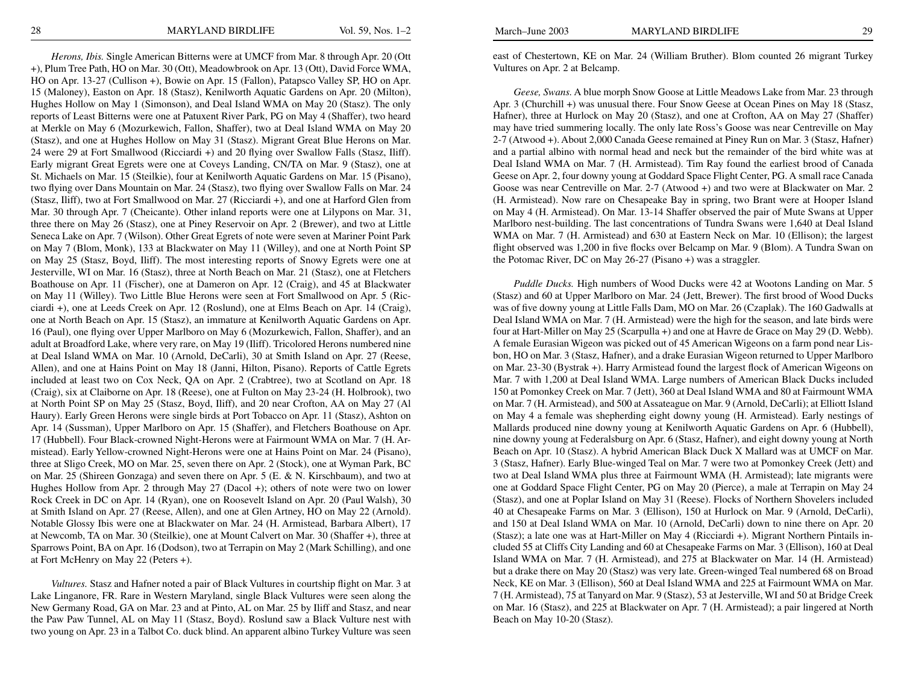*Herons, Ibis.* Single American Bitterns were at UMCF from Mar. 8 through Apr. 20 (Ott +), Plum Tree Path, HO on Mar. 30 (Ott), Meadowbrook on Apr. 13 (Ott), David Force WMA, HO on Apr. 13-27 (Cullison +), Bowie on Apr. 15 (Fallon), Patapsco Valley SP, HO on Apr. 15 (Maloney), Easton on Apr. 18 (Stasz), Kenilworth Aquatic Gardens on Apr. 20 (Milton), Hughes Hollow on May 1 (Simonson), and Deal Island WMA on May 20 (Stasz). The only reports of Least Bitterns were one at Patuxent River Park, PG on May 4 (Shaffer), two heard at Merkle on May 6 (Mozurkewich, Fallon, Shaffer), two at Deal Island WMA on May 20 (Stasz), and one at Hughes Hollow on May 31 (Stasz). Migrant Great Blue Herons on Mar. 24 were 29 at Fort Smallwood (Ricciardi +) and 20 flying over Swallow Falls (Stasz, Iliff). Early migrant Great Egrets were one at Coveys Landing, CN/TA on Mar. 9 (Stasz), one at St. Michaels on Mar. 15 (Steilkie), four at Kenilworth Aquatic Gardens on Mar. 15 (Pisano), two flying over Dans Mountain on Mar. 24 (Stasz), two flying over Swallow Falls on Mar. 24 (Stasz, Iliff), two at Fort Smallwood on Mar. 27 (Ricciardi +), and one at Harford Glen from Mar. 30 through Apr. 7 (Cheicante). Other inland reports were one at Lilypons on Mar. 31, three there on May 26 (Stasz), one at Piney Reservoir on Apr. 2 (Brewer), and two at Little Seneca Lake on Apr. 7 (Wilson). Other Great Egrets of note were seven at Mariner Point Park on May 7 (Blom, Monk), 133 at Blackwater on May 11 (Willey), and one at North Point SP on May 25 (Stasz, Boyd, Iliff). The most interesting reports of Snowy Egrets were one at Jesterville, WI on Mar. 16 (Stasz), three at North Beach on Mar. 21 (Stasz), one at Fletchers Boathouse on Apr. 11 (Fischer), one at Dameron on Apr. 12 (Craig), and 45 at Blackwater on May 11 (Willey). Two Little Blue Herons were seen at Fort Smallwood on Apr. 5 (Ricciardi +), one at Leeds Creek on Apr. 12 (Roslund), one at Elms Beach on Apr. 14 (Craig), one at North Beach on Apr. 15 (Stasz), an immature at Kenilworth Aquatic Gardens on Apr. 16 (Paul), one flying over Upper Marlboro on May 6 (Mozurkewich, Fallon, Shaffer), and an adult at Broadford Lake, where very rare, on May 19 (Iliff). Tricolored Herons numbered nine at Deal Island WMA on Mar. 10 (Arnold, DeCarli), 30 at Smith Island on Apr. 27 (Reese, Allen), and one at Hains Point on May 18 (Janni, Hilton, Pisano). Reports of Cattle Egrets included at least two on Cox Neck, QA on Apr. 2 (Crabtree), two at Scotland on Apr. 18 (Craig), six at Claiborne on Apr. 18 (Reese), one at Fulton on May 23-24 (H. Holbrook), two at North Point SP on May 25 (Stasz, Boyd, Iliff), and 20 near Crofton, AA on May 27 (Al Haury). Early Green Herons were single birds at Port Tobacco on Apr. 11 (Stasz), Ashton on Apr. 14 (Sussman), Upper Marlboro on Apr. 15 (Shaffer), and Fletchers Boathouse on Apr. 17 (Hubbell). Four Black-crowned Night-Herons were at Fairmount WMA on Mar. 7 (H. Armistead). Early Yellow-crowned Night-Herons were one at Hains Point on Mar. 24 (Pisano), three at Sligo Creek, MO on Mar. 25, seven there on Apr. 2 (Stock), one at Wyman Park, BC on Mar. 25 (Shireen Gonzaga) and seven there on Apr. 5 (E. & N. Kirschbaum), and two at Hughes Hollow from Apr. 2 through May 27 (Dacol +); others of note were two on lower Rock Creek in DC on Apr. 14 (Ryan), one on Roosevelt Island on Apr. 20 (Paul Walsh), 30 at Smith Island on Apr. 27 (Reese, Allen), and one at Glen Artney, HO on May 22 (Arnold). Notable Glossy Ibis were one at Blackwater on Mar. 24 (H. Armistead, Barbara Albert), 17 at Newcomb, TA on Mar. 30 (Steilkie), one at Mount Calvert on Mar. 30 (Shaffer +), three at Sparrows Point, BA on Apr. 16 (Dodson), two at Terrapin on May 2 (Mark Schilling), and one at Fort McHenry on May 22 (Peters +).

*Vultures.* Stasz and Hafner noted a pair of Black Vultures in courtship flight on Mar. 3 at Lake Linganore, FR. Rare in Western Maryland, single Black Vultures were seen along the New Germany Road, GA on Mar. 23 and at Pinto, AL on Mar. 25 by Iliff and Stasz, and near the Paw Paw Tunnel, AL on May 11 (Stasz, Boyd). Roslund saw a Black Vulture nest with two young on Apr. 23 in a Talbot Co. duck blind. An apparent albino Turkey Vulture was seen east of Chestertown, KE on Mar. 24 (William Bruther). Blom counted 26 migrant Turkey Vultures on Apr. 2 at Belcamp.

*Geese, Swans.* A blue morph Snow Goose at Little Meadows Lake from Mar. 23 through Apr. 3 (Churchill +) was unusual there. Four Snow Geese at Ocean Pines on May 18 (Stasz, Hafner), three at Hurlock on May 20 (Stasz), and one at Crofton, AA on May 27 (Shaffer) may have tried summering locally. The only late Ross's Goose was near Centreville on May 2-7 (Atwood +). About 2,000 Canada Geese remained at Piney Run on Mar. 3 (Stasz, Hafner) and a partial albino with normal head and neck but the remainder of the bird white was at Deal Island WMA on Mar. 7 (H. Armistead). Tim Ray found the earliest brood of Canada Geese on Apr. 2, four downy young at Goddard Space Flight Center, PG. A small race Canada Goose was near Centreville on Mar. 2-7 (Atwood +) and two were at Blackwater on Mar. 2 (H. Armistead). Now rare on Chesapeake Bay in spring, two Brant were at Hooper Island on May 4 (H. Armistead). On Mar. 13-14 Shaffer observed the pair of Mute Swans at Upper Marlboro nest-building. The last concentrations of Tundra Swans were 1,640 at Deal Island WMA on Mar. 7 (H. Armistead) and 630 at Eastern Neck on Mar. 10 (Ellison); the largest flight observed was 1,200 in five flocks over Belcamp on Mar. 9 (Blom). A Tundra Swan on the Potomac River, DC on May 26-27 (Pisano +) was a straggler.

*Puddle Ducks.* High numbers of Wood Ducks were 42 at Wootons Landing on Mar. 5 (Stasz) and 60 at Upper Marlboro on Mar. 24 (Jett, Brewer). The first brood of Wood Ducks was of five downy young at Little Falls Dam, MO on Mar. 26 (Czaplak). The 160 Gadwalls at Deal Island WMA on Mar. 7 (H. Armistead) were the high for the season, and late birds were four at Hart-Miller on May 25 (Scarpulla +) and one at Havre de Grace on May 29 (D. Webb). A female Eurasian Wigeon was picked out of 45 American Wigeons on a farm pond near Lisbon, HO on Mar. 3 (Stasz, Hafner), and a drake Eurasian Wigeon returned to Upper Marlboro on Mar. 23-30 (Bystrak +). Harry Armistead found the largest flock of American Wigeons on Mar. 7 with 1,200 at Deal Island WMA. Large numbers of American Black Ducks included 150 at Pomonkey Creek on Mar. 7 (Jett), 360 at Deal Island WMA and 80 at Fairmount WMA on Mar. 7 (H. Armistead), and 500 at Assateague on Mar. 9 (Arnold, DeCarli); at Elliott Island on May 4 a female was shepherding eight downy young (H. Armistead). Early nestings of Mallards produced nine downy young at Kenilworth Aquatic Gardens on Apr. 6 (Hubbell), nine downy young at Federalsburg on Apr. 6 (Stasz, Hafner), and eight downy young at North Beach on Apr. 10 (Stasz). A hybrid American Black Duck X Mallard was at UMCF on Mar. 3 (Stasz, Hafner). Early Blue-winged Teal on Mar. 7 were two at Pomonkey Creek (Jett) and two at Deal Island WMA plus three at Fairmount WMA (H. Armistead); late migrants were one at Goddard Space Flight Center, PG on May 20 (Pierce), a male at Terrapin on May 24 (Stasz), and one at Poplar Island on May 31 (Reese). Flocks of Northern Shovelers included 40 at Chesapeake Farms on Mar. 3 (Ellison), 150 at Hurlock on Mar. 9 (Arnold, DeCarli), and 150 at Deal Island WMA on Mar. 10 (Arnold, DeCarli) down to nine there on Apr. 20 (Stasz); a late one was at Hart-Miller on May 4 (Ricciardi +). Migrant Northern Pintails included 55 at Cliffs City Landing and 60 at Chesapeake Farms on Mar. 3 (Ellison), 160 at Deal Island WMA on Mar. 7 (H. Armistead), and 275 at Blackwater on Mar. 14 (H. Armistead) but a drake there on May 20 (Stasz) was very late. Green-winged Teal numbered 68 on Broad Neck, KE on Mar. 3 (Ellison), 560 at Deal Island WMA and 225 at Fairmount WMA on Mar. 7 (H. Armistead), 75 at Tanyard on Mar. 9 (Stasz), 53 at Jesterville, WI and 50 at Bridge Creek on Mar. 16 (Stasz), and 225 at Blackwater on Apr. 7 (H. Armistead); a pair lingered at North Beach on May 10-20 (Stasz).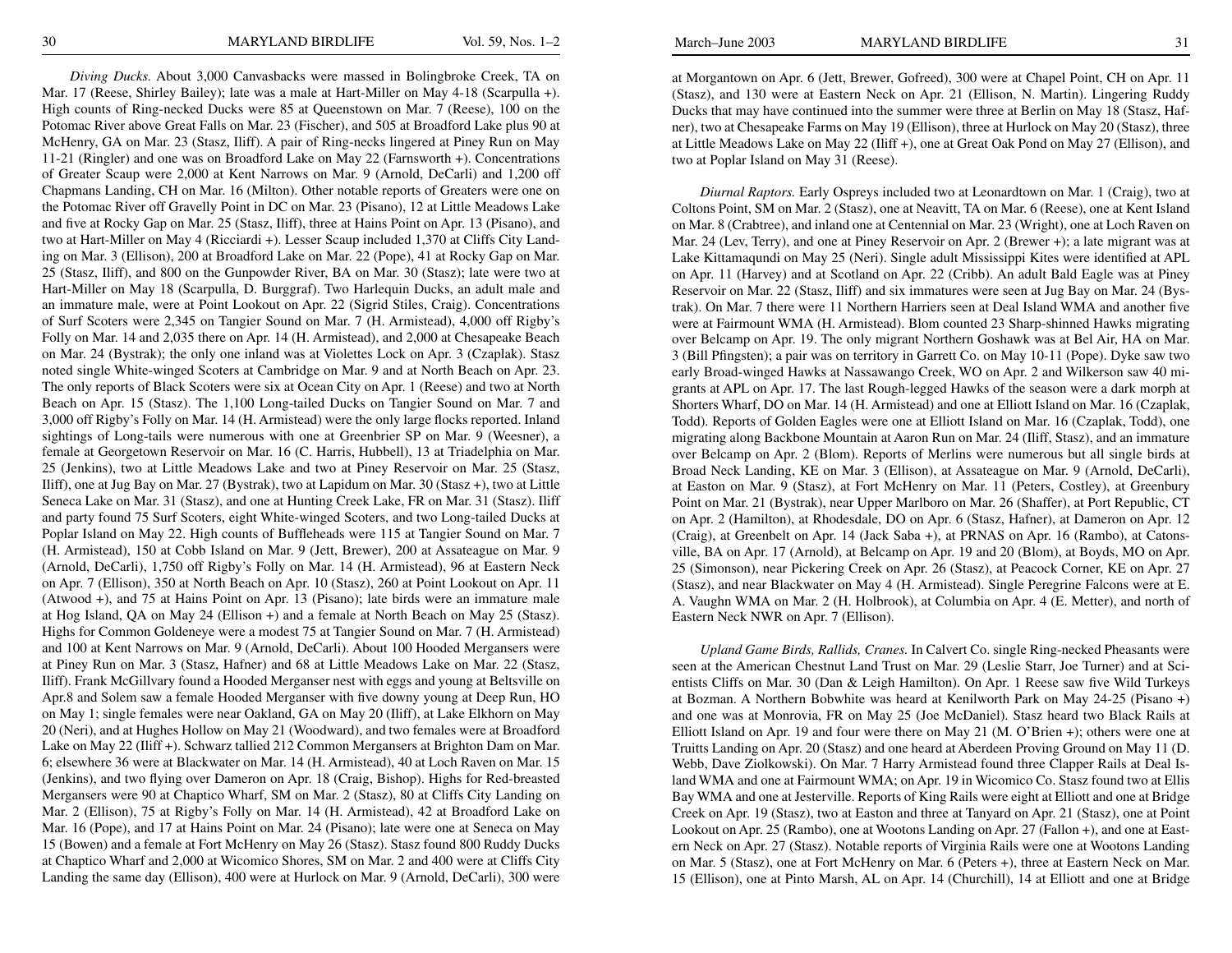*Diving Ducks.* About 3,000 Canvasbacks were massed in Bolingbroke Creek, TA on Mar. 17 (Reese, Shirley Bailey); late was a male at Hart-Miller on May 4-18 (Scarpulla +). High counts of Ring-necked Ducks were 85 at Queenstown on Mar. 7 (Reese), 100 on the Potomac River above Great Falls on Mar. 23 (Fischer), and 505 at Broadford Lake plus 90 at McHenry, GA on Mar. 23 (Stasz, Iliff). A pair of Ring-necks lingered at Piney Run on May 11-21 (Ringler) and one was on Broadford Lake on May 22 (Farnsworth +). Concentrations of Greater Scaup were 2,000 at Kent Narrows on Mar. 9 (Arnold, DeCarli) and 1,200 off Chapmans Landing, CH on Mar. 16 (Milton). Other notable reports of Greaters were one on the Potomac River off Gravelly Point in DC on Mar. 23 (Pisano), 12 at Little Meadows Lake and five at Rocky Gap on Mar. 25 (Stasz, Iliff), three at Hains Point on Apr. 13 (Pisano), and two at Hart-Miller on May 4 (Ricciardi +). Lesser Scaup included 1,370 at Cliffs City Landing on Mar. 3 (Ellison), 200 at Broadford Lake on Mar. 22 (Pope), 41 at Rocky Gap on Mar. 25 (Stasz, Iliff), and 800 on the Gunpowder River, BA on Mar. 30 (Stasz); late were two at Hart-Miller on May 18 (Scarpulla, D. Burggraf). Two Harlequin Ducks, an adult male and an immature male, were at Point Lookout on Apr. 22 (Sigrid Stiles, Craig). Concentrations of Surf Scoters were 2,345 on Tangier Sound on Mar. 7 (H. Armistead), 4,000 off Rigby's Folly on Mar. 14 and 2,035 there on Apr. 14 (H. Armistead), and 2,000 at Chesapeake Beach on Mar. 24 (Bystrak); the only one inland was at Violettes Lock on Apr. 3 (Czaplak). Stasz noted single White-winged Scoters at Cambridge on Mar. 9 and at North Beach on Apr. 23. The only reports of Black Scoters were six at Ocean City on Apr. 1 (Reese) and two at North Beach on Apr. 15 (Stasz). The 1,100 Long-tailed Ducks on Tangier Sound on Mar. 7 and 3,000 off Rigby's Folly on Mar. 14 (H. Armistead) were the only large flocks reported. Inland sightings of Long-tails were numerous with one at Greenbrier SP on Mar. 9 (Weesner), a female at Georgetown Reservoir on Mar. 16 (C. Harris, Hubbell), 13 at Triadelphia on Mar. 25 (Jenkins), two at Little Meadows Lake and two at Piney Reservoir on Mar. 25 (Stasz, Iliff), one at Jug Bay on Mar. 27 (Bystrak), two at Lapidum on Mar. 30 (Stasz +), two at Little Seneca Lake on Mar. 31 (Stasz), and one at Hunting Creek Lake, FR on Mar. 31 (Stasz). Iliff and party found 75 Surf Scoters, eight White-winged Scoters, and two Long-tailed Ducks at Poplar Island on May 22. High counts of Buffleheads were 115 at Tangier Sound on Mar. 7 (H. Armistead), 150 at Cobb Island on Mar. 9 (Jett, Brewer), 200 at Assateague on Mar. 9 (Arnold, DeCarli), 1,750 off Rigby's Folly on Mar. 14 (H. Armistead), 96 at Eastern Neck on Apr. 7 (Ellison), 350 at North Beach on Apr. 10 (Stasz), 260 at Point Lookout on Apr. 11 (Atwood +), and 75 at Hains Point on Apr. 13 (Pisano); late birds were an immature male at Hog Island, QA on May 24 (Ellison +) and a female at North Beach on May 25 (Stasz). Highs for Common Goldeneye were a modest 75 at Tangier Sound on Mar. 7 (H. Armistead) and 100 at Kent Narrows on Mar. 9 (Arnold, DeCarli). About 100 Hooded Mergansers were at Piney Run on Mar. 3 (Stasz, Hafner) and 68 at Little Meadows Lake on Mar. 22 (Stasz, Iliff). Frank McGillvary found a Hooded Merganser nest with eggs and young at Beltsville on Apr.8 and Solem saw a female Hooded Merganser with five downy young at Deep Run, HO on May 1; single females were near Oakland, GA on May 20 (Iliff), at Lake Elkhorn on May 20 (Neri), and at Hughes Hollow on May 21 (Woodward), and two females were at Broadford Lake on May 22 (Iliff +). Schwarz tallied 212 Common Mergansers at Brighton Dam on Mar. 6; elsewhere 36 were at Blackwater on Mar. 14 (H. Armistead), 40 at Loch Raven on Mar. 15 (Jenkins), and two flying over Dameron on Apr. 18 (Craig, Bishop). Highs for Red-breasted Mergansers were 90 at Chaptico Wharf, SM on Mar. 2 (Stasz), 80 at Cliffs City Landing on Mar. 2 (Ellison), 75 at Rigby's Folly on Mar. 14 (H. Armistead), 42 at Broadford Lake on Mar. 16 (Pope), and 17 at Hains Point on Mar. 24 (Pisano); late were one at Seneca on May 15 (Bowen) and a female at Fort McHenry on May 26 (Stasz). Stasz found 800 Ruddy Ducks at Chaptico Wharf and 2,000 at Wicomico Shores, SM on Mar. 2 and 400 were at Cliffs City Landing the same day (Ellison), 400 were at Hurlock on Mar. 9 (Arnold, DeCarli), 300 were at Morgantown on Apr. 6 (Jett, Brewer, Gofreed), 300 were at Chapel Point, CH on Apr. 11 (Stasz), and 130 were at Eastern Neck on Apr. 21 (Ellison, N. Martin). Lingering Ruddy Ducks that may have continued into the summer were three at Berlin on May 18 (Stasz, Hafner), two at Chesapeake Farms on May 19 (Ellison), three at Hurlock on May 20 (Stasz), three at Little Meadows Lake on May 22 (Iliff +), one at Great Oak Pond on May 27 (Ellison), and two at Poplar Island on May 31 (Reese).

*Diurnal Raptors.* Early Ospreys included two at Leonardtown on Mar. 1 (Craig), two at Coltons Point, SM on Mar. 2 (Stasz), one at Neavitt, TA on Mar. 6 (Reese), one at Kent Island on Mar. 8 (Crabtree), and inland one at Centennial on Mar. 23 (Wright), one at Loch Raven on Mar. 24 (Lev, Terry), and one at Piney Reservoir on Apr. 2 (Brewer +); a late migrant was at Lake Kittamaqundi on May 25 (Neri). Single adult Mississippi Kites were identified at APL on Apr. 11 (Harvey) and at Scotland on Apr. 22 (Cribb). An adult Bald Eagle was at Piney Reservoir on Mar. 22 (Stasz, Iliff) and six immatures were seen at Jug Bay on Mar. 24 (Bystrak). On Mar. 7 there were 11 Northern Harriers seen at Deal Island WMA and another five were at Fairmount WMA (H. Armistead). Blom counted 23 Sharp-shinned Hawks migrating over Belcamp on Apr. 19. The only migrant Northern Goshawk was at Bel Air, HA on Mar. 3 (Bill Pfingsten); a pair was on territory in Garrett Co. on May 10-11 (Pope). Dyke saw two early Broad-winged Hawks at Nassawango Creek, WO on Apr. 2 and Wilkerson saw 40 migrants at APL on Apr. 17. The last Rough-legged Hawks of the season were a dark morph at Shorters Wharf, DO on Mar. 14 (H. Armistead) and one at Elliott Island on Mar. 16 (Czaplak, Todd). Reports of Golden Eagles were one at Elliott Island on Mar. 16 (Czaplak, Todd), one migrating along Backbone Mountain at Aaron Run on Mar. 24 (Iliff, Stasz), and an immature over Belcamp on Apr. 2 (Blom). Reports of Merlins were numerous but all single birds at Broad Neck Landing, KE on Mar. 3 (Ellison), at Assateague on Mar. 9 (Arnold, DeCarli), at Easton on Mar. 9 (Stasz), at Fort McHenry on Mar. 11 (Peters, Costley), at Greenbury Point on Mar. 21 (Bystrak), near Upper Marlboro on Mar. 26 (Shaffer), at Port Republic, CT on Apr. 2 (Hamilton), at Rhodesdale, DO on Apr. 6 (Stasz, Hafner), at Dameron on Apr. 12 (Craig), at Greenbelt on Apr. 14 (Jack Saba +), at PRNAS on Apr. 16 (Rambo), at Catonsville, BA on Apr. 17 (Arnold), at Belcamp on Apr. 19 and 20 (Blom), at Boyds, MO on Apr. 25 (Simonson), near Pickering Creek on Apr. 26 (Stasz), at Peacock Corner, KE on Apr. 27 (Stasz), and near Blackwater on May 4 (H. Armistead). Single Peregrine Falcons were at E. A. Vaughn WMA on Mar. 2 (H. Holbrook), at Columbia on Apr. 4 (E. Metter), and north of Eastern Neck NWR on Apr. 7 (Ellison).

*Upland Game Birds, Rallids, Cranes.* In Calvert Co. single Ring-necked Pheasants were seen at the American Chestnut Land Trust on Mar. 29 (Leslie Starr, Joe Turner) and at Scientists Cliffs on Mar. 30 (Dan & Leigh Hamilton). On Apr. 1 Reese saw five Wild Turkeys at Bozman. A Northern Bobwhite was heard at Kenilworth Park on May 24-25 (Pisano +) and one was at Monrovia, FR on May 25 (Joe McDaniel). Stasz heard two Black Rails at Elliott Island on Apr. 19 and four were there on May 21 (M. O'Brien +); others were one at Truitts Landing on Apr. 20 (Stasz) and one heard at Aberdeen Proving Ground on May 11 (D. Webb, Dave Ziolkowski). On Mar. 7 Harry Armistead found three Clapper Rails at Deal Island WMA and one at Fairmount WMA; on Apr. 19 in Wicomico Co. Stasz found two at Ellis Bay WMA and one at Jesterville. Reports of King Rails were eight at Elliott and one at Bridge Creek on Apr. 19 (Stasz), two at Easton and three at Tanyard on Apr. 21 (Stasz), one at Point Lookout on Apr. 25 (Rambo), one at Wootons Landing on Apr. 27 (Fallon +), and one at Eastern Neck on Apr. 27 (Stasz). Notable reports of Virginia Rails were one at Wootons Landing on Mar. 5 (Stasz), one at Fort McHenry on Mar. 6 (Peters +), three at Eastern Neck on Mar. 15 (Ellison), one at Pinto Marsh, AL on Apr. 14 (Churchill), 14 at Elliott and one at Bridge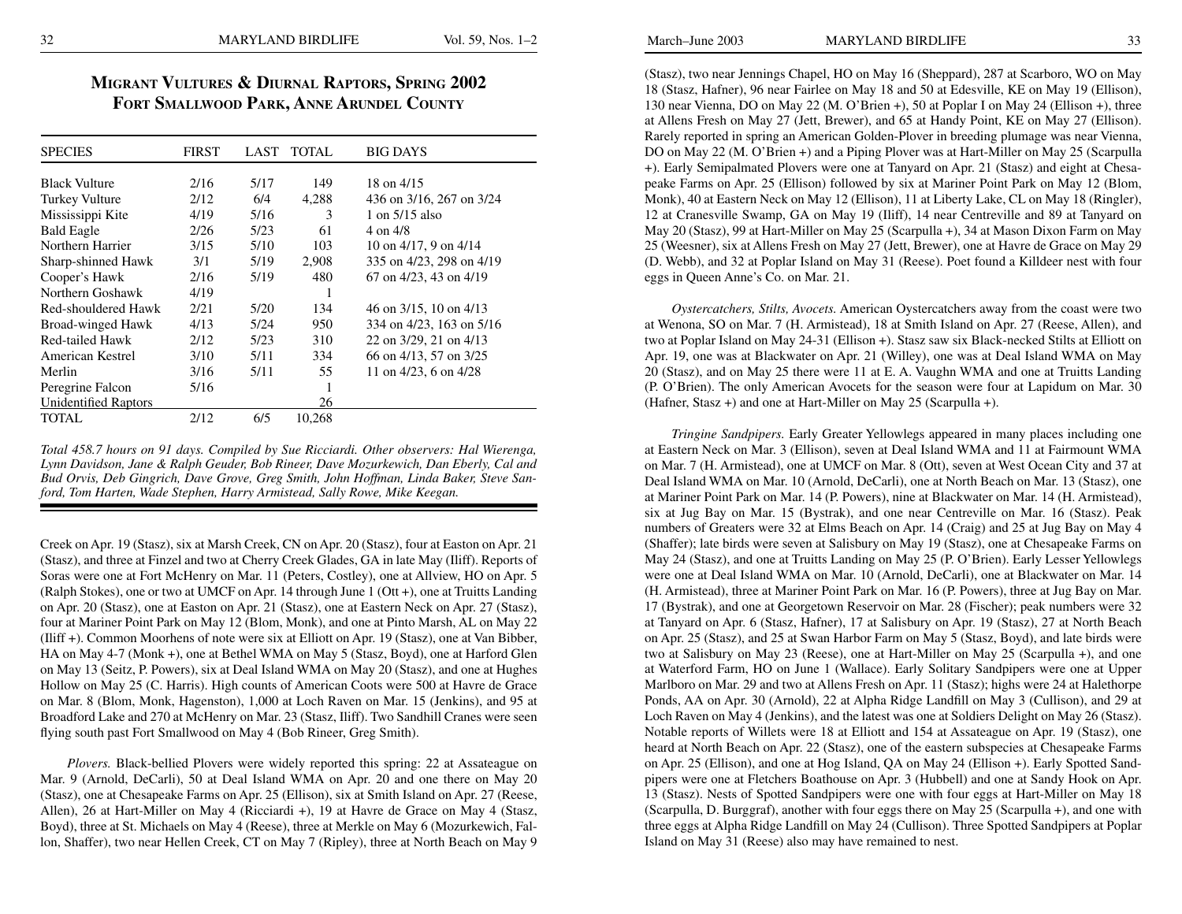## Migrant Vultures & Diurnal Raptors, Spring 2002
## Fort Smallwood Park, Anne Arundel County

| SPECIES | FIRST | LAST | TOTAL | BIG DAYS |
|---|---|---|---|---|
| Black Vulture | 2/16 | 5/17 | 149 | 18 on 4/15 |
| Turkey Vulture | 2/12 | 6/4 | 4,288 | 436 on 3/16, 267 on 3/24 |
| Mississippi Kite | 4/19 | 5/16 | 3 | 1 on 5/15 also |
| Bald Eagle | 2/26 | 5/23 | 61 | 4 on 4/8 |
| Northern Harrier | 3/15 | 5/10 | 103 | 10 on 4/17, 9 on 4/14 |
| Sharp-shinned Hawk | 3/1 | 5/19 | 2,908 | 335 on 4/23, 298 on 4/19 |
| Cooper's Hawk | 2/16 | 5/19 | 480 | 67 on 4/23, 43 on 4/19 |
| Northern Goshawk | 4/19 | | 1 | |
| Red-shouldered Hawk | 2/21 | 5/20 | 134 | 46 on 3/15, 10 on 4/13 |
| Broad-winged Hawk | 4/13 | 5/24 | 950 | 334 on 4/23, 163 on 5/16 |
| Red-tailed Hawk | 2/12 | 5/23 | 310 | 22 on 3/29, 21 on 4/13 |
| American Kestrel | 3/10 | 5/11 | 334 | 66 on 4/13, 57 on 3/25 |
| Merlin | 3/16 | 5/11 | 55 | 11 on 4/23, 6 on 4/28 |
| Peregrine Falcon | 5/16 | | 1 | |
| Unidentified Raptors | | | 26 | |
| TOTAL | 2/12 | 6/5 | 10,268 | |

*Total 458.7 hours on 91 days. Compiled by Sue Ricciardi. Other observers: Hal Wierenga, Lynn Davidson, Jane & Ralph Geuder, Bob Rineer, Dave Mozurkewich, Dan Eberly, Cal and Bud Orvis, Deb Gingrich, Dave Grove, Greg Smith, John Hoffman, Linda Baker, Steve Sanford, Tom Harten, Wade Stephen, Harry Armistead, Sally Rowe, Mike Keegan.*

Creek on Apr. 19 (Stasz), six at Marsh Creek, CN on Apr. 20 (Stasz), four at Easton on Apr. 21 (Stasz), and three at Finzel and two at Cherry Creek Glades, GA in late May (Iliff). Reports of Soras were one at Fort McHenry on Mar. 11 (Peters, Costley), one at Allview, HO on Apr. 5 (Ralph Stokes), one or two at UMCF on Apr. 14 through June 1 (Ott +), one at Truitts Landing on Apr. 20 (Stasz), one at Easton on Apr. 21 (Stasz), one at Eastern Neck on Apr. 27 (Stasz), four at Mariner Point Park on May 12 (Blom, Monk), and one at Pinto Marsh, AL on May 22 (Iliff +). Common Moorhens of note were six at Elliott on Apr. 19 (Stasz), one at Van Bibber, HA on May 4-7 (Monk +), one at Bethel WMA on May 5 (Stasz, Boyd), one at Harford Glen on May 13 (Seitz, P. Powers), six at Deal Island WMA on May 20 (Stasz), and one at Hughes Hollow on May 25 (C. Harris). High counts of American Coots were 500 at Havre de Grace on Mar. 8 (Blom, Monk, Hagenston), 1,000 at Loch Raven on Mar. 15 (Jenkins), and 95 at Broadford Lake and 270 at McHenry on Mar. 23 (Stasz, Iliff). Two Sandhill Cranes were seen flying south past Fort Smallwood on May 4 (Bob Rineer, Greg Smith).

*Plovers.* Black-bellied Plovers were widely reported this spring: 22 at Assateague on Mar. 9 (Arnold, DeCarli), 50 at Deal Island WMA on Apr. 20 and one there on May 20 (Stasz), one at Chesapeake Farms on Apr. 25 (Ellison), six at Smith Island on Apr. 27 (Reese, Allen), 26 at Hart-Miller on May 4 (Ricciardi +), 19 at Havre de Grace on May 4 (Stasz, Boyd), three at St. Michaels on May 4 (Reese), three at Merkle on May 6 (Mozurkewich, Fallon, Shaffer), two near Hellen Creek, CT on May 7 (Ripley), three at North Beach on May 9 (Stasz), two near Jennings Chapel, HO on May 16 (Sheppard), 287 at Scarboro, WO on May 18 (Stasz, Hafner), 96 near Fairlee on May 18 and 50 at Edesville, KE on May 19 (Ellison), 130 near Vienna, DO on May 22 (M. O'Brien +), 50 at Poplar I on May 24 (Ellison +), three at Allens Fresh on May 27 (Jett, Brewer), and 65 at Handy Point, KE on May 27 (Ellison). Rarely reported in spring an American Golden-Plover in breeding plumage was near Vienna, DO on May 22 (M. O'Brien +) and a Piping Plover was at Hart-Miller on May 25 (Scarpulla +). Early Semipalmated Plovers were one at Tanyard on Apr. 21 (Stasz) and eight at Chesapeake Farms on Apr. 25 (Ellison) followed by six at Mariner Point Park on May 12 (Blom, Monk), 40 at Eastern Neck on May 12 (Ellison), 11 at Liberty Lake, CL on May 18 (Ringler), 12 at Cranesville Swamp, GA on May 19 (Iliff), 14 near Centreville and 89 at Tanyard on May 20 (Stasz), 99 at Hart-Miller on May 25 (Scarpulla +), 34 at Mason Dixon Farm on May 25 (Weesner), six at Allens Fresh on May 27 (Jett, Brewer), one at Havre de Grace on May 29 (D. Webb), and 32 at Poplar Island on May 31 (Reese). Poet found a Killdeer nest with four eggs in Queen Anne's Co. on Mar. 21.

*Oystercatchers, Stilts, Avocets.* American Oystercatchers away from the coast were two at Wenona, SO on Mar. 7 (H. Armistead), 18 at Smith Island on Apr. 27 (Reese, Allen), and two at Poplar Island on May 24-31 (Ellison +). Stasz saw six Black-necked Stilts at Elliott on Apr. 19, one was at Blackwater on Apr. 21 (Willey), one was at Deal Island WMA on May 20 (Stasz), and on May 25 there were 11 at E. A. Vaughn WMA and one at Truitts Landing (P. O'Brien). The only American Avocets for the season were four at Lapidum on Mar. 30 (Hafner, Stasz +) and one at Hart-Miller on May 25 (Scarpulla +).

*Tringine Sandpipers.* Early Greater Yellowlegs appeared in many places including one at Eastern Neck on Mar. 3 (Ellison), seven at Deal Island WMA and 11 at Fairmount WMA on Mar. 7 (H. Armistead), one at UMCF on Mar. 8 (Ott), seven at West Ocean City and 37 at Deal Island WMA on Mar. 10 (Arnold, DeCarli), one at North Beach on Mar. 13 (Stasz), one at Mariner Point Park on Mar. 14 (P. Powers), nine at Blackwater on Mar. 14 (H. Armistead), six at Jug Bay on Mar. 15 (Bystrak), and one near Centreville on Mar. 16 (Stasz). Peak numbers of Greaters were 32 at Elms Beach on Apr. 14 (Craig) and 25 at Jug Bay on May 4 (Shaffer); late birds were seven at Salisbury on May 19 (Stasz), one at Chesapeake Farms on May 24 (Stasz), and one at Truitts Landing on May 25 (P. O'Brien). Early Lesser Yellowlegs were one at Deal Island WMA on Mar. 10 (Arnold, DeCarli), one at Blackwater on Mar. 14 (H. Armistead), three at Mariner Point Park on Mar. 16 (P. Powers), three at Jug Bay on Mar. 17 (Bystrak), and one at Georgetown Reservoir on Mar. 28 (Fischer); peak numbers were 32 at Tanyard on Apr. 6 (Stasz, Hafner), 17 at Salisbury on Apr. 19 (Stasz), 27 at North Beach on Apr. 25 (Stasz), and 25 at Swan Harbor Farm on May 5 (Stasz, Boyd), and late birds were two at Salisbury on May 23 (Reese), one at Hart-Miller on May 25 (Scarpulla +), and one at Waterford Farm, HO on June 1 (Wallace). Early Solitary Sandpipers were one at Upper Marlboro on Mar. 29 and two at Allens Fresh on Apr. 11 (Stasz); highs were 24 at Halethorpe Ponds, AA on Apr. 30 (Arnold), 22 at Alpha Ridge Landfill on May 3 (Cullison), and 29 at Loch Raven on May 4 (Jenkins), and the latest was one at Soldiers Delight on May 26 (Stasz). Notable reports of Willets were 18 at Elliott and 154 at Assateague on Apr. 19 (Stasz), one heard at North Beach on Apr. 22 (Stasz), one of the eastern subspecies at Chesapeake Farms on Apr. 25 (Ellison), and one at Hog Island, QA on May 24 (Ellison +). Early Spotted Sandpipers were one at Fletchers Boathouse on Apr. 3 (Hubbell) and one at Sandy Hook on Apr. 13 (Stasz). Nests of Spotted Sandpipers were one with four eggs at Hart-Miller on May 18 (Scarpulla, D. Burggraf), another with four eggs there on May 25 (Scarpulla +), and one with three eggs at Alpha Ridge Landfill on May 24 (Cullison). Three Spotted Sandpipers at Poplar Island on May 31 (Reese) also may have remained to nest.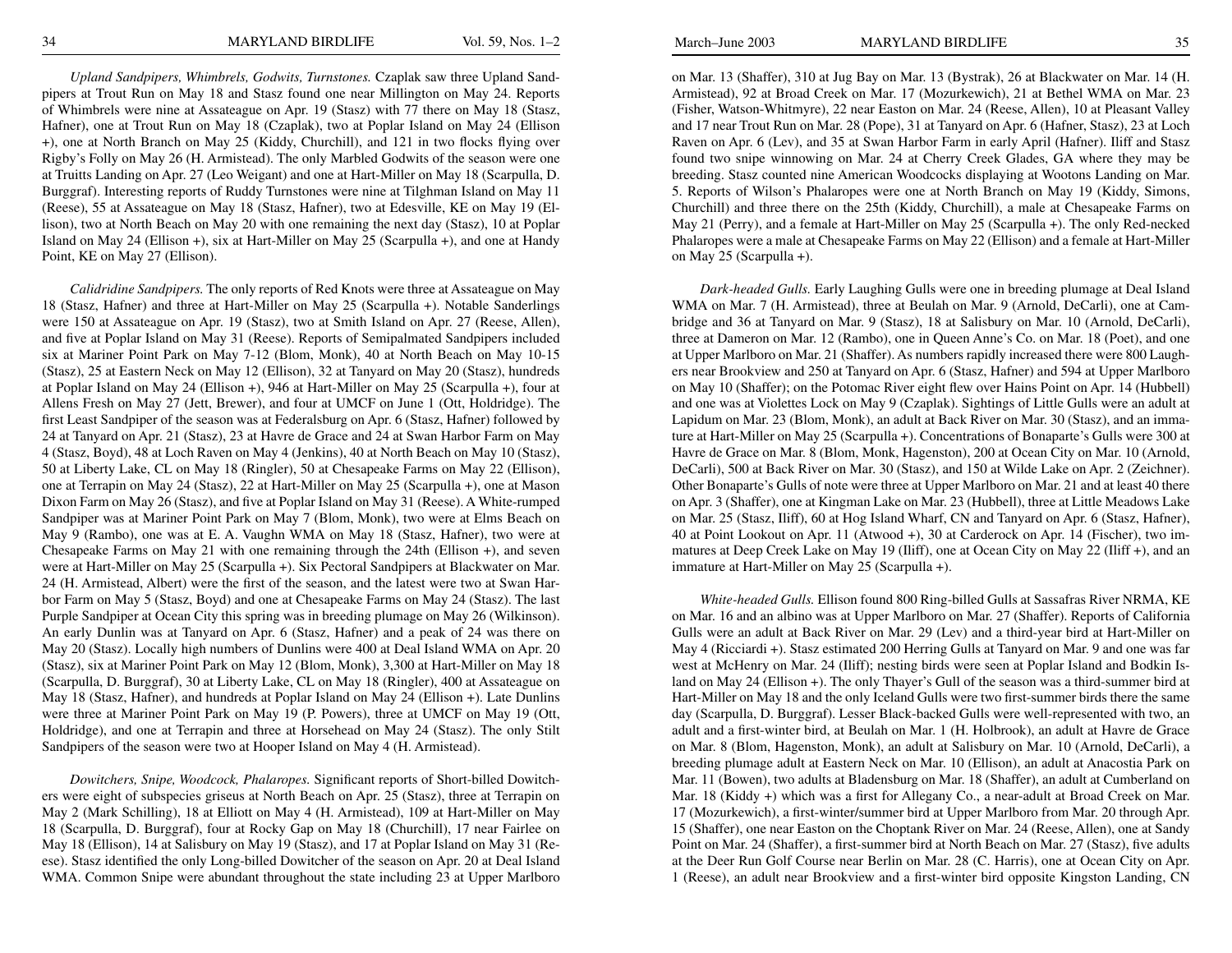*Upland Sandpipers, Whimbrels, Godwits, Turnstones.* Czaplak saw three Upland Sandpipers at Trout Run on May 18 and Stasz found one near Millington on May 24. Reports of Whimbrels were nine at Assateague on Apr. 19 (Stasz) with 77 there on May 18 (Stasz, Hafner), one at Trout Run on May 18 (Czaplak), two at Poplar Island on May 24 (Ellison +), one at North Branch on May 25 (Kiddy, Churchill), and 121 in two flocks flying over Rigby's Folly on May 26 (H. Armistead). The only Marbled Godwits of the season were one at Truitts Landing on Apr. 27 (Leo Weigant) and one at Hart-Miller on May 18 (Scarpulla, D. Burggraf). Interesting reports of Ruddy Turnstones were nine at Tilghman Island on May 11 (Reese), 55 at Assateague on May 18 (Stasz, Hafner), two at Edesville, KE on May 19 (Ellison), two at North Beach on May 20 with one remaining the next day (Stasz), 10 at Poplar Island on May 24 (Ellison +), six at Hart-Miller on May 25 (Scarpulla +), and one at Handy Point, KE on May 27 (Ellison).

*Calidridine Sandpipers.* The only reports of Red Knots were three at Assateague on May 18 (Stasz, Hafner) and three at Hart-Miller on May 25 (Scarpulla +). Notable Sanderlings were 150 at Assateague on Apr. 19 (Stasz), two at Smith Island on Apr. 27 (Reese, Allen), and five at Poplar Island on May 31 (Reese). Reports of Semipalmated Sandpipers included six at Mariner Point Park on May 7-12 (Blom, Monk), 40 at North Beach on May 10-15 (Stasz), 25 at Eastern Neck on May 12 (Ellison), 32 at Tanyard on May 20 (Stasz), hundreds at Poplar Island on May 24 (Ellison +), 946 at Hart-Miller on May 25 (Scarpulla +), four at Allens Fresh on May 27 (Jett, Brewer), and four at UMCF on June 1 (Ott, Holdridge). The first Least Sandpiper of the season was at Federalsburg on Apr. 6 (Stasz, Hafner) followed by 24 at Tanyard on Apr. 21 (Stasz), 23 at Havre de Grace and 24 at Swan Harbor Farm on May 4 (Stasz, Boyd), 48 at Loch Raven on May 4 (Jenkins), 40 at North Beach on May 10 (Stasz), 50 at Liberty Lake, CL on May 18 (Ringler), 50 at Chesapeake Farms on May 22 (Ellison), one at Terrapin on May 24 (Stasz), 22 at Hart-Miller on May 25 (Scarpulla +), one at Mason Dixon Farm on May 26 (Stasz), and five at Poplar Island on May 31 (Reese). A White-rumped Sandpiper was at Mariner Point Park on May 7 (Blom, Monk), two were at Elms Beach on May 9 (Rambo), one was at E. A. Vaughn WMA on May 18 (Stasz, Hafner), two were at Chesapeake Farms on May 21 with one remaining through the 24th (Ellison +), and seven were at Hart-Miller on May 25 (Scarpulla +). Six Pectoral Sandpipers at Blackwater on Mar. 24 (H. Armistead, Albert) were the first of the season, and the latest were two at Swan Harbor Farm on May 5 (Stasz, Boyd) and one at Chesapeake Farms on May 24 (Stasz). The last Purple Sandpiper at Ocean City this spring was in breeding plumage on May 26 (Wilkinson). An early Dunlin was at Tanyard on Apr. 6 (Stasz, Hafner) and a peak of 24 was there on May 20 (Stasz). Locally high numbers of Dunlins were 400 at Deal Island WMA on Apr. 20 (Stasz), six at Mariner Point Park on May 12 (Blom, Monk), 3,300 at Hart-Miller on May 18 (Scarpulla, D. Burggraf), 30 at Liberty Lake, CL on May 18 (Ringler), 400 at Assateague on May 18 (Stasz, Hafner), and hundreds at Poplar Island on May 24 (Ellison +). Late Dunlins were three at Mariner Point Park on May 19 (P. Powers), three at UMCF on May 19 (Ott, Holdridge), and one at Terrapin and three at Horsehead on May 24 (Stasz). The only Stilt Sandpipers of the season were two at Hooper Island on May 4 (H. Armistead).

*Dowitchers, Snipe, Woodcock, Phalaropes.* Significant reports of Short-billed Dowitchers were eight of subspecies griseus at North Beach on Apr. 25 (Stasz), three at Terrapin on May 2 (Mark Schilling), 18 at Elliott on May 4 (H. Armistead), 109 at Hart-Miller on May 18 (Scarpulla, D. Burggraf), four at Rocky Gap on May 18 (Churchill), 17 near Fairlee on May 18 (Ellison), 14 at Salisbury on May 19 (Stasz), and 17 at Poplar Island on May 31 (Reese). Stasz identified the only Long-billed Dowitcher of the season on Apr. 20 at Deal Island WMA. Common Snipe were abundant throughout the state including 23 at Upper Marlboro on Mar. 13 (Shaffer), 310 at Jug Bay on Mar. 13 (Bystrak), 26 at Blackwater on Mar. 14 (H. Armistead), 92 at Broad Creek on Mar. 17 (Mozurkewich), 21 at Bethel WMA on Mar. 23 (Fisher, Watson-Whitmyre), 22 near Easton on Mar. 24 (Reese, Allen), 10 at Pleasant Valley and 17 near Trout Run on Mar. 28 (Pope), 31 at Tanyard on Apr. 6 (Hafner, Stasz), 23 at Loch Raven on Apr. 6 (Lev), and 35 at Swan Harbor Farm in early April (Hafner). Iliff and Stasz found two snipe winnowing on Mar. 24 at Cherry Creek Glades, GA where they may be breeding. Stasz counted nine American Woodcocks displaying at Wootons Landing on Mar. 5. Reports of Wilson's Phalaropes were one at North Branch on May 19 (Kiddy, Simons, Churchill) and three there on the 25th (Kiddy, Churchill), a male at Chesapeake Farms on May 21 (Perry), and a female at Hart-Miller on May 25 (Scarpulla +). The only Red-necked Phalaropes were a male at Chesapeake Farms on May 22 (Ellison) and a female at Hart-Miller on May 25 (Scarpulla +).

*Dark-headed Gulls.* Early Laughing Gulls were one in breeding plumage at Deal Island WMA on Mar. 7 (H. Armistead), three at Beulah on Mar. 9 (Arnold, DeCarli), one at Cambridge and 36 at Tanyard on Mar. 9 (Stasz), 18 at Salisbury on Mar. 10 (Arnold, DeCarli), three at Dameron on Mar. 12 (Rambo), one in Queen Anne's Co. on Mar. 18 (Poet), and one at Upper Marlboro on Mar. 21 (Shaffer). As numbers rapidly increased there were 800 Laughers near Brookview and 250 at Tanyard on Apr. 6 (Stasz, Hafner) and 594 at Upper Marlboro on May 10 (Shaffer); on the Potomac River eight flew over Hains Point on Apr. 14 (Hubbell) and one was at Violettes Lock on May 9 (Czaplak). Sightings of Little Gulls were an adult at Lapidum on Mar. 23 (Blom, Monk), an adult at Back River on Mar. 30 (Stasz), and an immature at Hart-Miller on May 25 (Scarpulla +). Concentrations of Bonaparte's Gulls were 300 at Havre de Grace on Mar. 8 (Blom, Monk, Hagenston), 200 at Ocean City on Mar. 10 (Arnold, DeCarli), 500 at Back River on Mar. 30 (Stasz), and 150 at Wilde Lake on Apr. 2 (Zeichner). Other Bonaparte's Gulls of note were three at Upper Marlboro on Mar. 21 and at least 40 there on Apr. 3 (Shaffer), one at Kingman Lake on Mar. 23 (Hubbell), three at Little Meadows Lake on Mar. 25 (Stasz, Iliff), 60 at Hog Island Wharf, CN and Tanyard on Apr. 6 (Stasz, Hafner), 40 at Point Lookout on Apr. 11 (Atwood +), 30 at Carderock on Apr. 14 (Fischer), two immatures at Deep Creek Lake on May 19 (Iliff), one at Ocean City on May 22 (Iliff +), and an immature at Hart-Miller on May 25 (Scarpulla +).

*White-headed Gulls.* Ellison found 800 Ring-billed Gulls at Sassafras River NRMA, KE on Mar. 16 and an albino was at Upper Marlboro on Mar. 27 (Shaffer). Reports of California Gulls were an adult at Back River on Mar. 29 (Lev) and a third-year bird at Hart-Miller on May 4 (Ricciardi +). Stasz estimated 200 Herring Gulls at Tanyard on Mar. 9 and one was far west at McHenry on Mar. 24 (Iliff); nesting birds were seen at Poplar Island and Bodkin Island on May 24 (Ellison +). The only Thayer's Gull of the season was a third-summer bird at Hart-Miller on May 18 and the only Iceland Gulls were two first-summer birds there the same day (Scarpulla, D. Burggraf). Lesser Black-backed Gulls were well-represented with two, an adult and a first-winter bird, at Beulah on Mar. 1 (H. Holbrook), an adult at Havre de Grace on Mar. 8 (Blom, Hagenston, Monk), an adult at Salisbury on Mar. 10 (Arnold, DeCarli), a breeding plumage adult at Eastern Neck on Mar. 10 (Ellison), an adult at Anacostia Park on Mar. 11 (Bowen), two adults at Bladensburg on Mar. 18 (Shaffer), an adult at Cumberland on Mar. 18 (Kiddy +) which was a first for Allegany Co., a near-adult at Broad Creek on Mar. 17 (Mozurkewich), a first-winter/summer bird at Upper Marlboro from Mar. 20 through Apr. 15 (Shaffer), one near Easton on the Choptank River on Mar. 24 (Reese, Allen), one at Sandy Point on Mar. 24 (Shaffer), a first-summer bird at North Beach on Mar. 27 (Stasz), five adults at the Deer Run Golf Course near Berlin on Mar. 28 (C. Harris), one at Ocean City on Apr. 1 (Reese), an adult near Brookview and a first-winter bird opposite Kingston Landing, CN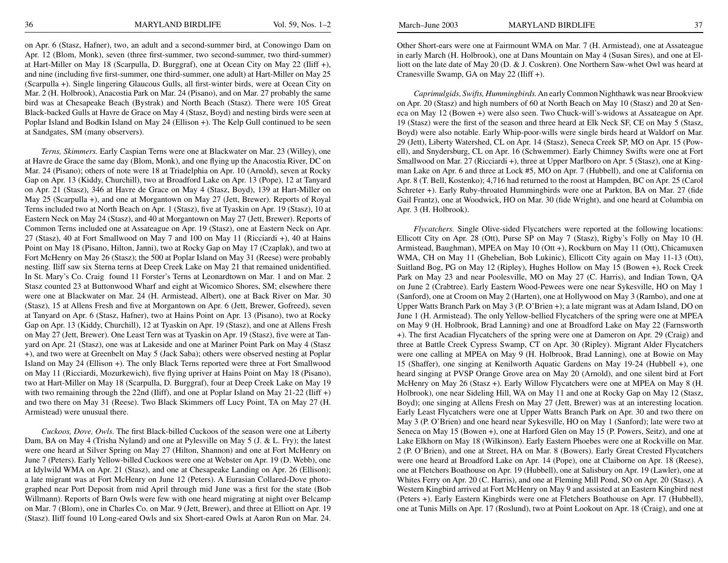on Apr. 6 (Stasz, Hafner), two, an adult and a second-summer bird, at Conowingo Dam on Apr. 12 (Blom, Monk), seven (three first-summer, two second-summer, two third-summer) at Hart-Miller on May 18 (Scarpulla, D. Burggraf), one at Ocean City on May 22 (Iliff +), and nine (including five first-summer, one third-summer, one adult) at Hart-Miller on May 25 (Scarpulla +). Single lingering Glaucous Gulls, all first-winter birds, were at Ocean City on Mar. 2 (H. Holbrook), Anacostia Park on Mar. 24 (Pisano), and on Mar. 27 probably the same bird was at Chesapeake Beach (Bystrak) and North Beach (Stasz). There were 105 Great Black-backed Gulls at Havre de Grace on May 4 (Stasz, Boyd) and nesting birds were seen at Poplar Island and Bodkin Island on May 24 (Ellison +). The Kelp Gull continued to be seen at Sandgates, SM (many observers).

*Terns, Skimmers.* Early Caspian Terns were one at Blackwater on Mar. 23 (Willey), one at Havre de Grace the same day (Blom, Monk), and one flying up the Anacostia River, DC on Mar. 24 (Pisano); others of note were 18 at Triadelphia on Apr. 10 (Arnold), seven at Rocky Gap on Apr. 13 (Kiddy, Churchill), two at Broadford Lake on Apr. 13 (Pope), 12 at Tanyard on Apr. 21 (Stasz), 346 at Havre de Grace on May 4 (Stasz, Boyd), 139 at Hart-Miller on May 25 (Scarpulla +), and one at Morgantown on May 27 (Jett, Brewer). Reports of Royal Terns included two at North Beach on Apr. 1 (Stasz), five at Tyaskin on Apr. 19 (Stasz), 10 at Eastern Neck on May 24 (Stasz), and 40 at Morgantown on May 27 (Jett, Brewer). Reports of Common Terns included one at Assateague on Apr. 19 (Stasz), one at Eastern Neck on Apr. 27 (Stasz), 40 at Fort Smallwood on May 7 and 100 on May 11 (Ricciardi +), 40 at Hains Point on May 18 (Pisano, Hilton, Janni), two at Rocky Gap on May 17 (Czaplak), and two at Fort McHenry on May 26 (Stasz); the 500 at Poplar Island on May 31 (Reese) were probably nesting. Iliff saw six Sterna terns at Deep Creek Lake on May 21 that remained unidentified. In St. Mary's Co. Craig found 11 Forster's Terns at Leonardtown on Mar. 1 and on Mar. 2 Stasz counted 23 at Buttonwood Wharf and eight at Wicomico Shores, SM; elsewhere there were one at Blackwater on Mar. 24 (H. Armistead, Albert), one at Back River on Mar. 30 (Stasz), 15 at Allens Fresh and five at Morgantown on Apr. 6 (Jett, Brewer, Gofreed), seven at Tanyard on Apr. 6 (Stasz, Hafner), two at Hains Point on Apr. 13 (Pisano), two at Rocky Gap on Apr. 13 (Kiddy, Churchill), 12 at Tyaskin on Apr. 19 (Stasz), and one at Allens Fresh on May 27 (Jett, Brewer). One Least Tern was at Tyaskin on Apr. 19 (Stasz), five were at Tanyard on Apr. 21 (Stasz), one was at Lakeside and one at Mariner Point Park on May 4 (Stasz +), and two were at Greenbelt on May 5 (Jack Saba); others were observed nesting at Poplar Island on May 24 (Ellison +). The only Black Terns reported were three at Fort Smallwood on May 11 (Ricciardi, Mozurkewich), five flying upriver at Hains Point on May 18 (Pisano), two at Hart-Miller on May 18 (Scarpulla, D. Burggraf), four at Deep Creek Lake on May 19 with two remaining through the 22nd (Iliff), and one at Poplar Island on May 21-22 (Iliff +) and two there on May 31 (Reese). Two Black Skimmers off Lucy Point, TA on May 27 (H. Armistead) were unusual there.

*Cuckoos, Dove, Owls.* The first Black-billed Cuckoos of the season were one at Liberty Dam, BA on May 4 (Trisha Nyland) and one at Pylesville on May 5 (J. & L. Fry); the latest were one heard at Silver Spring on May 27 (Hilton, Shannon) and one at Fort McHenry on June 7 (Peters). Early Yellow-billed Cuckoos were one at Webster on Apr. 19 (D. Webb), one at Idylwild WMA on Apr. 21 (Stasz), and one at Chesapeake Landing on Apr. 26 (Ellison); a late migrant was at Fort McHenry on June 12 (Peters). A Eurasian Collared-Dove photographed near Port Deposit from mid April through mid June was a first for the state (Bob Willmann). Reports of Barn Owls were few with one heard migrating at night over Belcamp on Mar. 7 (Blom), one in Charles Co. on Mar. 9 (Jett, Brewer), and three at Elliott on Apr. 19 (Stasz). Iliff found 10 Long-eared Owls and six Short-eared Owls at Aaron Run on Mar. 24. Other Short-ears were one at Fairmount WMA on Mar. 7 (H. Armistead), one at Assateague in early March (H. Holbrook), one at Dans Mountain on May 4 (Susan Sires), and one at Elliott on the late date of May 20 (D. & J. Coskren). One Northern Saw-whet Owl was heard at Cranesville Swamp, GA on May 22 (Iliff +).

*Caprimulgids, Swifts, Hummingbirds.* An early Common Nighthawk was near Brookview on Apr. 20 (Stasz) and high numbers of 60 at North Beach on May 10 (Stasz) and 20 at Seneca on May 12 (Bowen +) were also seen. Two Chuck-will's-widows at Assateague on Apr. 19 (Stasz) were the first of the season and three heard at Elk Neck SF, CE on May 5 (Stasz, Boyd) were also notable. Early Whip-poor-wills were single birds heard at Waldorf on Mar. 29 (Jett), Liberty Watershed, CL on Apr. 14 (Stasz), Seneca Creek SP, MO on Apr. 15 (Powell), and Snydersburg, CL on Apr. 16 (Schwemmer). Early Chimney Swifts were one at Fort Smallwood on Mar. 27 (Ricciardi +), three at Upper Marlboro on Apr. 5 (Stasz), one at Kingman Lake on Apr. 6 and three at Lock #5, MO on Apr. 7 (Hubbell), and one at California on Apr. 8 (T. Bell, Kostenko); 4,716 had returned to the roost at Hampden, BC on Apr. 25 (Carol Schreter +). Early Ruby-throated Hummingbirds were one at Parkton, BA on Mar. 27 (fide Gail Frantz), one at Woodwick, HO on Mar. 30 (fide Wright), and one heard at Columbia on Apr. 3 (H. Holbrook).

*Flycatchers.* Single Olive-sided Flycatchers were reported at the following locations: Ellicott City on Apr. 28 (Ott), Purse SP on May 7 (Stasz), Rigby's Folly on May 10 (H. Armistead, Baughman), MPEA on May 10 (Ott +), Rockburn on May 11 (Ott), Chicamuxen WMA, CH on May 11 (Ghebelian, Bob Lukinic), Ellicott City again on May 11-13 (Ott), Suitland Bog, PG on May 12 (Ripley), Hughes Hollow on May 15 (Bowen +), Rock Creek Park on May 23 and near Poolesville, MO on May 27 (C. Harris), and Indian Town, QA on June 2 (Crabtree). Early Eastern Wood-Pewees were one near Sykesville, HO on May 1 (Sanford), one at Croom on May 2 (Harten), one at Hollywood on May 3 (Rambo), and one at Upper Watts Branch Park on May 3 (P. O'Brien +); a late migrant was at Adam Island, DO on June 1 (H. Armistead). The only Yellow-bellied Flycatchers of the spring were one at MPEA on May 9 (H. Holbrook, Brad Lanning) and one at Broadford Lake on May 22 (Farnsworth +). The first Acadian Flycatchers of the spring were one at Dameron on Apr. 29 (Craig) and three at Battle Creek Cypress Swamp, CT on Apr. 30 (Ripley). Migrant Alder Flycatchers were one calling at MPEA on May 9 (H. Holbrook, Brad Lanning), one at Bowie on May 15 (Shaffer), one singing at Kenilworth Aquatic Gardens on May 19-24 (Hubbell +), one heard singing at PVSP Orange Grove area on May 20 (Arnold), and one silent bird at Fort McHenry on May 26 (Stasz +). Early Willow Flycatchers were one at MPEA on May 8 (H. Holbrook), one near Sideling Hill, WA on May 11 and one at Rocky Gap on May 12 (Stasz, Boyd); one singing at Allens Fresh on May 27 (Jett, Brewer) was at an interesting location. Early Least Flycatchers were one at Upper Watts Branch Park on Apr. 30 and two there on May 3 (P. O'Brien) and one heard near Sykesville, HO on May 1 (Sanford); late were two at Seneca on May 15 (Bowen +), one at Harford Glen on May 15 (P. Powers, Seitz), and one at Lake Elkhorn on May 18 (Wilkinson). Early Eastern Phoebes were one at Rockville on Mar. 2 (P. O'Brien), and one at Street, HA on Mar. 8 (Bowers). Early Great Crested Flycatchers were one heard at Broadford Lake on Apr. 14 (Pope), one at Claiborne on Apr. 18 (Reese), one at Fletchers Boathouse on Apr. 19 (Hubbell), one at Salisbury on Apr. 19 (Lawler), one at Whites Ferry on Apr. 20 (C. Harris), and one at Fleming Mill Pond, SO on Apr. 20 (Stasz). A Western Kingbird arrived at Fort McHenry on May 9 and assisted at an Eastern Kingbird nest (Peters +). Early Eastern Kingbirds were one at Fletchers Boathouse on Apr. 17 (Hubbell), one at Tunis Mills on Apr. 17 (Roslund), two at Point Lookout on Apr. 18 (Craig), and one at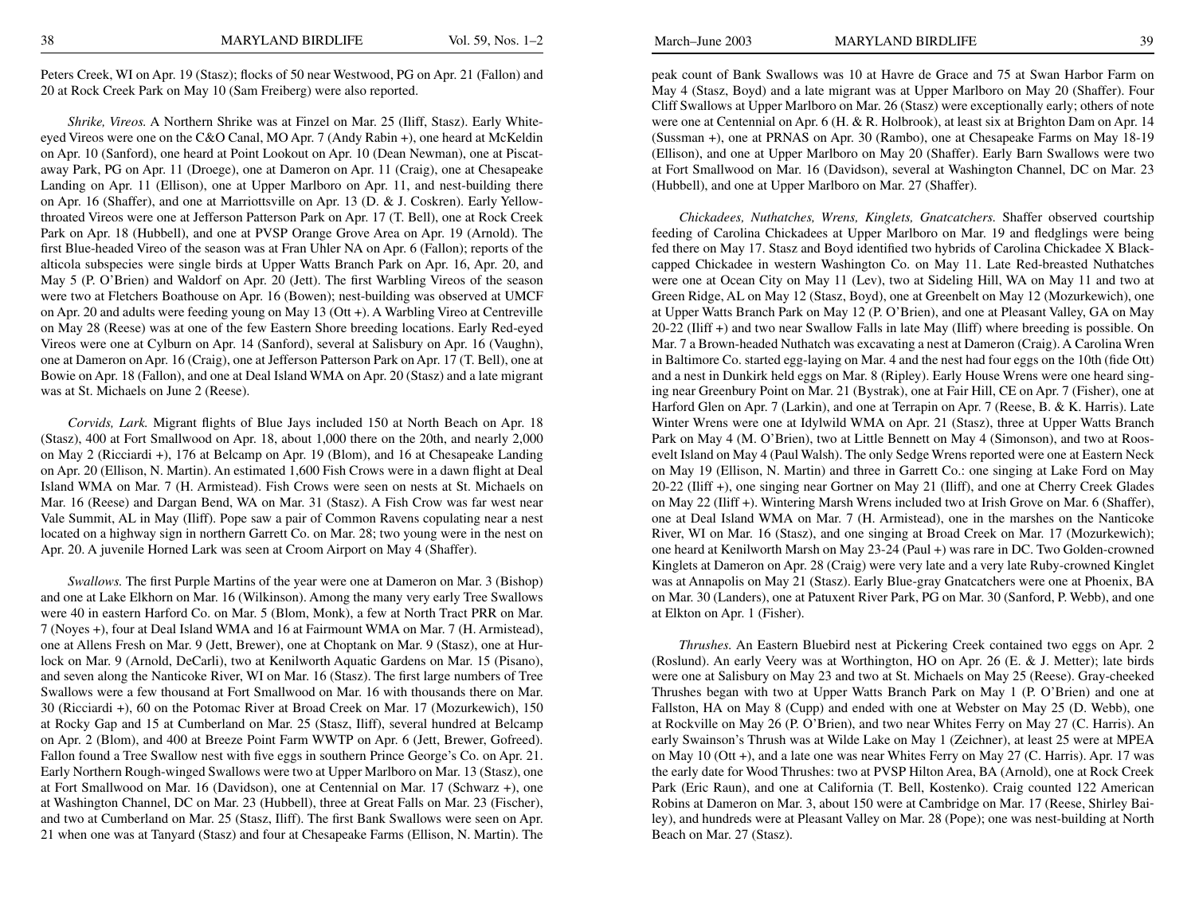Peters Creek, WI on Apr. 19 (Stasz); flocks of 50 near Westwood, PG on Apr. 21 (Fallon) and 20 at Rock Creek Park on May 10 (Sam Freiberg) were also reported.

*Shrike, Vireos.* A Northern Shrike was at Finzel on Mar. 25 (Iliff, Stasz). Early White-eyed Vireos were one on the C&O Canal, MO Apr. 7 (Andy Rabin +), one heard at McKeldin on Apr. 10 (Sanford), one heard at Point Lookout on Apr. 10 (Dean Newman), one at Piscataway Park, PG on Apr. 11 (Droege), one at Dameron on Apr. 11 (Craig), one at Chesapeake Landing on Apr. 11 (Ellison), one at Upper Marlboro on Apr. 11, and nest-building there on Apr. 16 (Shaffer), and one at Marriottsville on Apr. 13 (D. & J. Coskren). Early Yellow-throated Vireos were one at Jefferson Patterson Park on Apr. 17 (T. Bell), one at Rock Creek Park on Apr. 18 (Hubbell), and one at PVSP Orange Grove Area on Apr. 19 (Arnold). The first Blue-headed Vireo of the season was at Fran Uhler NA on Apr. 6 (Fallon); reports of the alticola subspecies were single birds at Upper Watts Branch Park on Apr. 16, Apr. 20, and May 5 (P. O'Brien) and Waldorf on Apr. 20 (Jett). The first Warbling Vireos of the season were two at Fletchers Boathouse on Apr. 16 (Bowen); nest-building was observed at UMCF on Apr. 20 and adults were feeding young on May 13 (Ott +). A Warbling Vireo at Centreville on May 28 (Reese) was at one of the few Eastern Shore breeding locations. Early Red-eyed Vireos were one at Cylburn on Apr. 14 (Sanford), several at Salisbury on Apr. 16 (Vaughn), one at Dameron on Apr. 16 (Craig), one at Jefferson Patterson Park on Apr. 17 (T. Bell), one at Bowie on Apr. 18 (Fallon), and one at Deal Island WMA on Apr. 20 (Stasz) and a late migrant was at St. Michaels on June 2 (Reese).

*Corvids, Lark.* Migrant flights of Blue Jays included 150 at North Beach on Apr. 18 (Stasz), 400 at Fort Smallwood on Apr. 18, about 1,000 there on the 20th, and nearly 2,000 on May 2 (Ricciardi +), 176 at Belcamp on Apr. 19 (Blom), and 16 at Chesapeake Landing on Apr. 20 (Ellison, N. Martin). An estimated 1,600 Fish Crows were in a dawn flight at Deal Island WMA on Mar. 7 (H. Armistead). Fish Crows were seen on nests at St. Michaels on Mar. 16 (Reese) and Dargan Bend, WA on Mar. 31 (Stasz). A Fish Crow was far west near Vale Summit, AL in May (Iliff). Pope saw a pair of Common Ravens copulating near a nest located on a highway sign in northern Garrett Co. on Mar. 28; two young were in the nest on Apr. 20. A juvenile Horned Lark was seen at Croom Airport on May 4 (Shaffer).

*Swallows.* The first Purple Martins of the year were one at Dameron on Mar. 3 (Bishop) and one at Lake Elkhorn on Mar. 16 (Wilkinson). Among the many very early Tree Swallows were 40 in eastern Harford Co. on Mar. 5 (Blom, Monk), a few at North Tract PRR on Mar. 7 (Noyes +), four at Deal Island WMA and 16 at Fairmount WMA on Mar. 7 (H. Armistead), one at Allens Fresh on Mar. 9 (Jett, Brewer), one at Choptank on Mar. 9 (Stasz), one at Hurlock on Mar. 9 (Arnold, DeCarli), two at Kenilworth Aquatic Gardens on Mar. 15 (Pisano), and seven along the Nanticoke River, WI on Mar. 16 (Stasz). The first large numbers of Tree Swallows were a few thousand at Fort Smallwood on Mar. 16 with thousands there on Mar. 30 (Ricciardi +), 60 on the Potomac River at Broad Creek on Mar. 17 (Mozurkewich), 150 at Rocky Gap and 15 at Cumberland on Mar. 25 (Stasz, Iliff), several hundred at Belcamp on Apr. 2 (Blom), and 400 at Breeze Point Farm WWTP on Apr. 6 (Jett, Brewer, Gofreed). Fallon found a Tree Swallow nest with five eggs in southern Prince George's Co. on Apr. 21. Early Northern Rough-winged Swallows were two at Upper Marlboro on Mar. 13 (Stasz), one at Fort Smallwood on Mar. 16 (Davidson), one at Centennial on Mar. 17 (Schwarz +), one at Washington Channel, DC on Mar. 23 (Hubbell), three at Great Falls on Mar. 23 (Fischer), and two at Cumberland on Mar. 25 (Stasz, Iliff). The first Bank Swallows were seen on Apr. 21 when one was at Tanyard (Stasz) and four at Chesapeake Farms (Ellison, N. Martin). The peak count of Bank Swallows was 10 at Havre de Grace and 75 at Swan Harbor Farm on May 4 (Stasz, Boyd) and a late migrant was at Upper Marlboro on May 20 (Shaffer). Four Cliff Swallows at Upper Marlboro on Mar. 26 (Stasz) were exceptionally early; others of note were one at Centennial on Apr. 6 (H. & R. Holbrook), at least six at Brighton Dam on Apr. 14 (Sussman +), one at PRNAS on Apr. 30 (Rambo), one at Chesapeake Farms on May 18-19 (Ellison), and one at Upper Marlboro on May 20 (Shaffer). Early Barn Swallows were two at Fort Smallwood on Mar. 16 (Davidson), several at Washington Channel, DC on Mar. 23 (Hubbell), and one at Upper Marlboro on Mar. 27 (Shaffer).

*Chickadees, Nuthatches, Wrens, Kinglets, Gnatcatchers.* Shaffer observed courtship feeding of Carolina Chickadees at Upper Marlboro on Mar. 19 and fledglings were being fed there on May 17. Stasz and Boyd identified two hybrids of Carolina Chickadee X Black-capped Chickadee in western Washington Co. on May 11. Late Red-breasted Nuthatches were one at Ocean City on May 11 (Lev), two at Sideling Hill, WA on May 11 and two at Green Ridge, AL on May 12 (Stasz, Boyd), one at Greenbelt on May 12 (Mozurkewich), one at Upper Watts Branch Park on May 12 (P. O'Brien), and one at Pleasant Valley, GA on May 20-22 (Iliff +) and two near Swallow Falls in late May (Iliff) where breeding is possible. On Mar. 7 a Brown-headed Nuthatch was excavating a nest at Dameron (Craig). A Carolina Wren in Baltimore Co. started egg-laying on Mar. 4 and the nest had four eggs on the 10th (fide Ott) and a nest in Dunkirk held eggs on Mar. 8 (Ripley). Early House Wrens were one heard singing near Greenbury Point on Mar. 21 (Bystrak), one at Fair Hill, CE on Apr. 7 (Fisher), one at Harford Glen on Apr. 7 (Larkin), and one at Terrapin on Apr. 7 (Reese, B. & K. Harris). Late Winter Wrens were one at Idylwild WMA on Apr. 21 (Stasz), three at Upper Watts Branch Park on May 4 (M. O'Brien), two at Little Bennett on May 4 (Simonson), and two at Roosevelt Island on May 4 (Paul Walsh). The only Sedge Wrens reported were one at Eastern Neck on May 19 (Ellison, N. Martin) and three in Garrett Co.: one singing at Lake Ford on May 20-22 (Iliff +), one singing near Gortner on May 21 (Iliff), and one at Cherry Creek Glades on May 22 (Iliff +). Wintering Marsh Wrens included two at Irish Grove on Mar. 6 (Shaffer), one at Deal Island WMA on Mar. 7 (H. Armistead), one in the marshes on the Nanticoke River, WI on Mar. 16 (Stasz), and one singing at Broad Creek on Mar. 17 (Mozurkewich); one heard at Kenilworth Marsh on May 23-24 (Paul +) was rare in DC. Two Golden-crowned Kinglets at Dameron on Apr. 28 (Craig) were very late and a very late Ruby-crowned Kinglet was at Annapolis on May 21 (Stasz). Early Blue-gray Gnatcatchers were one at Phoenix, BA on Mar. 30 (Landers), one at Patuxent River Park, PG on Mar. 30 (Sanford, P. Webb), and one at Elkton on Apr. 1 (Fisher).

*Thrushes.* An Eastern Bluebird nest at Pickering Creek contained two eggs on Apr. 2 (Roslund). An early Veery was at Worthington, HO on Apr. 26 (E. & J. Metter); late birds were one at Salisbury on May 23 and two at St. Michaels on May 25 (Reese). Gray-cheeked Thrushes began with two at Upper Watts Branch Park on May 1 (P. O'Brien) and one at Fallston, HA on May 8 (Cupp) and ended with one at Webster on May 25 (D. Webb), one at Rockville on May 26 (P. O'Brien), and two near Whites Ferry on May 27 (C. Harris). An early Swainson's Thrush was at Wilde Lake on May 1 (Zeichner), at least 25 were at MPEA on May 10 (Ott +), and a late one was near Whites Ferry on May 27 (C. Harris). Apr. 17 was the early date for Wood Thrushes: two at PVSP Hilton Area, BA (Arnold), one at Rock Creek Park (Eric Raun), and one at California (T. Bell, Kostenko). Craig counted 122 American Robins at Dameron on Mar. 3, about 150 were at Cambridge on Mar. 17 (Reese, Shirley Bailey), and hundreds were at Pleasant Valley on Mar. 28 (Pope); one was nest-building at North Beach on Mar. 27 (Stasz).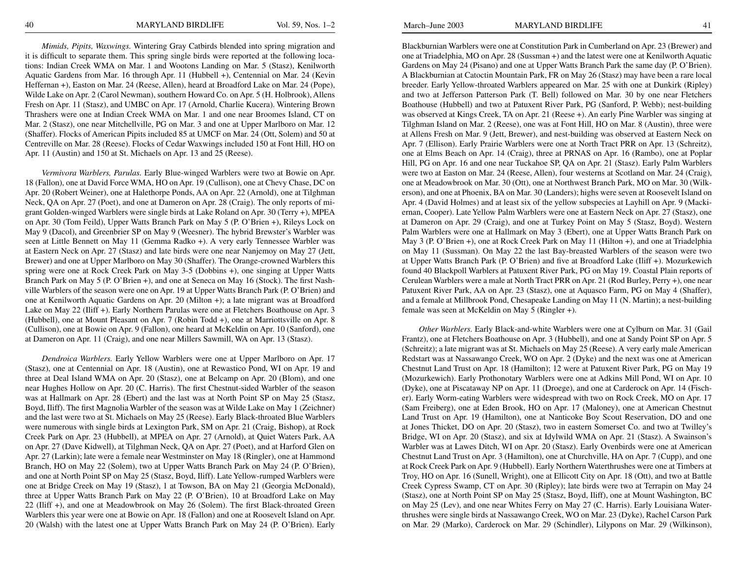*Mimids, Pipits, Waxwings.* Wintering Gray Catbirds blended into spring migration and it is difficult to separate them. This spring single birds were reported at the following locations: Indian Creek WMA on Mar. 1 and Wootons Landing on Mar. 5 (Stasz), Kenilworth Aquatic Gardens from Mar. 16 through Apr. 11 (Hubbell +), Centennial on Mar. 24 (Kevin Heffernan +), Easton on Mar. 24 (Reese, Allen), heard at Broadford Lake on Mar. 24 (Pope), Wilde Lake on Apr. 2 (Carol Newman), southern Howard Co. on Apr. 5 (H. Holbrook), Allens Fresh on Apr. 11 (Stasz), and UMBC on Apr. 17 (Arnold, Charlie Kucera). Wintering Brown Thrashers were one at Indian Creek WMA on Mar. 1 and one near Broomes Island, CT on Mar. 2 (Stasz), one near Mitchellville, PG on Mar. 3 and one at Upper Marlboro on Mar. 12 (Shaffer). Flocks of American Pipits included 85 at UMCF on Mar. 24 (Ott, Solem) and 50 at Centreville on Mar. 28 (Reese). Flocks of Cedar Waxwings included 150 at Font Hill, HO on Apr. 11 (Austin) and 150 at St. Michaels on Apr. 13 and 25 (Reese).

*Vermivora Warblers, Parulas.* Early Blue-winged Warblers were two at Bowie on Apr. 18 (Fallon), one at David Force WMA, HO on Apr. 19 (Cullison), one at Chevy Chase, DC on Apr. 20 (Robert Weiner), one at Halethorpe Ponds, AA on Apr. 22 (Arnold), one at Tilghman Neck, QA on Apr. 27 (Poet), and one at Dameron on Apr. 28 (Craig). The only reports of migrant Golden-winged Warblers were single birds at Lake Roland on Apr. 30 (Terry +), MPEA on Apr. 30 (Tom Feild), Upper Watts Branch Park on May 5 (P. O'Brien +), Rileys Lock on May 9 (Dacol), and Greenbrier SP on May 9 (Weesner). The hybrid Brewster's Warbler was seen at Little Bennett on May 11 (Gemma Radko +). A very early Tennessee Warbler was at Eastern Neck on Apr. 27 (Stasz) and late birds were one near Nanjemoy on May 27 (Jett, Brewer) and one at Upper Marlboro on May 30 (Shaffer). The Orange-crowned Warblers this spring were one at Rock Creek Park on May 3-5 (Dobbins +), one singing at Upper Watts Branch Park on May 5 (P. O'Brien +), and one at Seneca on May 16 (Stock). The first Nashville Warblers of the season were one on Apr. 19 at Upper Watts Branch Park (P. O'Brien) and one at Kenilworth Aquatic Gardens on Apr. 20 (Milton +); a late migrant was at Broadford Lake on May 22 (Iliff +). Early Northern Parulas were one at Fletchers Boathouse on Apr. 3 (Hubbell), one at Mount Pleasant on Apr. 7 (Robin Todd +), one at Marriottsville on Apr. 8 (Cullison), one at Bowie on Apr. 9 (Fallon), one heard at McKeldin on Apr. 10 (Sanford), one at Dameron on Apr. 11 (Craig), and one near Millers Sawmill, WA on Apr. 13 (Stasz).

*Dendroica Warblers.* Early Yellow Warblers were one at Upper Marlboro on Apr. 17 (Stasz), one at Centennial on Apr. 18 (Austin), one at Rewastico Pond, WI on Apr. 19 and three at Deal Island WMA on Apr. 20 (Stasz), one at Belcamp on Apr. 20 (Blom), and one near Hughes Hollow on Apr. 20 (C. Harris). The first Chestnut-sided Warbler of the season was at Hallmark on Apr. 28 (Ebert) and the last was at North Point SP on May 25 (Stasz, Boyd, Iliff). The first Magnolia Warbler of the season was at Wilde Lake on May 1 (Zeichner) and the last were two at St. Michaels on May 25 (Reese). Early Black-throated Blue Warblers were numerous with single birds at Lexington Park, SM on Apr. 21 (Craig, Bishop), at Rock Creek Park on Apr. 23 (Hubbell), at MPEA on Apr. 27 (Arnold), at Quiet Waters Park, AA on Apr. 27 (Dave Kidwell), at Tilghman Neck, QA on Apr. 27 (Poet), and at Harford Glen on Apr. 27 (Larkin); late were a female near Westminster on May 18 (Ringler), one at Hammond Branch, HO on May 22 (Solem), two at Upper Watts Branch Park on May 24 (P. O'Brien), and one at North Point SP on May 25 (Stasz, Boyd, Iliff). Late Yellow-rumped Warblers were one at Bridge Creek on May 19 (Stasz), 1 at Towson, BA on May 21 (Georgia McDonald), three at Upper Watts Branch Park on May 22 (P. O'Brien), 10 at Broadford Lake on May 22 (Iliff +), and one at Meadowbrook on May 26 (Solem). The first Black-throated Green Warblers this year were one at Bowie on Apr. 18 (Fallon) and one at Roosevelt Island on Apr. 20 (Walsh) with the latest one at Upper Watts Branch Park on May 24 (P. O'Brien). Early Blackburnian Warblers were one at Constitution Park in Cumberland on Apr. 23 (Brewer) and one at Triadelphia, MO on Apr. 28 (Sussman +) and the latest were one at Kenilworth Aquatic Gardens on May 24 (Pisano) and one at Upper Watts Branch Park the same day (P. O'Brien). A Blackburnian at Catoctin Mountain Park, FR on May 26 (Stasz) may have been a rare local breeder. Early Yellow-throated Warblers appeared on Mar. 25 with one at Dunkirk (Ripley) and two at Jefferson Patterson Park (T. Bell) followed on Mar. 30 by one near Fletchers Boathouse (Hubbell) and two at Patuxent River Park, PG (Sanford, P. Webb); nest-building was observed at Kings Creek, TA on Apr. 21 (Reese +). An early Pine Warbler was singing at Tilghman Island on Mar. 2 (Reese), one was at Font Hill, HO on Mar. 8 (Austin), three were at Allens Fresh on Mar. 9 (Jett, Brewer), and nest-building was observed at Eastern Neck on Apr. 7 (Ellison). Early Prairie Warblers were one at North Tract PRR on Apr. 13 (Schreitz), one at Elms Beach on Apr. 14 (Craig), three at PRNAS on Apr. 16 (Rambo), one at Poplar Hill, PG on Apr. 16 and one near Tuckahoe SP, QA on Apr. 21 (Stasz). Early Palm Warblers were two at Easton on Mar. 24 (Reese, Allen), four westerns at Scotland on Mar. 24 (Craig), one at Meadowbrook on Mar. 30 (Ott), one at Northwest Branch Park, MO on Mar. 30 (Wilkerson), and one at Phoenix, BA on Mar. 30 (Landers); highs were seven at Roosevelt Island on Apr. 4 (David Holmes) and at least six of the yellow subspecies at Layhill on Apr. 9 (Mackiernan, Cooper). Late Yellow Palm Warblers were one at Eastern Neck on Apr. 27 (Stasz), one at Dameron on Apr. 29 (Craig), and one at Turkey Point on May 5 (Stasz, Boyd). Western Palm Warblers were one at Hallmark on May 3 (Ebert), one at Upper Watts Branch Park on May 3 (P. O'Brien +), one at Rock Creek Park on May 11 (Hilton +), and one at Triadelphia on May 11 (Sussman). On May 22 the last Bay-breasted Warblers of the season were two at Upper Watts Branch Park (P. O'Brien) and five at Broadford Lake (Iliff +). Mozurkewich found 40 Blackpoll Warblers at Patuxent River Park, PG on May 19. Coastal Plain reports of Cerulean Warblers were a male at North Tract PRR on Apr. 21 (Rod Burley, Perry +), one near Patuxent River Park, AA on Apr. 23 (Stasz), one at Aquasco Farm, PG on May 4 (Shaffer), and a female at Millbrook Pond, Chesapeake Landing on May 11 (N. Martin); a nest-building female was seen at McKeldin on May 5 (Ringler +).

*Other Warblers.* Early Black-and-white Warblers were one at Cylburn on Mar. 31 (Gail Frantz), one at Fletchers Boathouse on Apr. 3 (Hubbell), and one at Sandy Point SP on Apr. 5 (Schreitz); a late migrant was at St. Michaels on May 25 (Reese). A very early male American Redstart was at Nassawango Creek, WO on Apr. 2 (Dyke) and the next was one at American Chestnut Land Trust on Apr. 18 (Hamilton); 12 were at Patuxent River Park, PG on May 19 (Mozurkewich). Early Prothonotary Warblers were one at Adkins Mill Pond, WI on Apr. 10 (Dyke), one at Piscataway NP on Apr. 11 (Droege), and one at Carderock on Apr. 14 (Fischer). Early Worm-eating Warblers were widespread with two on Rock Creek, MO on Apr. 17 (Sam Freiberg), one at Eden Brook, HO on Apr. 17 (Maloney), one at American Chestnut Land Trust on Apr. 19 (Hamilton), one at Nanticoke Boy Scout Reservation, DO and one at Jones Thicket, DO on Apr. 20 (Stasz), two in eastern Somerset Co. and two at Twilley's Bridge, WI on Apr. 20 (Stasz), and six at Idylwild WMA on Apr. 21 (Stasz). A Swainson's Warbler was at Lawes Ditch, WI on Apr. 20 (Stasz). Early Ovenbirds were one at American Chestnut Land Trust on Apr. 3 (Hamilton), one at Churchville, HA on Apr. 7 (Cupp), and one at Rock Creek Park on Apr. 9 (Hubbell). Early Northern Waterthrushes were one at Timbers at Troy, HO on Apr. 16 (Sunell, Wright), one at Ellicott City on Apr. 18 (Ott), and two at Battle Creek Cypress Swamp, CT on Apr. 30 (Ripley); late birds were two at Terrapin on May 24 (Stasz), one at North Point SP on May 25 (Stasz, Boyd, Iliff), one at Mount Washington, BC on May 25 (Lev), and one near Whites Ferry on May 27 (C. Harris). Early Louisiana Waterthrushes were single birds at Nassawango Creek, WO on Mar. 23 (Dyke), Rachel Carson Park on Mar. 29 (Marko), Carderock on Mar. 29 (Schindler), Lilypons on Mar. 29 (Wilkinson),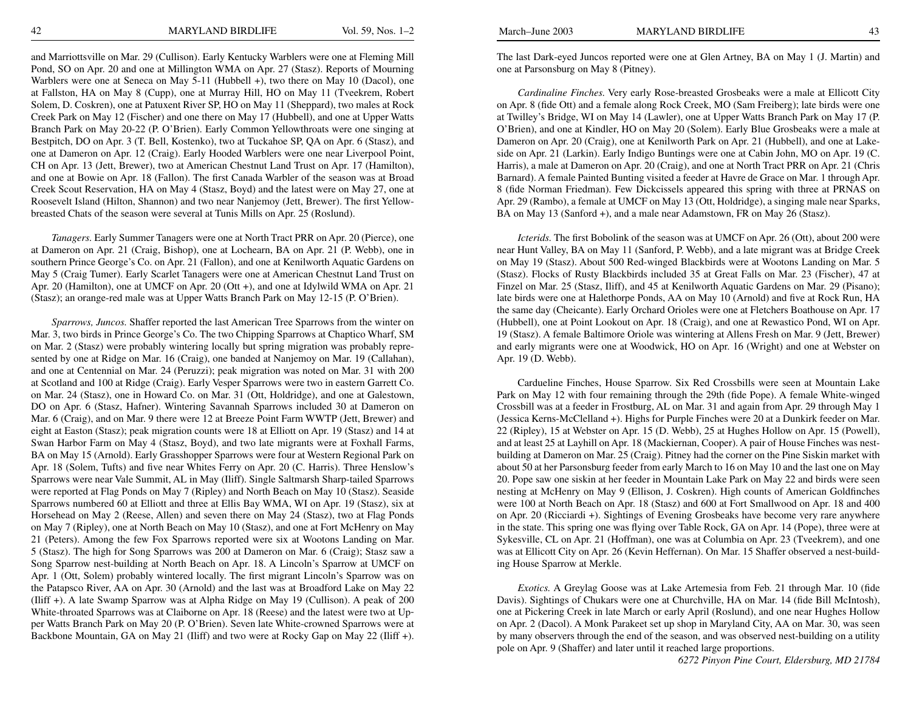and Marriottsville on Mar. 29 (Cullison). Early Kentucky Warblers were one at Fleming Mill Pond, SO on Apr. 20 and one at Millington WMA on Apr. 27 (Stasz). Reports of Mourning Warblers were one at Seneca on May 5-11 (Hubbell +), two there on May 10 (Dacol), one at Fallston, HA on May 8 (Cupp), one at Murray Hill, HO on May 11 (Tveekrem, Robert Solem, D. Coskren), one at Patuxent River SP, HO on May 11 (Sheppard), two males at Rock Creek Park on May 12 (Fischer) and one there on May 17 (Hubbell), and one at Upper Watts Branch Park on May 20-22 (P. O'Brien). Early Common Yellowthroats were one singing at Bestpitch, DO on Apr. 3 (T. Bell, Kostenko), two at Tuckahoe SP, QA on Apr. 6 (Stasz), and one at Dameron on Apr. 12 (Craig). Early Hooded Warblers were one near Liverpool Point, CH on Apr. 13 (Jett, Brewer), two at American Chestnut Land Trust on Apr. 17 (Hamilton), and one at Bowie on Apr. 18 (Fallon). The first Canada Warbler of the season was at Broad Creek Scout Reservation, HA on May 4 (Stasz, Boyd) and the latest were on May 27, one at Roosevelt Island (Hilton, Shannon) and two near Nanjemoy (Jett, Brewer). The first Yellow-breasted Chats of the season were several at Tunis Mills on Apr. 25 (Roslund).

*Tanagers.* Early Summer Tanagers were one at North Tract PRR on Apr. 20 (Pierce), one at Dameron on Apr. 21 (Craig, Bishop), one at Lochearn, BA on Apr. 21 (P. Webb), one in southern Prince George's Co. on Apr. 21 (Fallon), and one at Kenilworth Aquatic Gardens on May 5 (Craig Tumer). Early Scarlet Tanagers were one at American Chestnut Land Trust on Apr. 20 (Hamilton), one at UMCF on Apr. 20 (Ott +), and one at Idylwild WMA on Apr. 21 (Stasz); an orange-red male was at Upper Watts Branch Park on May 12-15 (P. O'Brien).

*Sparrows, Juncos.* Shaffer reported the last American Tree Sparrows from the winter on Mar. 3, two birds in Prince George's Co. The two Chipping Sparrows at Chaptico Wharf, SM on Mar. 2 (Stasz) were probably wintering locally but spring migration was probably represented by one at Ridge on Mar. 16 (Craig), one banded at Nanjemoy on Mar. 19 (Callahan), and one at Centennial on Mar. 24 (Peruzzi); peak migration was noted on Mar. 31 with 200 at Scotland and 100 at Ridge (Craig). Early Vesper Sparrows were two in eastern Garrett Co. on Mar. 24 (Stasz), one in Howard Co. on Mar. 31 (Ott, Holdridge), and one at Galestown, DO on Apr. 6 (Stasz, Hafner). Wintering Savannah Sparrows included 30 at Dameron on Mar. 6 (Craig), and on Mar. 9 there were 12 at Breeze Point Farm WWTP (Jett, Brewer) and eight at Easton (Stasz); peak migration counts were 18 at Elliott on Apr. 19 (Stasz) and 14 at Swan Harbor Farm on May 4 (Stasz, Boyd), and two late migrants were at Foxhall Farms, BA on May 15 (Arnold). Early Grasshopper Sparrows were four at Western Regional Park on Apr. 18 (Solem, Tufts) and five near Whites Ferry on Apr. 20 (C. Harris). Three Henslow's Sparrows were near Vale Summit, AL in May (Iliff). Single Saltmarsh Sharp-tailed Sparrows were reported at Flag Ponds on May 7 (Ripley) and North Beach on May 10 (Stasz). Seaside Sparrows numbered 60 at Elliott and three at Ellis Bay WMA, WI on Apr. 19 (Stasz), six at Horsehead on May 2 (Reese, Allen) and seven there on May 24 (Stasz), two at Flag Ponds on May 7 (Ripley), one at North Beach on May 10 (Stasz), and one at Fort McHenry on May 21 (Peters). Among the few Fox Sparrows reported were six at Wootons Landing on Mar. 5 (Stasz). The high for Song Sparrows was 200 at Dameron on Mar. 6 (Craig); Stasz saw a Song Sparrow nest-building at North Beach on Apr. 18. A Lincoln's Sparrow at UMCF on Apr. 1 (Ott, Solem) probably wintered locally. The first migrant Lincoln's Sparrow was on the Patapsco River, AA on Apr. 30 (Arnold) and the last was at Broadford Lake on May 22 (Iliff +). A late Swamp Sparrow was at Alpha Ridge on May 19 (Cullison). A peak of 200 White-throated Sparrows was at Claiborne on Apr. 18 (Reese) and the latest were two at Upper Watts Branch Park on May 20 (P. O'Brien). Seven late White-crowned Sparrows were at Backbone Mountain, GA on May 21 (Iliff) and two were at Rocky Gap on May 22 (Iliff +). The last Dark-eyed Juncos reported were one at Glen Artney, BA on May 1 (J. Martin) and one at Parsonsburg on May 8 (Pitney).

*Cardinaline Finches.* Very early Rose-breasted Grosbeaks were a male at Ellicott City on Apr. 8 (fide Ott) and a female along Rock Creek, MO (Sam Freiberg); late birds were one at Twilley's Bridge, WI on May 14 (Lawler), one at Upper Watts Branch Park on May 17 (P. O'Brien), and one at Kindler, HO on May 20 (Solem). Early Blue Grosbeaks were a male at Dameron on Apr. 20 (Craig), one at Kenilworth Park on Apr. 21 (Hubbell), and one at Lakeside on Apr. 21 (Larkin). Early Indigo Buntings were one at Cabin John, MO on Apr. 19 (C. Harris), a male at Dameron on Apr. 20 (Craig), and one at North Tract PRR on Apr. 21 (Chris Barnard). A female Painted Bunting visited a feeder at Havre de Grace on Mar. 1 through Apr. 8 (fide Norman Friedman). Few Dickcissels appeared this spring with three at PRNAS on Apr. 29 (Rambo), a female at UMCF on May 13 (Ott, Holdridge), a singing male near Sparks, BA on May 13 (Sanford +), and a male near Adamstown, FR on May 26 (Stasz).

*Icterids.* The first Bobolink of the season was at UMCF on Apr. 26 (Ott), about 200 were near Hunt Valley, BA on May 11 (Sanford, P. Webb), and a late migrant was at Bridge Creek on May 19 (Stasz). About 500 Red-winged Blackbirds were at Wootons Landing on Mar. 5 (Stasz). Flocks of Rusty Blackbirds included 35 at Great Falls on Mar. 23 (Fischer), 47 at Finzel on Mar. 25 (Stasz, Iliff), and 45 at Kenilworth Aquatic Gardens on Mar. 29 (Pisano); late birds were one at Halethorpe Ponds, AA on May 10 (Arnold) and five at Rock Run, HA the same day (Cheicante). Early Orchard Orioles were one at Fletchers Boathouse on Apr. 17 (Hubbell), one at Point Lookout on Apr. 18 (Craig), and one at Rewastico Pond, WI on Apr. 19 (Stasz). A female Baltimore Oriole was wintering at Allens Fresh on Mar. 9 (Jett, Brewer) and early migrants were one at Woodwick, HO on Apr. 16 (Wright) and one at Webster on Apr. 19 (D. Webb).

Cardueline Finches, House Sparrow. Six Red Crossbills were seen at Mountain Lake Park on May 12 with four remaining through the 29th (fide Pope). A female White-winged Crossbill was at a feeder in Frostburg, AL on Mar. 31 and again from Apr. 29 through May 1 (Jessica Kerns-McClelland +). Highs for Purple Finches were 20 at a Dunkirk feeder on Mar. 22 (Ripley), 15 at Webster on Apr. 15 (D. Webb), 25 at Hughes Hollow on Apr. 15 (Powell), and at least 25 at Layhill on Apr. 18 (Mackiernan, Cooper). A pair of House Finches was nest-building at Dameron on Mar. 25 (Craig). Pitney had the corner on the Pine Siskin market with about 50 at her Parsonsburg feeder from early March to 16 on May 10 and the last one on May 20. Pope saw one siskin at her feeder in Mountain Lake Park on May 22 and birds were seen nesting at McHenry on May 9 (Ellison, J. Coskren). High counts of American Goldfinches were 100 at North Beach on Apr. 18 (Stasz) and 600 at Fort Smallwood on Apr. 18 and 400 on Apr. 20 (Ricciardi +). Sightings of Evening Grosbeaks have become very rare anywhere in the state. This spring one was flying over Table Rock, GA on Apr. 14 (Pope), three were at Sykesville, CL on Apr. 21 (Hoffman), one was at Columbia on Apr. 23 (Tveekrem), and one was at Ellicott City on Apr. 26 (Kevin Heffernan). On Mar. 15 Shaffer observed a nest-building House Sparrow at Merkle.

*Exotics.* A Greylag Goose was at Lake Artemesia from Feb. 21 through Mar. 10 (fide Davis). Sightings of Chukars were one at Churchville, HA on Mar. 14 (fide Bill McIntosh), one at Pickering Creek in late March or early April (Roslund), and one near Hughes Hollow on Apr. 2 (Dacol). A Monk Parakeet set up shop in Maryland City, AA on Mar. 30, was seen by many observers through the end of the season, and was observed nest-building on a utility pole on Apr. 9 (Shaffer) and later until it reached large proportions.

*6272 Pinyon Pine Court, Eldersburg, MD 21784*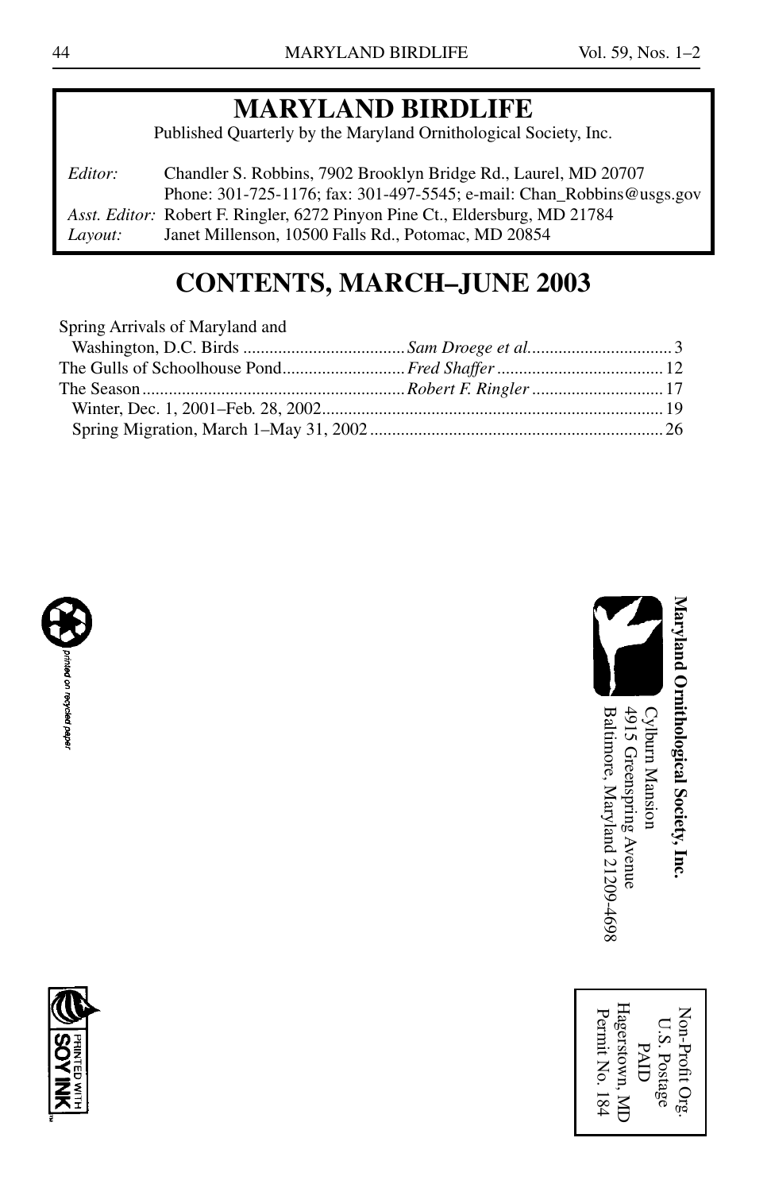# MARYLAND BIRDLIFE

Published Quarterly by the Maryland Ornithological Society, Inc.

*Editor:* Chandler S. Robbins, 7902 Brooklyn Bridge Rd., Laurel, MD 20707
Phone: 301-725-1176; fax: 301-497-5545; e-mail: Chan_Robbins@usgs.gov

*Asst. Editor:* Robert F. Ringler, 6272 Pinyon Pine Ct., Eldersburg, MD 21784

*Layout:* Janet Millenson, 10500 Falls Rd., Potomac, MD 20854

## CONTENTS, MARCH–JUNE 2003

| | | |
|---|---|---|
| Spring Arrivals of Maryland and Washington, D.C. Birds | *Sam Droege et al.* | 3 |
| The Gulls of Schoolhouse Pond | *Fred Shaffer* | 12 |
| The Season | *Robert F. Ringler* | 17 |
| Winter, Dec. 1, 2001–Feb. 28, 2002 | | 19 |
| Spring Migration, March 1–May 31, 2002 | | 26 |

printed on recycled paper

**Maryland Ornithological Society, Inc.**
Cylburn Mansion
4915 Greenspring Avenue
Baltimore, Maryland 21209-4698

Non-Profit Org.
U.S. Postage
PAID
Hagerstown, MD
Permit No. 184

PRINTED WITH SOY INK